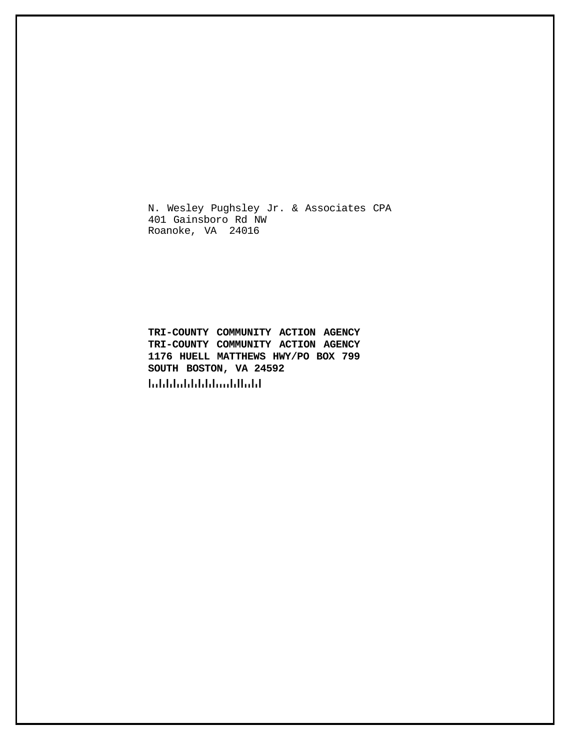N. Wesley Pughsley Jr. & Associates CPA
401 Gainsboro Rd NW
Roanoke, VA 24016

**TRI-COUNTY COMMUNITY ACTION AGENCY**
**TRI-COUNTY COMMUNITY ACTION AGENCY**
**1176 HUELL MATTHEWS HWY/PO BOX 799**
**SOUTH BOSTON, VA 24592**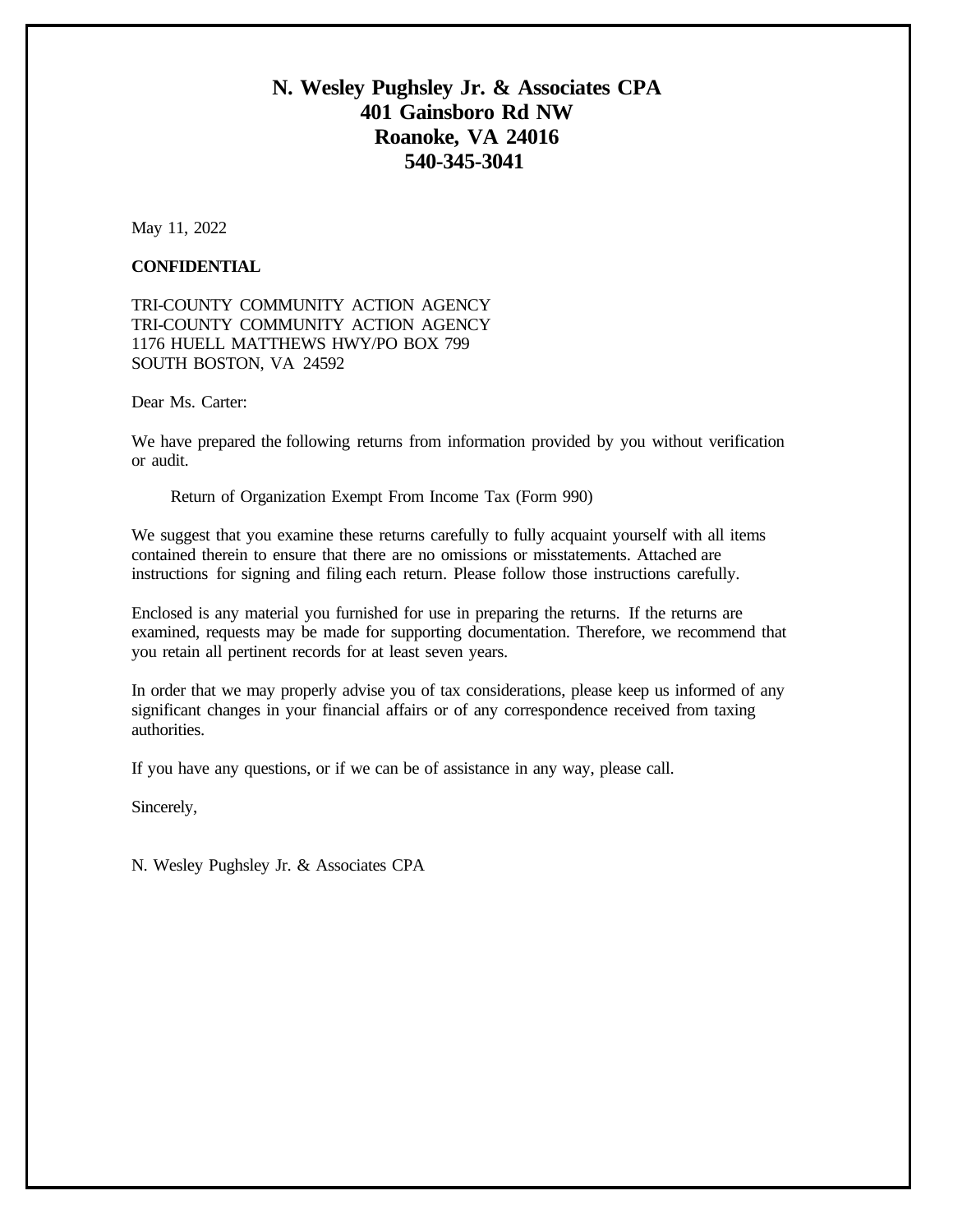# N. Wesley Pughsley Jr. & Associates CPA
## 401 Gainsboro Rd NW
## Roanoke, VA 24016
## 540-345-3041

May 11, 2022

**CONFIDENTIAL**

TRI-COUNTY COMMUNITY ACTION AGENCY
TRI-COUNTY COMMUNITY ACTION AGENCY
1176 HUELL MATTHEWS HWY/PO BOX 799
SOUTH BOSTON, VA 24592

Dear Ms. Carter:

We have prepared the following returns from information provided by you without verification or audit.

Return of Organization Exempt From Income Tax (Form 990)

We suggest that you examine these returns carefully to fully acquaint yourself with all items contained therein to ensure that there are no omissions or misstatements. Attached are instructions for signing and filing each return. Please follow those instructions carefully.

Enclosed is any material you furnished for use in preparing the returns. If the returns are examined, requests may be made for supporting documentation. Therefore, we recommend that you retain all pertinent records for at least seven years.

In order that we may properly advise you of tax considerations, please keep us informed of any significant changes in your financial affairs or of any correspondence received from taxing authorities.

If you have any questions, or if we can be of assistance in any way, please call.

Sincerely,

N. Wesley Pughsley Jr. & Associates CPA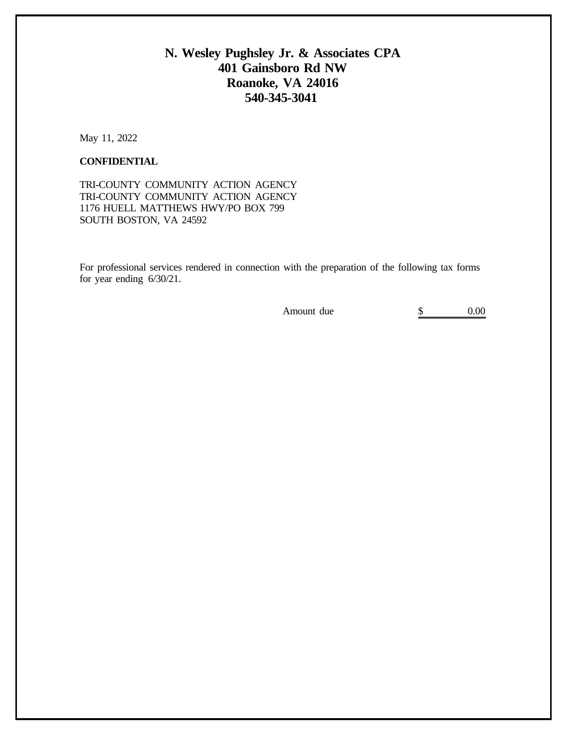# N. Wesley Pughsley Jr. & Associates CPA
# 401 Gainsboro Rd NW
# Roanoke, VA 24016
# 540-345-3041

May 11, 2022

**CONFIDENTIAL**

TRI-COUNTY COMMUNITY ACTION AGENCY
TRI-COUNTY COMMUNITY ACTION AGENCY
1176 HUELL MATTHEWS HWY/PO BOX 799
SOUTH BOSTON, VA 24592

For professional services rendered in connection with the preparation of the following tax forms for year ending 6/30/21.

| | | |
|---|---|---|
| Amount due | $ | 0.00 |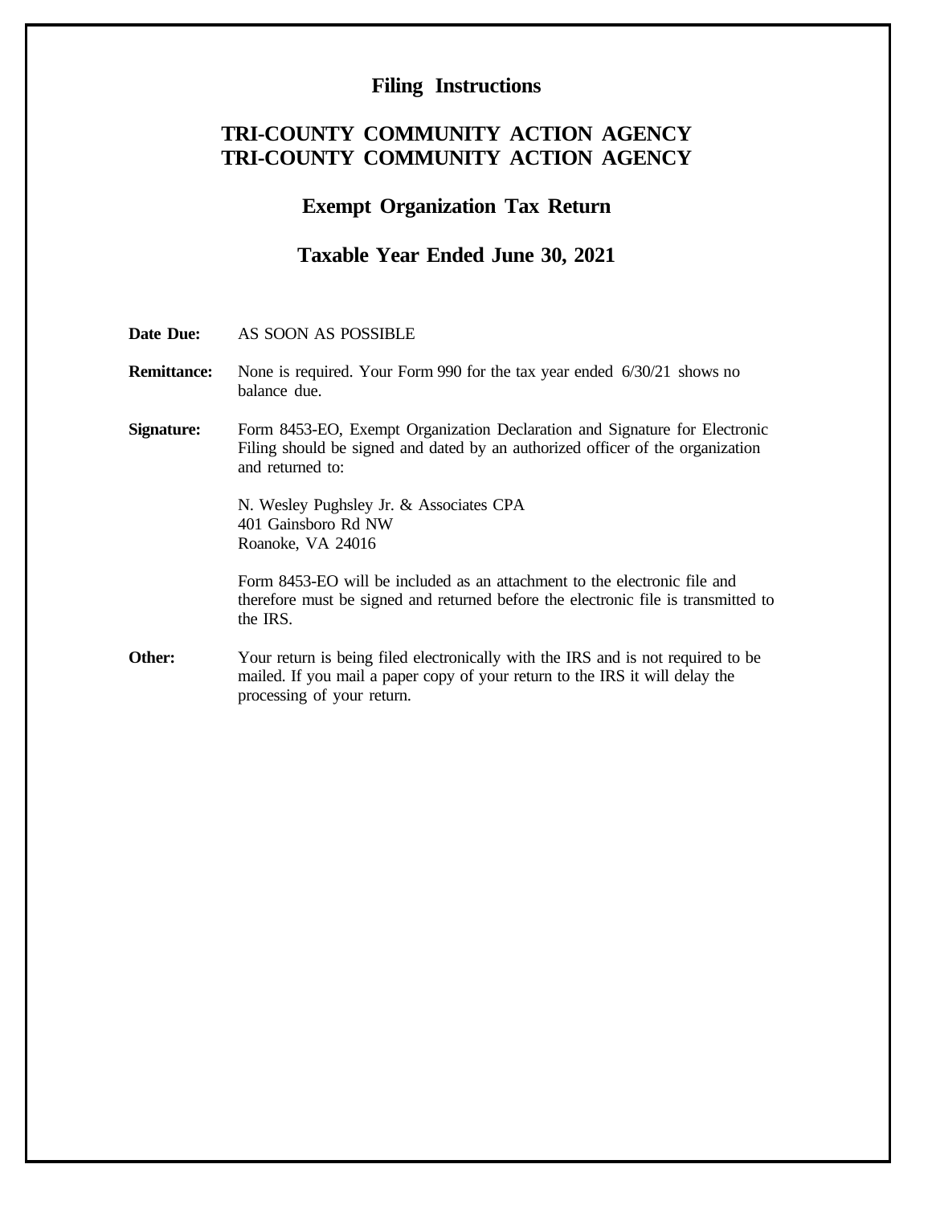# Filing Instructions

## TRI-COUNTY COMMUNITY ACTION AGENCY
## TRI-COUNTY COMMUNITY ACTION AGENCY

## Exempt Organization Tax Return

## Taxable Year Ended June 30, 2021

**Date Due:** AS SOON AS POSSIBLE

**Remittance:** None is required. Your Form 990 for the tax year ended 6/30/21 shows no balance due.

**Signature:** Form 8453-EO, Exempt Organization Declaration and Signature for Electronic Filing should be signed and dated by an authorized officer of the organization and returned to:

N. Wesley Pughsley Jr. & Associates CPA
401 Gainsboro Rd NW
Roanoke, VA 24016

Form 8453-EO will be included as an attachment to the electronic file and therefore must be signed and returned before the electronic file is transmitted to the IRS.

**Other:** Your return is being filed electronically with the IRS and is not required to be mailed. If you mail a paper copy of your return to the IRS it will delay the processing of your return.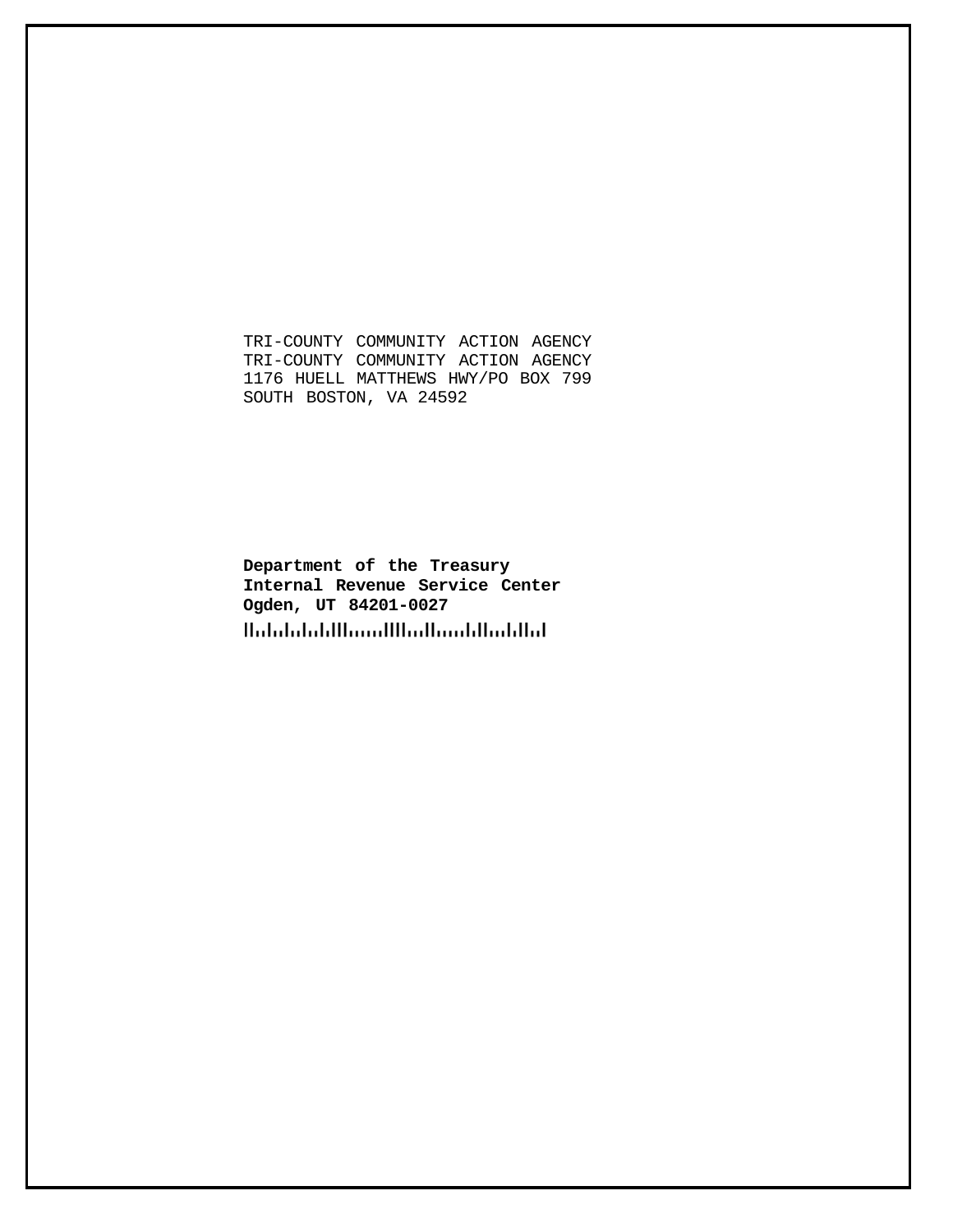TRI-COUNTY COMMUNITY ACTION AGENCY
TRI-COUNTY COMMUNITY ACTION AGENCY
1176 HUELL MATTHEWS HWY/PO BOX 799
SOUTH BOSTON, VA 24592

**Department of the Treasury**
**Internal Revenue Service Center**
**Ogden, UT 84201-0027**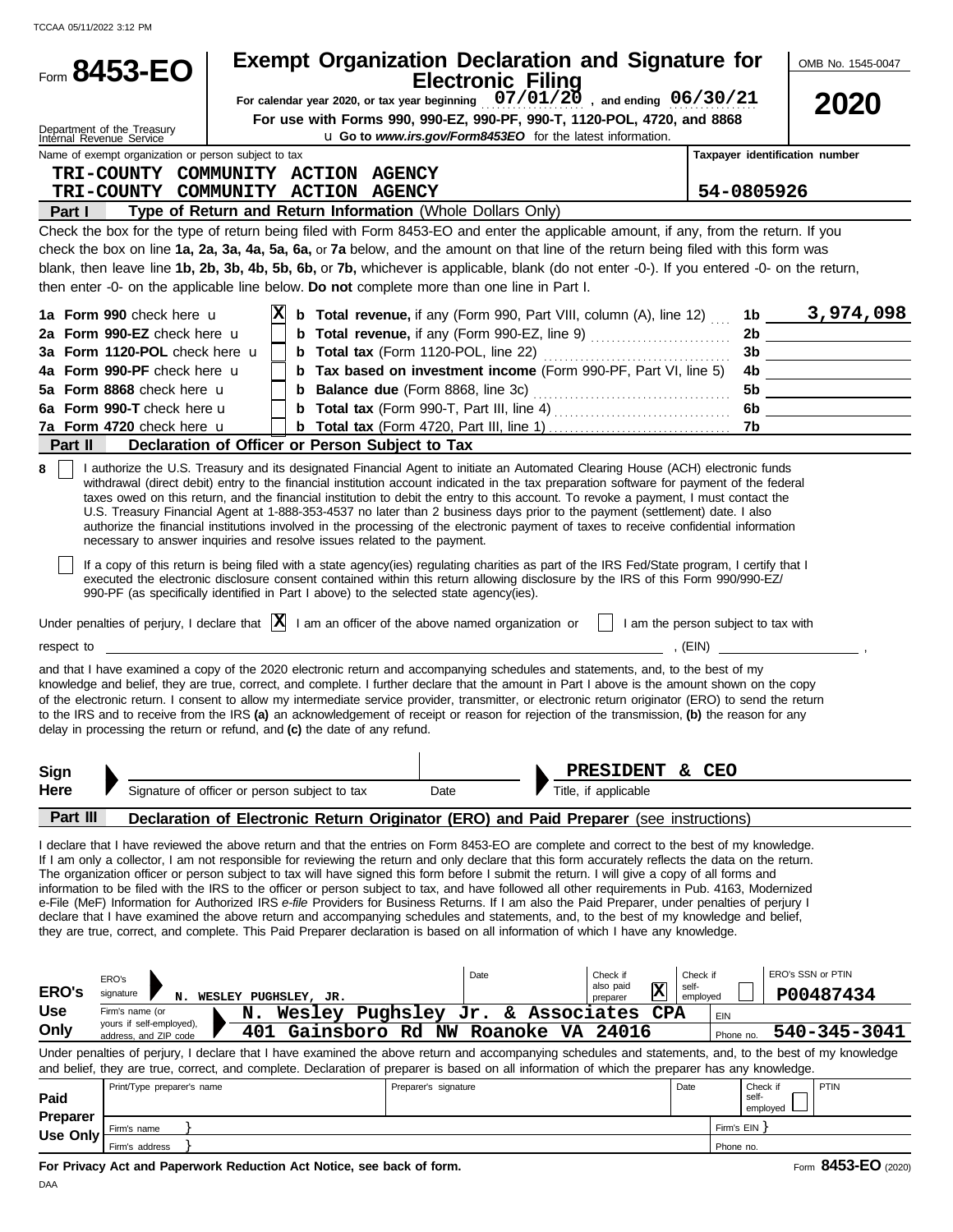TCCAA 05/11/2022 3:12 PM

# Form 8453-EO

**Exempt Organization Declaration and Signature for Electronic Filing**

For calendar year 2020, or tax year beginning 07/01/20 , and ending 06/30/21

**For use with Forms 990, 990-EZ, 990-PF, 990-T, 1120-POL, 4720, and 8868**

Go to *www.irs.gov/Form8453EO* for the latest information.

OMB No. 1545-0047

**2020**

Department of the Treasury
Internal Revenue Service

Name of exempt organization or person subject to tax

TRI-COUNTY COMMUNITY ACTION AGENCY
TRI-COUNTY COMMUNITY ACTION AGENCY

Taxpayer identification number: 54-0805926

## Part I Type of Return and Return Information (Whole Dollars Only)

Check the box for the type of return being filed with Form 8453-EO and enter the applicable amount, if any, from the return. If you check the box on line **1a, 2a, 3a, 4a, 5a, 6a,** or **7a** below, and the amount on that line of the return being filed with this form was blank, then leave line **1b, 2b, 3b, 4b, 5b, 6b,** or **7b,** whichever is applicable, blank (do not enter -0-). If you entered -0- on the return, then enter -0- on the applicable line below. **Do not** complete more than one line in Part I.

| | | | | |
|---|---|---|---|---|
| **1a Form 990** check here | X | **b Total revenue,** if any (Form 990, Part VIII, column (A), line 12) | 1b | 3,974,098 |
| **2a Form 990-EZ** check here | | **b Total revenue,** if any (Form 990-EZ, line 9) | 2b | |
| **3a Form 1120-POL** check here | | **b Total tax** (Form 1120-POL, line 22) | 3b | |
| **4a Form 990-PF** check here | | **b Tax based on investment income** (Form 990-PF, Part VI, line 5) | 4b | |
| **5a Form 8868** check here | | **b Balance due** (Form 8868, line 3c) | 5b | |
| **6a Form 990-T** check here | | **b Total tax** (Form 990-T, Part III, line 4) | 6b | |
| **7a Form 4720** check here | | **b Total tax** (Form 4720, Part III, line 1) | 7b | |

## Part II Declaration of Officer or Person Subject to Tax

**8** [ ] I authorize the U.S. Treasury and its designated Financial Agent to initiate an Automated Clearing House (ACH) electronic funds withdrawal (direct debit) entry to the financial institution account indicated in the tax preparation software for payment of the federal taxes owed on this return, and the financial institution to debit the entry to this account. To revoke a payment, I must contact the U.S. Treasury Financial Agent at 1-888-353-4537 no later than 2 business days prior to the payment (settlement) date. I also authorize the financial institutions involved in the processing of the electronic payment of taxes to receive confidential information necessary to answer inquiries and resolve issues related to the payment.

[ ] If a copy of this return is being filed with a state agency(ies) regulating charities as part of the IRS Fed/State program, I certify that I executed the electronic disclosure consent contained within this return allowing disclosure by the IRS of this Form 990/990-EZ/ 990-PF (as specifically identified in Part I above) to the selected state agency(ies).

Under penalties of perjury, I declare that [X] I am an officer of the above named organization or [ ] I am the person subject to tax with respect to ______________________, (EIN) ______________,

and that I have examined a copy of the 2020 electronic return and accompanying schedules and statements, and, to the best of my knowledge and belief, they are true, correct, and complete. I further declare that the amount in Part I above is the amount shown on the copy of the electronic return. I consent to allow my intermediate service provider, transmitter, or electronic return originator (ERO) to send the return to the IRS and to receive from the IRS **(a)** an acknowledgement of receipt or reason for rejection of the transmission, **(b)** the reason for any delay in processing the return or refund, and **(c)** the date of any refund.

**Sign Here** Signature of officer or person subject to tax | Date | Title, if applicable: PRESIDENT & CEO

## Part III Declaration of Electronic Return Originator (ERO) and Paid Preparer (see instructions)

I declare that I have reviewed the above return and that the entries on Form 8453-EO are complete and correct to the best of my knowledge. If I am only a collector, I am not responsible for reviewing the return and only declare that this form accurately reflects the data on the return. The organization officer or person subject to tax will have signed this form before I submit the return. I will give a copy of all forms and information to be filed with the IRS to the officer or person subject to tax, and have followed all other requirements in Pub. 4163, Modernized e-File (MeF) Information for Authorized IRS *e-file* Providers for Business Returns. If I am also the Paid Preparer, under penalties of perjury I declare that I have examined the above return and accompanying schedules and statements, and, to the best of my knowledge and belief, they are true, correct, and complete. This Paid Preparer declaration is based on all information of which I have any knowledge.

| | | | | | |
|---|---|---|---|---|---|
| **ERO's Use Only** | ERO's signature: N. WESLEY PUGHSLEY, JR. | Date | Check if also paid preparer: X | Check if self-employed: [ ] | ERO's SSN or PTIN: P00487434 |
| | Firm's name (or yours if self-employed), address, and ZIP code: N. Wesley Pughsley Jr. & Associates CPA, 401 Gainsboro Rd NW Roanoke VA 24016 | | | EIN | Phone no. 540-345-3041 |

Under penalties of perjury, I declare that I have examined the above return and accompanying schedules and statements, and, to the best of my knowledge and belief, they are true, correct, and complete. Declaration of preparer is based on all information of which the preparer has any knowledge.

| | | | | | |
|---|---|---|---|---|---|
| **Paid Preparer Use Only** | Print/Type preparer's name | Preparer's signature | Date | Check if self-employed [ ] | PTIN |
| | Firm's name | | | Firm's EIN | |
| | Firm's address | | | Phone no. | |

**For Privacy Act and Paperwork Reduction Act Notice, see back of form.**

Form **8453-EO** (2020)

DAA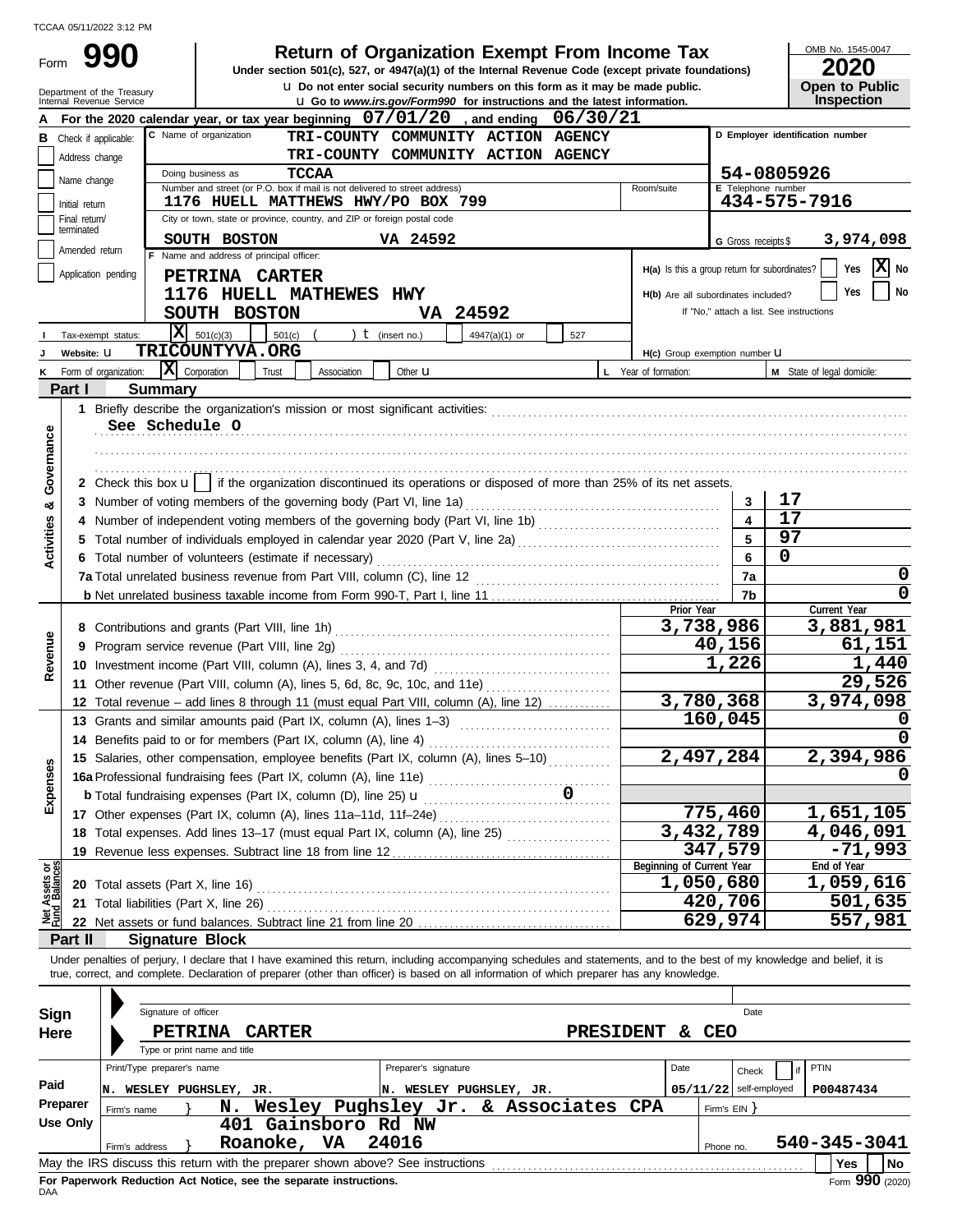TCCAA 05/11/2022 3:12 PM

# Form 990 — Return of Organization Exempt From Income Tax

Under section 501(c), 527, or 4947(a)(1) of the Internal Revenue Code (except private foundations)

u Do not enter social security numbers on this form as it may be made public.

u Go to *www.irs.gov/Form990* for instructions and the latest information.

Department of the Treasury
Internal Revenue Service

OMB No. 1545-0047

**2020**

**Open to Public Inspection**

**A** For the 2020 calendar year, or tax year beginning 07/01/20 , and ending 06/30/21

**B** Check if applicable:
- Address change
- Name change
- Initial return
- Final return/terminated
- Amended return
- Application pending

**C** Name of organization: TRI-COUNTY COMMUNITY ACTION AGENCY
TRI-COUNTY COMMUNITY ACTION AGENCY

Doing business as: TCCAA

Number and street (or P.O. box if mail is not delivered to street address): 1176 HUELL MATTHEWS HWY/PO BOX 799 — Room/suite:

City or town, state or province, country, and ZIP or foreign postal code: SOUTH BOSTON VA 24592

**D** Employer identification number: 54-0805926

**E** Telephone number: 434-575-7916

**G** Gross receipts $ 3,974,098

**F** Name and address of principal officer:
PETRINA CARTER
1176 HUELL MATHEWES HWY
SOUTH BOSTON VA 24592

H(a) Is this a group return for subordinates? Yes [ ] No [X]

H(b) Are all subordinates included? Yes [ ] No [ ]
If "No," attach a list. See instructions

H(c) Group exemption number u

**I** Tax-exempt status: [X] 501(c)(3) [ ] 501(c) ( ) t (insert no.) [ ] 4947(a)(1) or [ ] 527

**J** Website: u TRICOUNTYVA.ORG

**K** Form of organization: [X] Corporation [ ] Trust [ ] Association [ ] Other u

**L** Year of formation:

**M** State of legal domicile:

## Part I Summary

**Activities & Governance**

1 Briefly describe the organization's mission or most significant activities:
See Schedule O

2 Check this box u [ ] if the organization discontinued its operations or disposed of more than 25% of its net assets.

| | | | |
|---|---|---|---|
| 3 | Number of voting members of the governing body (Part VI, line 1a) | 3 | 17 |
| 4 | Number of independent voting members of the governing body (Part VI, line 1b) | 4 | 17 |
| 5 | Total number of individuals employed in calendar year 2020 (Part V, line 2a) | 5 | 97 |
| 6 | Total number of volunteers (estimate if necessary) | 6 | 0 |
| 7a | Total unrelated business revenue from Part VIII, column (C), line 12 | 7a | 0 |
| b | Net unrelated business taxable income from Form 990-T, Part I, line 11 | 7b | 0 |

| | | Prior Year | Current Year |
|---|---|---|---|
| **Revenue** | | | |
| 8 | Contributions and grants (Part VIII, line 1h) | 3,738,986 | 3,881,981 |
| 9 | Program service revenue (Part VIII, line 2g) | 40,156 | 61,151 |
| 10 | Investment income (Part VIII, column (A), lines 3, 4, and 7d) | 1,226 | 1,440 |
| 11 | Other revenue (Part VIII, column (A), lines 5, 6d, 8c, 9c, 10c, and 11e) | | 29,526 |
| 12 | Total revenue – add lines 8 through 11 (must equal Part VIII, column (A), line 12) | 3,780,368 | 3,974,098 |
| **Expenses** | | | |
| 13 | Grants and similar amounts paid (Part IX, column (A), lines 1–3) | 160,045 | 0 |
| 14 | Benefits paid to or for members (Part IX, column (A), line 4) | | 0 |
| 15 | Salaries, other compensation, employee benefits (Part IX, column (A), lines 5–10) | 2,497,284 | 2,394,986 |
| 16a | Professional fundraising fees (Part IX, column (A), line 11e) | | 0 |
| b | Total fundraising expenses (Part IX, column (D), line 25) u 0 | | |
| 17 | Other expenses (Part IX, column (A), lines 11a–11d, 11f–24e) | 775,460 | 1,651,105 |
| 18 | Total expenses. Add lines 13–17 (must equal Part IX, column (A), line 25) | 3,432,789 | 4,046,091 |
| 19 | Revenue less expenses. Subtract line 18 from line 12 | 347,579 | -71,993 |
| **Net Assets or Fund Balances** | | **Beginning of Current Year** | **End of Year** |
| 20 | Total assets (Part X, line 16) | 1,050,680 | 1,059,616 |
| 21 | Total liabilities (Part X, line 26) | 420,706 | 501,635 |
| 22 | Net assets or fund balances. Subtract line 21 from line 20 | 629,974 | 557,981 |

## Part II Signature Block

Under penalties of perjury, I declare that I have examined this return, including accompanying schedules and statements, and to the best of my knowledge and belief, it is true, correct, and complete. Declaration of preparer (other than officer) is based on all information of which preparer has any knowledge.

**Sign Here**

Signature of officer — Date

PETRINA CARTER — PRESIDENT & CEO
Type or print name and title

**Paid Preparer Use Only**

| Print/Type preparer's name | Preparer's signature | Date | Check [ ] if self-employed | PTIN |
|---|---|---|---|---|
| N. WESLEY PUGHSLEY, JR. | N. WESLEY PUGHSLEY, JR. | 05/11/22 | | P00487434 |

Firm's name } N. Wesley Pughsley Jr. & Associates CPA — Firm's EIN }

Firm's address } 401 Gainsboro Rd NW, Roanoke, VA 24016 — Phone no. 540-345-3041

May the IRS discuss this return with the preparer shown above? See instructions — Yes [ ] No [ ]

**For Paperwork Reduction Act Notice, see the separate instructions.**

DAA — Form **990** (2020)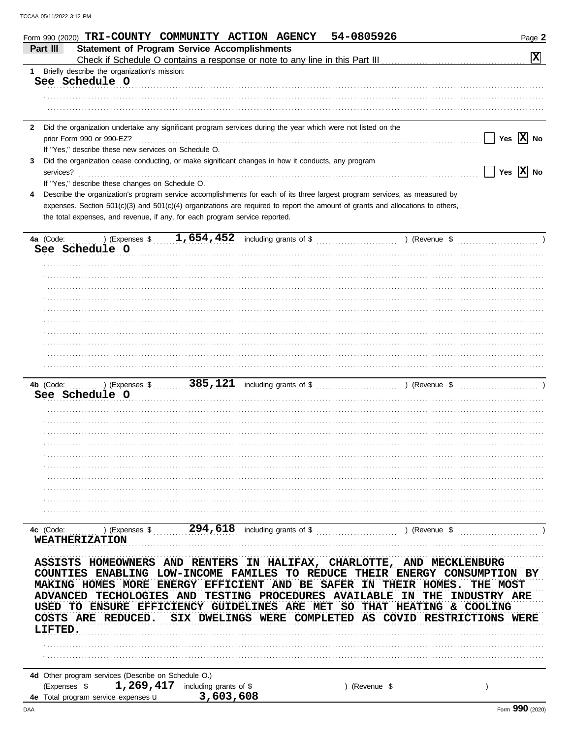Form 990 (2020) **TRI-COUNTY COMMUNITY ACTION AGENCY 54-0805926** Page **2**

## Part III Statement of Program Service Accomplishments

Check if Schedule O contains a response or note to any line in this Part III .......... **[X]**

**1** Briefly describe the organization's mission:

**See Schedule O**

**2** Did the organization undertake any significant program services during the year which were not listed on the prior Form 990 or 990-EZ? ☐ Yes **[X]** No

If "Yes," describe these new services on Schedule O.

**3** Did the organization cease conducting, or make significant changes in how it conducts, any program services? ☐ Yes **[X]** No

If "Yes," describe these changes on Schedule O.

**4** Describe the organization's program service accomplishments for each of its three largest program services, as measured by expenses. Section 501(c)(3) and 501(c)(4) organizations are required to report the amount of grants and allocations to others, the total expenses, and revenue, if any, for each program service reported.

**4a** (Code: ) (Expenses $ **1,654,452** including grants of $ ) (Revenue $ )

**See Schedule O**

**4b** (Code: ) (Expenses $ **385,121** including grants of $ ) (Revenue $ )

**See Schedule O**

**4c** (Code: ) (Expenses $ **294,618** including grants of $ ) (Revenue $ )

**WEATHERIZATION**

**ASSISTS HOMEOWNERS AND RENTERS IN HALIFAX, CHARLOTTE, AND MECKLENBURG COUNTIES ENABLING LOW-INCOME FAMILES TO REDUCE THEIR ENERGY CONSUMPTION BY MAKING HOMES MORE ENERGY EFFICIENT AND BE SAFER IN THEIR HOMES. THE MOST ADVANCED TECHOLOGIES AND TESTING PROCEDURES AVAILABLE IN THE INDUSTRY ARE USED TO ENSURE EFFICIENCY GUIDELINES ARE MET SO THAT HEATING & COOLING COSTS ARE REDUCED. SIX DWELINGS WERE COMPLETED AS COVID RESTRICTIONS WERE LIFTED.**

**4d** Other program services (Describe on Schedule O.)

(Expenses $ **1,269,417** including grants of $ ) (Revenue $ )

**4e** Total program service expenses ▸ **3,603,608**

Form **990** (2020)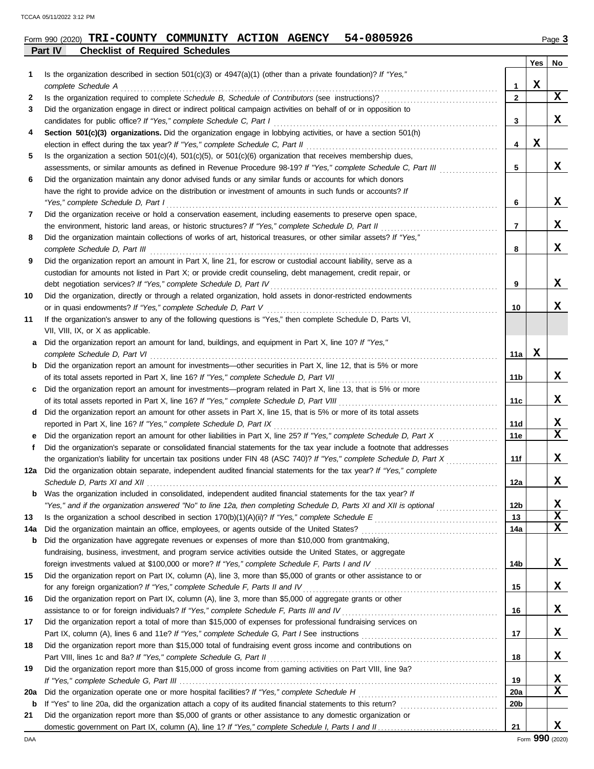Form 990 (2020) **TRI-COUNTY COMMUNITY ACTION AGENCY 54-0805926** Page 3

**Part IV Checklist of Required Schedules**

| | | | Yes | No |
|---|---|---|---|---|
| 1 | Is the organization described in section 501(c)(3) or 4947(a)(1) (other than a private foundation)? *If "Yes," complete Schedule A* | 1 | X | |
| 2 | Is the organization required to complete *Schedule B, Schedule of Contributors* (see instructions)? | 2 | | X |
| 3 | Did the organization engage in direct or indirect political campaign activities on behalf of or in opposition to candidates for public office? *If "Yes," complete Schedule C, Part I* | 3 | | X |
| 4 | **Section 501(c)(3) organizations.** Did the organization engage in lobbying activities, or have a section 501(h) election in effect during the tax year? *If "Yes," complete Schedule C, Part II* | 4 | X | |
| 5 | Is the organization a section 501(c)(4), 501(c)(5), or 501(c)(6) organization that receives membership dues, assessments, or similar amounts as defined in Revenue Procedure 98-19? *If "Yes," complete Schedule C, Part III* | 5 | | X |
| 6 | Did the organization maintain any donor advised funds or any similar funds or accounts for which donors have the right to provide advice on the distribution or investment of amounts in such funds or accounts? *If "Yes," complete Schedule D, Part I* | 6 | | X |
| 7 | Did the organization receive or hold a conservation easement, including easements to preserve open space, the environment, historic land areas, or historic structures? *If "Yes," complete Schedule D, Part II* | 7 | | X |
| 8 | Did the organization maintain collections of works of art, historical treasures, or other similar assets? *If "Yes," complete Schedule D, Part III* | 8 | | X |
| 9 | Did the organization report an amount in Part X, line 21, for escrow or custodial account liability, serve as a custodian for amounts not listed in Part X; or provide credit counseling, debt management, credit repair, or debt negotiation services? *If "Yes," complete Schedule D, Part IV* | 9 | | X |
| 10 | Did the organization, directly or through a related organization, hold assets in donor-restricted endowments or in quasi endowments? *If "Yes," complete Schedule D, Part V* | 10 | | X |
| 11 | If the organization's answer to any of the following questions is "Yes," then complete Schedule D, Parts VI, VII, VIII, IX, or X as applicable. | | | |
| a | Did the organization report an amount for land, buildings, and equipment in Part X, line 10? *If "Yes," complete Schedule D, Part VI* | 11a | X | |
| b | Did the organization report an amount for investments—other securities in Part X, line 12, that is 5% or more of its total assets reported in Part X, line 16? *If "Yes," complete Schedule D, Part VII* | 11b | | X |
| c | Did the organization report an amount for investments—program related in Part X, line 13, that is 5% or more of its total assets reported in Part X, line 16? *If "Yes," complete Schedule D, Part VIII* | 11c | | X |
| d | Did the organization report an amount for other assets in Part X, line 15, that is 5% or more of its total assets reported in Part X, line 16? *If "Yes," complete Schedule D, Part IX* | 11d | | X |
| e | Did the organization report an amount for other liabilities in Part X, line 25? *If "Yes," complete Schedule D, Part X* | 11e | | X |
| f | Did the organization's separate or consolidated financial statements for the tax year include a footnote that addresses the organization's liability for uncertain tax positions under FIN 48 (ASC 740)? *If "Yes," complete Schedule D, Part X* | 11f | | X |
| 12a | Did the organization obtain separate, independent audited financial statements for the tax year? *If "Yes," complete Schedule D, Parts XI and XII* | 12a | | X |
| b | Was the organization included in consolidated, independent audited financial statements for the tax year? *If "Yes," and if the organization answered "No" to line 12a, then completing Schedule D, Parts XI and XII is optional* | 12b | | X |
| 13 | Is the organization a school described in section 170(b)(1)(A)(ii)? *If "Yes," complete Schedule E* | 13 | | X |
| 14a | Did the organization maintain an office, employees, or agents outside of the United States? | 14a | | X |
| b | Did the organization have aggregate revenues or expenses of more than $10,000 from grantmaking, fundraising, business, investment, and program service activities outside the United States, or aggregate foreign investments valued at $100,000 or more? *If "Yes," complete Schedule F, Parts I and IV* | 14b | | X |
| 15 | Did the organization report on Part IX, column (A), line 3, more than $5,000 of grants or other assistance to or for any foreign organization? *If "Yes," complete Schedule F, Parts II and IV* | 15 | | X |
| 16 | Did the organization report on Part IX, column (A), line 3, more than $5,000 of aggregate grants or other assistance to or for foreign individuals? *If "Yes," complete Schedule F, Parts III and IV* | 16 | | X |
| 17 | Did the organization report a total of more than $15,000 of expenses for professional fundraising services on Part IX, column (A), lines 6 and 11e? *If "Yes," complete Schedule G, Part I* See instructions | 17 | | X |
| 18 | Did the organization report more than $15,000 total of fundraising event gross income and contributions on Part VIII, lines 1c and 8a? *If "Yes," complete Schedule G, Part II* | 18 | | X |
| 19 | Did the organization report more than $15,000 of gross income from gaming activities on Part VIII, line 9a? *If "Yes," complete Schedule G, Part III* | 19 | | X |
| 20a | Did the organization operate one or more hospital facilities? *If "Yes," complete Schedule H* | 20a | | X |
| b | If "Yes" to line 20a, did the organization attach a copy of its audited financial statements to this return? | 20b | | |
| 21 | Did the organization report more than $5,000 of grants or other assistance to any domestic organization or domestic government on Part IX, column (A), line 1? *If "Yes," complete Schedule I, Parts I and II* | 21 | | X |

Form **990** (2020)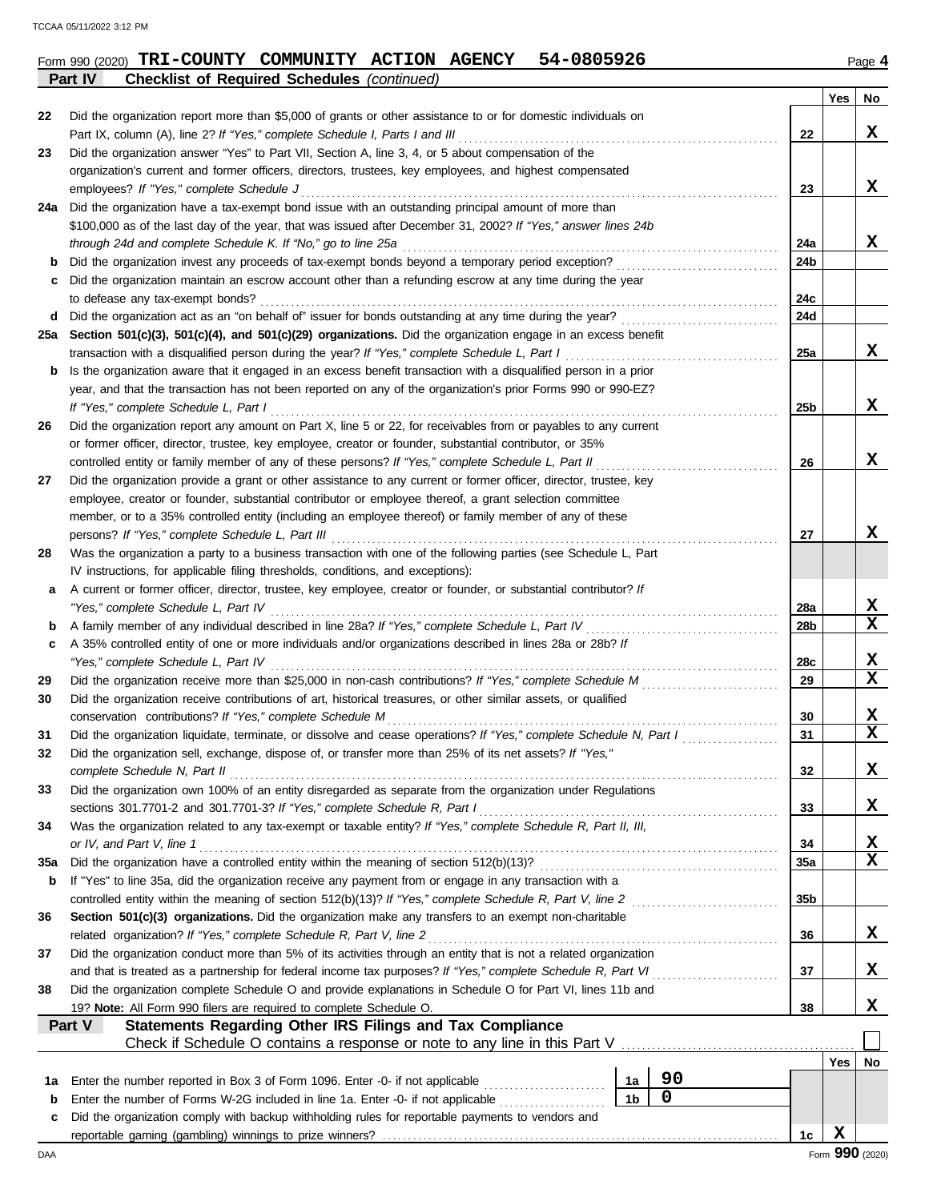Form 990 (2020) **TRI-COUNTY COMMUNITY ACTION AGENCY 54-0805926** Page **4**

**Part IV Checklist of Required Schedules** *(continued)*

| | | | Yes | No |
|---|---|---|---|---|
| 22 | Did the organization report more than $5,000 of grants or other assistance to or for domestic individuals on Part IX, column (A), line 2? *If "Yes," complete Schedule I, Parts I and III* | 22 | | X |
| 23 | Did the organization answer "Yes" to Part VII, Section A, line 3, 4, or 5 about compensation of the organization's current and former officers, directors, trustees, key employees, and highest compensated employees? *If "Yes," complete Schedule J* | 23 | | X |
| 24a | Did the organization have a tax-exempt bond issue with an outstanding principal amount of more than $100,000 as of the last day of the year, that was issued after December 31, 2002? *If "Yes," answer lines 24b through 24d and complete Schedule K. If "No," go to line 25a* | 24a | | X |
| b | Did the organization invest any proceeds of tax-exempt bonds beyond a temporary period exception? | 24b | | |
| c | Did the organization maintain an escrow account other than a refunding escrow at any time during the year to defease any tax-exempt bonds? | 24c | | |
| d | Did the organization act as an "on behalf of" issuer for bonds outstanding at any time during the year? | 24d | | |
| 25a | **Section 501(c)(3), 501(c)(4), and 501(c)(29) organizations.** Did the organization engage in an excess benefit transaction with a disqualified person during the year? *If "Yes," complete Schedule L, Part I* | 25a | | X |
| b | Is the organization aware that it engaged in an excess benefit transaction with a disqualified person in a prior year, and that the transaction has not been reported on any of the organization's prior Forms 990 or 990-EZ? *If "Yes," complete Schedule L, Part I* | 25b | | X |
| 26 | Did the organization report any amount on Part X, line 5 or 22, for receivables from or payables to any current or former officer, director, trustee, key employee, creator or founder, substantial contributor, or 35% controlled entity or family member of any of these persons? *If "Yes," complete Schedule L, Part II* | 26 | | X |
| 27 | Did the organization provide a grant or other assistance to any current or former officer, director, trustee, key employee, creator or founder, substantial contributor or employee thereof, a grant selection committee member, or to a 35% controlled entity (including an employee thereof) or family member of any of these persons? *If "Yes," complete Schedule L, Part III* | 27 | | X |
| 28 | Was the organization a party to a business transaction with one of the following parties (see Schedule L, Part IV instructions, for applicable filing thresholds, conditions, and exceptions): | | | |
| a | A current or former officer, director, trustee, key employee, creator or founder, or substantial contributor? *If "Yes," complete Schedule L, Part IV* | 28a | | X |
| b | A family member of any individual described in line 28a? *If "Yes," complete Schedule L, Part IV* | 28b | | X |
| c | A 35% controlled entity of one or more individuals and/or organizations described in lines 28a or 28b? *If "Yes," complete Schedule L, Part IV* | 28c | | X |
| 29 | Did the organization receive more than $25,000 in non-cash contributions? *If "Yes," complete Schedule M* | 29 | | X |
| 30 | Did the organization receive contributions of art, historical treasures, or other similar assets, or qualified conservation contributions? *If "Yes," complete Schedule M* | 30 | | X |
| 31 | Did the organization liquidate, terminate, or dissolve and cease operations? *If "Yes," complete Schedule N, Part I* | 31 | | X |
| 32 | Did the organization sell, exchange, dispose of, or transfer more than 25% of its net assets? *If "Yes," complete Schedule N, Part II* | 32 | | X |
| 33 | Did the organization own 100% of an entity disregarded as separate from the organization under Regulations sections 301.7701-2 and 301.7701-3? *If "Yes," complete Schedule R, Part I* | 33 | | X |
| 34 | Was the organization related to any tax-exempt or taxable entity? *If "Yes," complete Schedule R, Part II, III, or IV, and Part V, line 1* | 34 | | X |
| 35a | Did the organization have a controlled entity within the meaning of section 512(b)(13)? | 35a | | X |
| b | If "Yes" to line 35a, did the organization receive any payment from or engage in any transaction with a controlled entity within the meaning of section 512(b)(13)? *If "Yes," complete Schedule R, Part V, line 2* | 35b | | |
| 36 | **Section 501(c)(3) organizations.** Did the organization make any transfers to an exempt non-charitable related organization? *If "Yes," complete Schedule R, Part V, line 2* | 36 | | X |
| 37 | Did the organization conduct more than 5% of its activities through an entity that is not a related organization and that is treated as a partnership for federal income tax purposes? *If "Yes," complete Schedule R, Part VI* | 37 | | X |
| 38 | Did the organization complete Schedule O and provide explanations in Schedule O for Part VI, lines 11b and 19? **Note:** All Form 990 filers are required to complete Schedule O. | 38 | | X |

**Part V Statements Regarding Other IRS Filings and Tax Compliance**

Check if Schedule O contains a response or note to any line in this Part V ☐

| | | | | | Yes | No |
|---|---|---|---|---|---|---|
| 1a | Enter the number reported in Box 3 of Form 1096. Enter -0- if not applicable | 1a | 90 | | | |
| b | Enter the number of Forms W-2G included in line 1a. Enter -0- if not applicable | 1b | 0 | | | |
| c | Did the organization comply with backup withholding rules for reportable payments to vendors and reportable gaming (gambling) winnings to prize winners? | | | 1c | X | |

Form **990** (2020)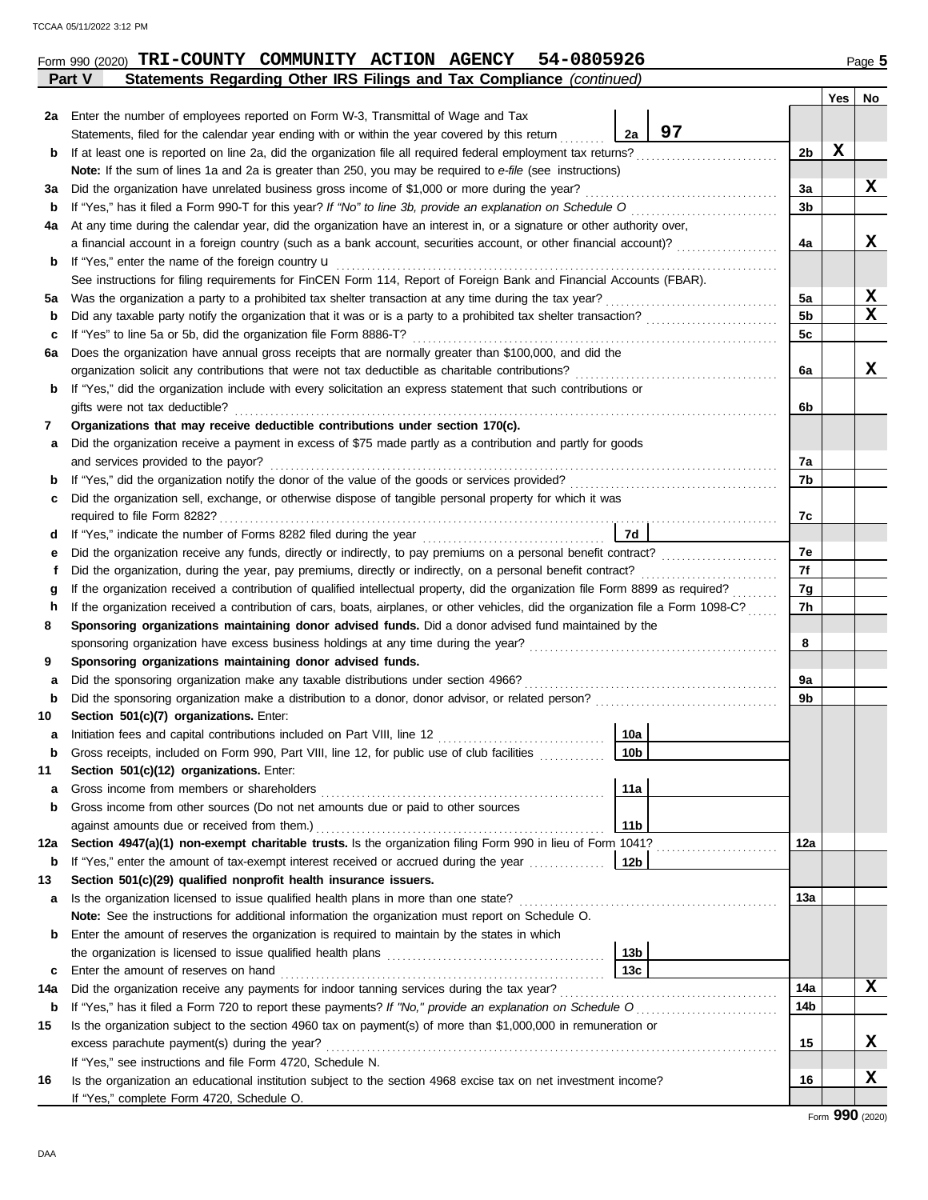Form 990 (2020) **TRI-COUNTY COMMUNITY ACTION AGENCY 54-0805926** Page **5**

**Part V Statements Regarding Other IRS Filings and Tax Compliance** *(continued)*

| | | | | | Yes | No |
|---|---|---|---|---|---|---|
| **2a** | Enter the number of employees reported on Form W-3, Transmittal of Wage and Tax Statements, filed for the calendar year ending with or within the year covered by this return | 2a | 97 | | | |
| **b** | If at least one is reported on line 2a, did the organization file all required federal employment tax returns? | | | 2b | X | |
| | **Note:** If the sum of lines 1a and 2a is greater than 250, you may be required to *e-file* (see instructions) | | | | | |
| **3a** | Did the organization have unrelated business gross income of $1,000 or more during the year? | | | 3a | | X |
| **b** | If "Yes," has it filed a Form 990-T for this year? *If "No" to line 3b, provide an explanation on Schedule O* | | | 3b | | |
| **4a** | At any time during the calendar year, did the organization have an interest in, or a signature or other authority over, a financial account in a foreign country (such as a bank account, securities account, or other financial account)? | | | 4a | | X |
| **b** | If "Yes," enter the name of the foreign country u | | | | | |
| | See instructions for filing requirements for FinCEN Form 114, Report of Foreign Bank and Financial Accounts (FBAR). | | | | | |
| **5a** | Was the organization a party to a prohibited tax shelter transaction at any time during the tax year? | | | 5a | | X |
| **b** | Did any taxable party notify the organization that it was or is a party to a prohibited tax shelter transaction? | | | 5b | | X |
| **c** | If "Yes" to line 5a or 5b, did the organization file Form 8886-T? | | | 5c | | |
| **6a** | Does the organization have annual gross receipts that are normally greater than $100,000, and did the organization solicit any contributions that were not tax deductible as charitable contributions? | | | 6a | | X |
| **b** | If "Yes," did the organization include with every solicitation an express statement that such contributions or gifts were not tax deductible? | | | 6b | | |
| **7** | **Organizations that may receive deductible contributions under section 170(c).** | | | | | |
| **a** | Did the organization receive a payment in excess of $75 made partly as a contribution and partly for goods and services provided to the payor? | | | 7a | | |
| **b** | If "Yes," did the organization notify the donor of the value of the goods or services provided? | | | 7b | | |
| **c** | Did the organization sell, exchange, or otherwise dispose of tangible personal property for which it was required to file Form 8282? | | | 7c | | |
| **d** | If "Yes," indicate the number of Forms 8282 filed during the year | 7d | | | | |
| **e** | Did the organization receive any funds, directly or indirectly, to pay premiums on a personal benefit contract? | | | 7e | | |
| **f** | Did the organization, during the year, pay premiums, directly or indirectly, on a personal benefit contract? | | | 7f | | |
| **g** | If the organization received a contribution of qualified intellectual property, did the organization file Form 8899 as required? | | | 7g | | |
| **h** | If the organization received a contribution of cars, boats, airplanes, or other vehicles, did the organization file a Form 1098-C? | | | 7h | | |
| **8** | **Sponsoring organizations maintaining donor advised funds.** Did a donor advised fund maintained by the sponsoring organization have excess business holdings at any time during the year? | | | 8 | | |
| **9** | **Sponsoring organizations maintaining donor advised funds.** | | | | | |
| **a** | Did the sponsoring organization make any taxable distributions under section 4966? | | | 9a | | |
| **b** | Did the sponsoring organization make a distribution to a donor, donor advisor, or related person? | | | 9b | | |
| **10** | **Section 501(c)(7) organizations.** Enter: | | | | | |
| **a** | Initiation fees and capital contributions included on Part VIII, line 12 | 10a | | | | |
| **b** | Gross receipts, included on Form 990, Part VIII, line 12, for public use of club facilities | 10b | | | | |
| **11** | **Section 501(c)(12) organizations.** Enter: | | | | | |
| **a** | Gross income from members or shareholders | 11a | | | | |
| **b** | Gross income from other sources (Do not net amounts due or paid to other sources against amounts due or received from them.) | 11b | | | | |
| **12a** | **Section 4947(a)(1) non-exempt charitable trusts.** Is the organization filing Form 990 in lieu of Form 1041? | | | 12a | | |
| **b** | If "Yes," enter the amount of tax-exempt interest received or accrued during the year | 12b | | | | |
| **13** | **Section 501(c)(29) qualified nonprofit health insurance issuers.** | | | | | |
| **a** | Is the organization licensed to issue qualified health plans in more than one state? | | | 13a | | |
| | **Note:** See the instructions for additional information the organization must report on Schedule O. | | | | | |
| **b** | Enter the amount of reserves the organization is required to maintain by the states in which the organization is licensed to issue qualified health plans | 13b | | | | |
| **c** | Enter the amount of reserves on hand | 13c | | | | |
| **14a** | Did the organization receive any payments for indoor tanning services during the tax year? | | | 14a | | X |
| **b** | If "Yes," has it filed a Form 720 to report these payments? *If "No," provide an explanation on Schedule O* | | | 14b | | |
| **15** | Is the organization subject to the section 4960 tax on payment(s) of more than $1,000,000 in remuneration or excess parachute payment(s) during the year? | | | 15 | | X |
| | If "Yes," see instructions and file Form 4720, Schedule N. | | | | | |
| **16** | Is the organization an educational institution subject to the section 4968 excise tax on net investment income? | | | 16 | | X |
| | If "Yes," complete Form 4720, Schedule O. | | | | | |

Form **990** (2020)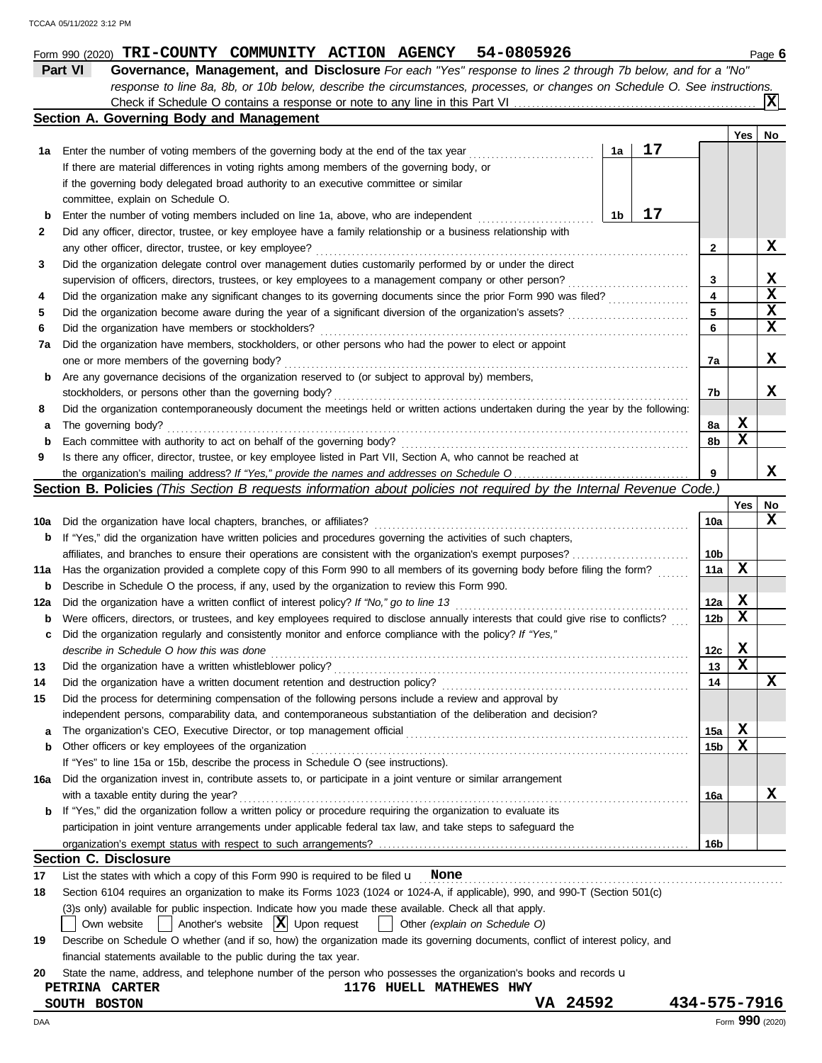Form 990 (2020) **TRI-COUNTY COMMUNITY ACTION AGENCY 54-0805926** Page 6

## Part VI Governance, Management, and Disclosure

*For each "Yes" response to lines 2 through 7b below, and for a "No" response to line 8a, 8b, or 10b below, describe the circumstances, processes, or changes on Schedule O. See instructions.*

Check if Schedule O contains a response or note to any line in this Part VI ... [X]

### Section A. Governing Body and Management

| | | | Yes | No |
|---|---|---|---|---|
| 1a | Enter the number of voting members of the governing body at the end of the tax year ... 1a: **17**<br>If there are material differences in voting rights among members of the governing body, or if the governing body delegated broad authority to an executive committee or similar committee, explain on Schedule O. | | | |
| b | Enter the number of voting members included on line 1a, above, who are independent ... 1b: **17** | | | |
| 2 | Did any officer, director, trustee, or key employee have a family relationship or a business relationship with any other officer, director, trustee, or key employee? | 2 | | X |
| 3 | Did the organization delegate control over management duties customarily performed by or under the direct supervision of officers, directors, trustees, or key employees to a management company or other person? | 3 | | X |
| 4 | Did the organization make any significant changes to its governing documents since the prior Form 990 was filed? | 4 | | X |
| 5 | Did the organization become aware during the year of a significant diversion of the organization's assets? | 5 | | X |
| 6 | Did the organization have members or stockholders? | 6 | | X |
| 7a | Did the organization have members, stockholders, or other persons who had the power to elect or appoint one or more members of the governing body? | 7a | | X |
| b | Are any governance decisions of the organization reserved to (or subject to approval by) members, stockholders, or persons other than the governing body? | 7b | | X |
| 8 | Did the organization contemporaneously document the meetings held or written actions undertaken during the year by the following: | | | |
| a | The governing body? | 8a | X | |
| b | Each committee with authority to act on behalf of the governing body? | 8b | X | |
| 9 | Is there any officer, director, trustee, or key employee listed in Part VII, Section A, who cannot be reached at the organization's mailing address? *If "Yes," provide the names and addresses on Schedule O* | 9 | | X |

### Section B. Policies *(This Section B requests information about policies not required by the Internal Revenue Code.)*

| | | | Yes | No |
|---|---|---|---|---|
| 10a | Did the organization have local chapters, branches, or affiliates? | 10a | | X |
| b | If "Yes," did the organization have written policies and procedures governing the activities of such chapters, affiliates, and branches to ensure their operations are consistent with the organization's exempt purposes? | 10b | | |
| 11a | Has the organization provided a complete copy of this Form 990 to all members of its governing body before filing the form? | 11a | X | |
| b | Describe in Schedule O the process, if any, used by the organization to review this Form 990. | | | |
| 12a | Did the organization have a written conflict of interest policy? *If "No," go to line 13* | 12a | X | |
| b | Were officers, directors, or trustees, and key employees required to disclose annually interests that could give rise to conflicts? | 12b | X | |
| c | Did the organization regularly and consistently monitor and enforce compliance with the policy? *If "Yes," describe in Schedule O how this was done* | 12c | X | |
| 13 | Did the organization have a written whistleblower policy? | 13 | X | |
| 14 | Did the organization have a written document retention and destruction policy? | 14 | | X |
| 15 | Did the process for determining compensation of the following persons include a review and approval by independent persons, comparability data, and contemporaneous substantiation of the deliberation and decision? | | | |
| a | The organization's CEO, Executive Director, or top management official | 15a | X | |
| b | Other officers or key employees of the organization | 15b | X | |
| | If "Yes" to line 15a or 15b, describe the process in Schedule O (see instructions). | | | |
| 16a | Did the organization invest in, contribute assets to, or participate in a joint venture or similar arrangement with a taxable entity during the year? | 16a | | X |
| b | If "Yes," did the organization follow a written policy or procedure requiring the organization to evaluate its participation in joint venture arrangements under applicable federal tax law, and take steps to safeguard the organization's exempt status with respect to such arrangements? | 16b | | |

### Section C. Disclosure

17 List the states with which a copy of this Form 990 is required to be filed **None**

18 Section 6104 requires an organization to make its Forms 1023 (1024 or 1024-A, if applicable), 990, and 990-T (Section 501(c)(3)s only) available for public inspection. Indicate how you made these available. Check all that apply.

[ ] Own website [ ] Another's website [X] Upon request [ ] Other *(explain on Schedule O)*

19 Describe on Schedule O whether (and if so, how) the organization made its governing documents, conflict of interest policy, and financial statements available to the public during the tax year.

20 State the name, address, and telephone number of the person who possesses the organization's books and records

**PETRINA CARTER**
**1176 HUELL MATHEWES HWY**
**SOUTH BOSTON VA 24592 434-575-7916**

Form **990** (2020)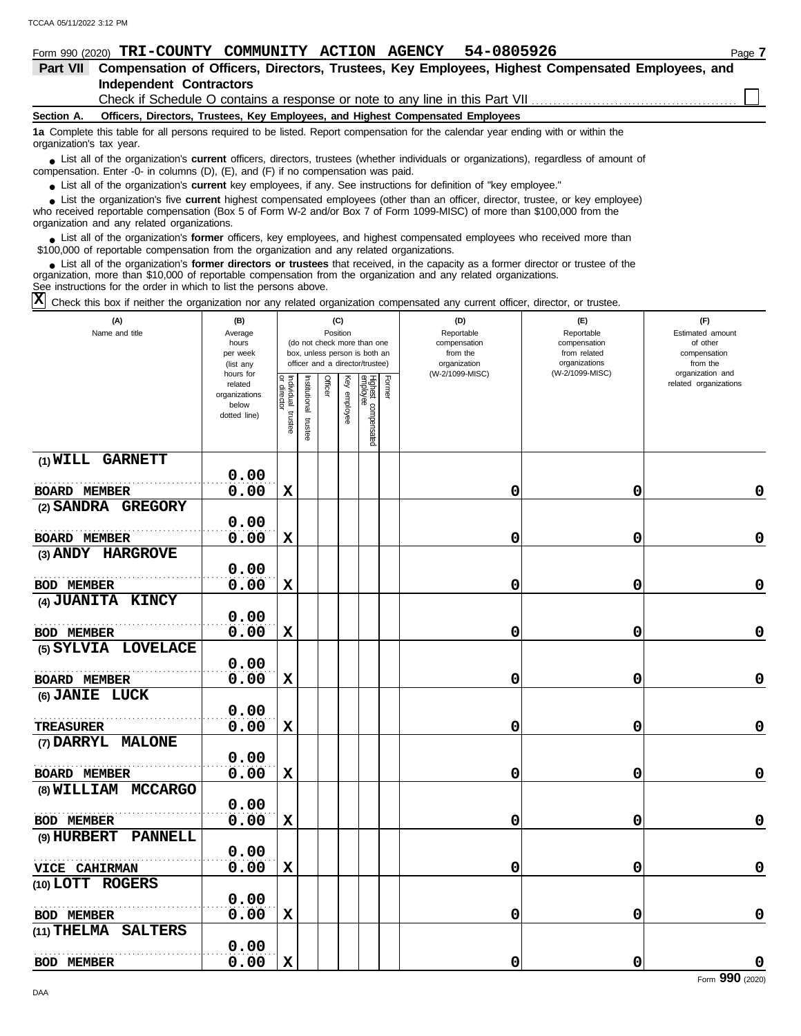Form 990 (2020) **TRI-COUNTY COMMUNITY ACTION AGENCY 54-0805926** Page **7**

**Part VII Compensation of Officers, Directors, Trustees, Key Employees, Highest Compensated Employees, and Independent Contractors**

Check if Schedule O contains a response or note to any line in this Part VII ☐

**Section A. Officers, Directors, Trustees, Key Employees, and Highest Compensated Employees**

**1a** Complete this table for all persons required to be listed. Report compensation for the calendar year ending with or within the organization's tax year.

- List all of the organization's **current** officers, directors, trustees (whether individuals or organizations), regardless of amount of compensation. Enter -0- in columns (D), (E), and (F) if no compensation was paid.
- List all of the organization's **current** key employees, if any. See instructions for definition of "key employee."
- List the organization's five **current** highest compensated employees (other than an officer, director, trustee, or key employee) who received reportable compensation (Box 5 of Form W-2 and/or Box 7 of Form 1099-MISC) of more than $100,000 from the organization and any related organizations.
- List all of the organization's **former** officers, key employees, and highest compensated employees who received more than $100,000 of reportable compensation from the organization and any related organizations.
- List all of the organization's **former directors or trustees** that received, in the capacity as a former director or trustee of the organization, more than $10,000 of reportable compensation from the organization and any related organizations.

See instructions for the order in which to list the persons above.

☒ Check this box if neither the organization nor any related organization compensated any current officer, director, or trustee.

| (A) Name and title | (B) Average hours per week (list any hours for related organizations below dotted line) | (C) Position (do not check more than one box, unless person is both an officer and a director/trustee): Individual trustee or director | Institutional trustee | Officer | Key employee | Highest compensated employee | Former | (D) Reportable compensation from the organization (W-2/1099-MISC) | (E) Reportable compensation from related organizations (W-2/1099-MISC) | (F) Estimated amount of other compensation from the organization and related organizations |
|---|---|---|---|---|---|---|---|---|---|---|
| (1) WILL GARNETT<br>BOARD MEMBER | 0.00<br>0.00 | X | | | | | | 0 | 0 | 0 |
| (2) SANDRA GREGORY<br>BOARD MEMBER | 0.00<br>0.00 | X | | | | | | 0 | 0 | 0 |
| (3) ANDY HARGROVE<br>BOD MEMBER | 0.00<br>0.00 | X | | | | | | 0 | 0 | 0 |
| (4) JUANITA KINCY<br>BOD MEMBER | 0.00<br>0.00 | X | | | | | | 0 | 0 | 0 |
| (5) SYLVIA LOVELACE<br>BOARD MEMBER | 0.00<br>0.00 | X | | | | | | 0 | 0 | 0 |
| (6) JANIE LUCK<br>TREASURER | 0.00<br>0.00 | X | | | | | | 0 | 0 | 0 |
| (7) DARRYL MALONE<br>BOARD MEMBER | 0.00<br>0.00 | X | | | | | | 0 | 0 | 0 |
| (8) WILLIAM MCCARGO<br>BOD MEMBER | 0.00<br>0.00 | X | | | | | | 0 | 0 | 0 |
| (9) HURBERT PANNELL<br>VICE CAHIRMAN | 0.00<br>0.00 | X | | | | | | 0 | 0 | 0 |
| (10) LOTT ROGERS<br>BOD MEMBER | 0.00<br>0.00 | X | | | | | | 0 | 0 | 0 |
| (11) THELMA SALTERS<br>BOD MEMBER | 0.00<br>0.00 | X | | | | | | 0 | 0 | 0 |

Form **990** (2020)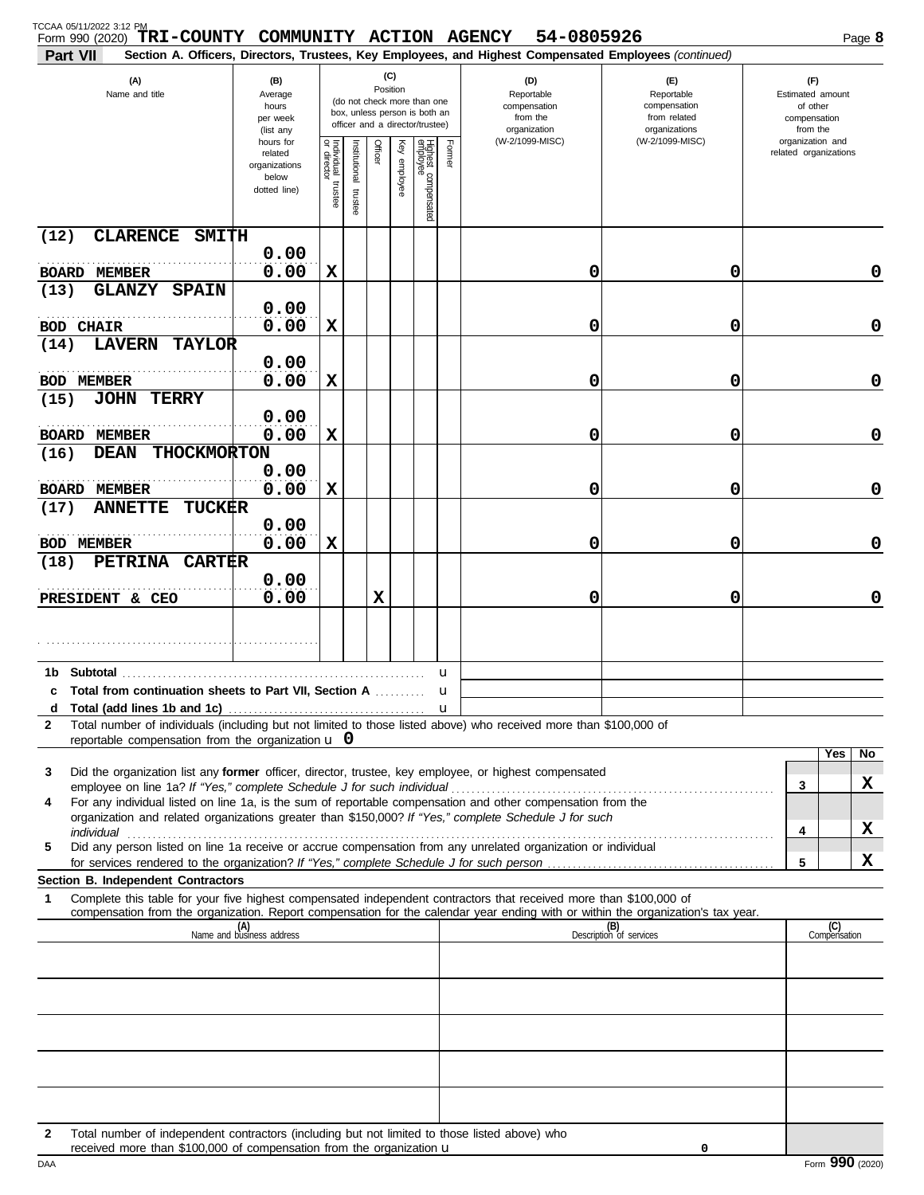Form 990 (2020) **TRI-COUNTY COMMUNITY ACTION AGENCY 54-0805926** Page **8**

**Part VII Section A. Officers, Directors, Trustees, Key Employees, and Highest Compensated Employees** *(continued)*

| (A) Name and title | (B) Average hours per week (list any hours for related organizations below dotted line) | (C) Position: Individual trustee or director | Institutional trustee | Officer | Key employee | Highest compensated employee | Former | (D) Reportable compensation from the organization (W-2/1099-MISC) | (E) Reportable compensation from related organizations (W-2/1099-MISC) | (F) Estimated amount of other compensation from the organization and related organizations |
|---|---|---|---|---|---|---|---|---|---|---|
| (12) CLARENCE SMITH<br>BOARD MEMBER | 0.00<br>0.00 | X | | | | | | 0 | 0 | 0 |
| (13) GLANZY SPAIN<br>BOD CHAIR | 0.00<br>0.00 | X | | | | | | 0 | 0 | 0 |
| (14) LAVERN TAYLOR<br>BOD MEMBER | 0.00<br>0.00 | X | | | | | | 0 | 0 | 0 |
| (15) JOHN TERRY<br>BOARD MEMBER | 0.00<br>0.00 | X | | | | | | 0 | 0 | 0 |
| (16) DEAN THOCKMORTON<br>BOARD MEMBER | 0.00<br>0.00 | X | | | | | | 0 | 0 | 0 |
| (17) ANNETTE TUCKER<br>BOD MEMBER | 0.00<br>0.00 | X | | | | | | 0 | 0 | 0 |
| (18) PETRINA CARTER<br>PRESIDENT & CEO | 0.00<br>0.00 | | | X | | | | 0 | 0 | 0 |
| | | | | | | | | | | |

**1b Subtotal** u

**c Total from continuation sheets to Part VII, Section A** u

**d Total (add lines 1b and 1c)** u

**2** Total number of individuals (including but not limited to those listed above) who received more than $100,000 of reportable compensation from the organization u **0**

| | | Yes | No |
|---|---|---|---|
| **3** Did the organization list any **former** officer, director, trustee, key employee, or highest compensated employee on line 1a? *If "Yes," complete Schedule J for such individual* | 3 | | X |
| **4** For any individual listed on line 1a, is the sum of reportable compensation and other compensation from the organization and related organizations greater than $150,000? *If "Yes," complete Schedule J for such individual* | 4 | | X |
| **5** Did any person listed on line 1a receive or accrue compensation from any unrelated organization or individual for services rendered to the organization? *If "Yes," complete Schedule J for such person* | 5 | | X |

**Section B. Independent Contractors**

**1** Complete this table for your five highest compensated independent contractors that received more than $100,000 of compensation from the organization. Report compensation for the calendar year ending with or within the organization's tax year.

| (A) Name and business address | (B) Description of services | (C) Compensation |
|---|---|---|
| | | |
| | | |
| | | |
| | | |
| | | |

**2** Total number of independent contractors (including but not limited to those listed above) who received more than $100,000 of compensation from the organization u 0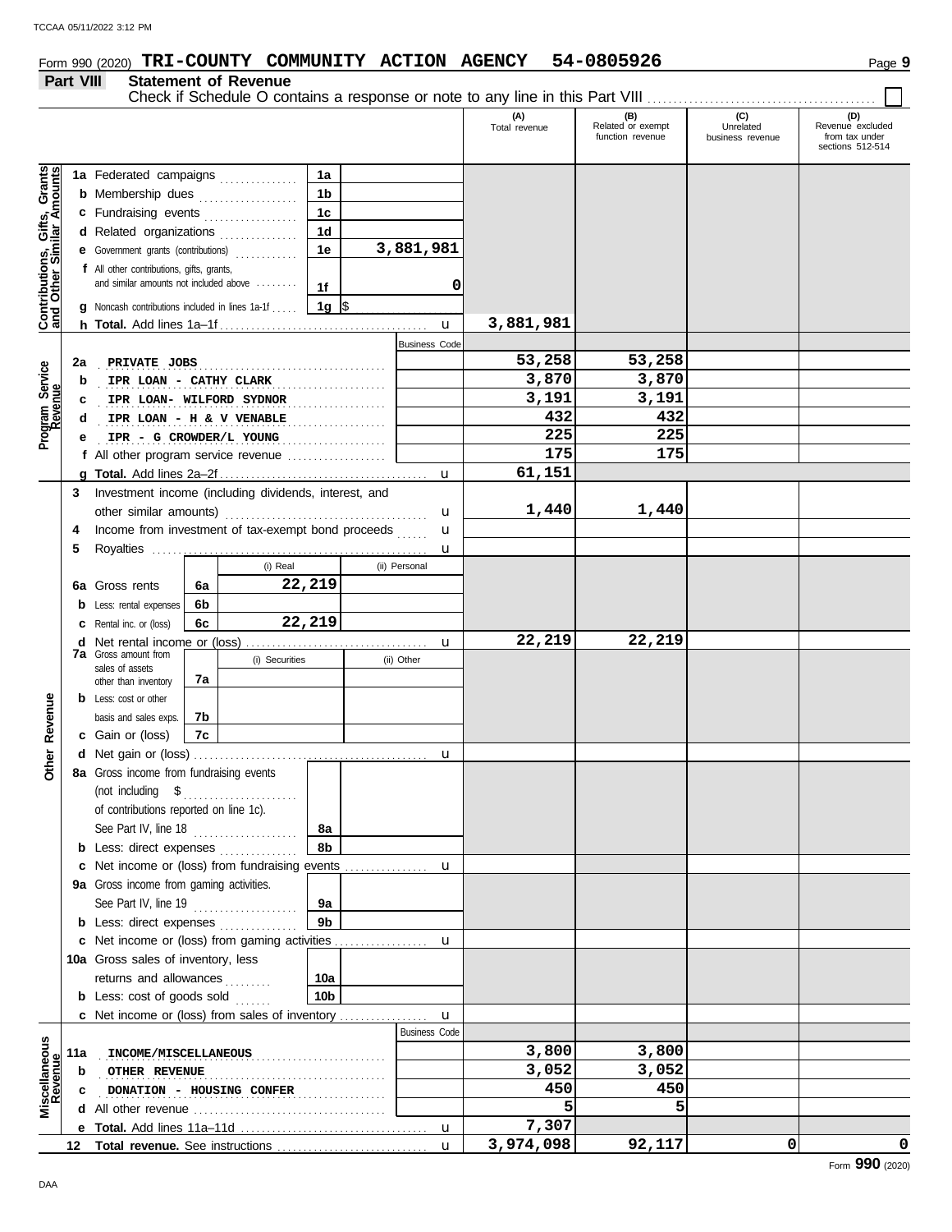Form 990 (2020) **TRI-COUNTY COMMUNITY ACTION AGENCY 54-0805926**

## Part VIII Statement of Revenue

Check if Schedule O contains a response or note to any line in this Part VIII ☐

| | | | | (A) Total revenue | (B) Related or exempt function revenue | (C) Unrelated business revenue | (D) Revenue excluded from tax under sections 512-514 |
|---|---|---|---|---|---|---|---|
| **Contributions, Gifts, Grants and Other Similar Amounts** | 1a Federated campaigns | 1a | | | | | |
| | b Membership dues | 1b | | | | | |
| | c Fundraising events | 1c | | | | | |
| | d Related organizations | 1d | | | | | |
| | e Government grants (contributions) | 1e | 3,881,981 | | | | |
| | f All other contributions, gifts, grants, and similar amounts not included above | 1f | 0 | | | | |
| | g Noncash contributions included in lines 1a-1f | 1g | $ | | | | |
| | h **Total.** Add lines 1a–1f | | | 3,881,981 | | | |
| **Program Service Revenue** | | | Business Code | | | | |
| | 2a PRIVATE JOBS | | | 53,258 | 53,258 | | |
| | b IPR LOAN - CATHY CLARK | | | 3,870 | 3,870 | | |
| | c IPR LOAN- WILFORD SYDNOR | | | 3,191 | 3,191 | | |
| | d IPR LOAN - H & V VENABLE | | | 432 | 432 | | |
| | e IPR - G CROWDER/L YOUNG | | | 225 | 225 | | |
| | f All other program service revenue | | | 175 | 175 | | |
| | g **Total.** Add lines 2a–2f | | | 61,151 | | | |
| **Other Revenue** | 3 Investment income (including dividends, interest, and other similar amounts) | | | 1,440 | 1,440 | | |
| | 4 Income from investment of tax-exempt bond proceeds | | | | | | |
| | 5 Royalties | | | | | | |
| | | (i) Real | (ii) Personal | | | | |
| | 6a Gross rents — 6a | 22,219 | | | | | |
| | b Less: rental expenses — 6b | | | | | | |
| | c Rental inc. or (loss) — 6c | 22,219 | | | | | |
| | d Net rental income or (loss) | | | 22,219 | 22,219 | | |
| | | (i) Securities | (ii) Other | | | | |
| | 7a Gross amount from sales of assets other than inventory — 7a | | | | | | |
| | b Less: cost or other basis and sales exps. — 7b | | | | | | |
| | c Gain or (loss) — 7c | | | | | | |
| | d Net gain or (loss) | | | | | | |
| | 8a Gross income from fundraising events (not including $ ........ of contributions reported on line 1c). See Part IV, line 18 | 8a | | | | | |
| | b Less: direct expenses | 8b | | | | | |
| | c Net income or (loss) from fundraising events | | | | | | |
| | 9a Gross income from gaming activities. See Part IV, line 19 | 9a | | | | | |
| | b Less: direct expenses | 9b | | | | | |
| | c Net income or (loss) from gaming activities | | | | | | |
| | 10a Gross sales of inventory, less returns and allowances | 10a | | | | | |
| | b Less: cost of goods sold | 10b | | | | | |
| | c Net income or (loss) from sales of inventory | | | | | | |
| **Miscellaneous Revenue** | | | Business Code | | | | |
| | 11a INCOME/MISCELLANEOUS | | | 3,800 | 3,800 | | |
| | b OTHER REVENUE | | | 3,052 | 3,052 | | |
| | c DONATION - HOUSING CONFER | | | 450 | 450 | | |
| | d All other revenue | | | 5 | 5 | | |
| | e **Total.** Add lines 11a–11d | | | 7,307 | | | |
| | 12 **Total revenue.** See instructions | | | 3,974,098 | 92,117 | 0 | 0 |

Form **990** (2020)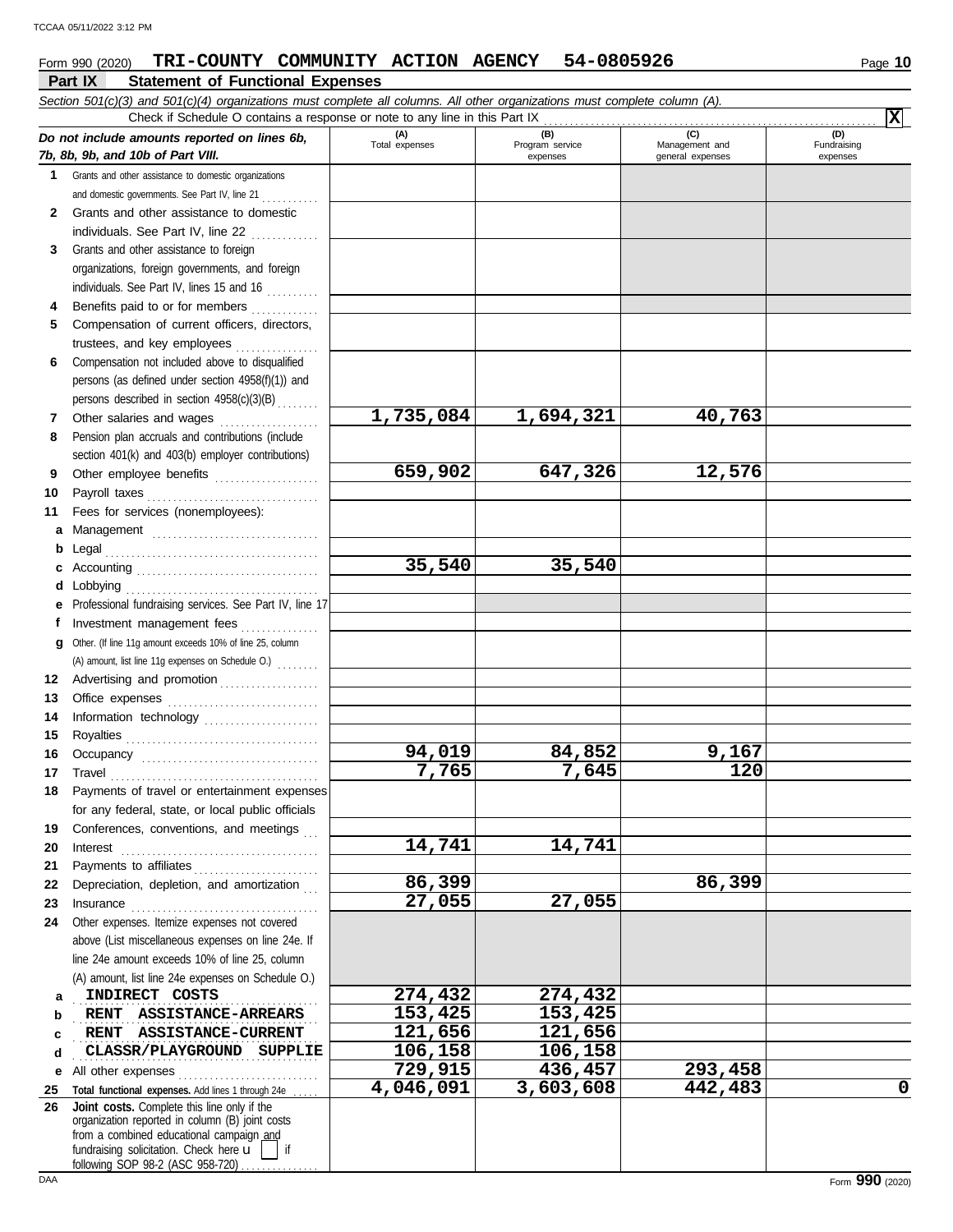Form 990 (2020) **TRI-COUNTY COMMUNITY ACTION AGENCY 54-0805926**

## Part IX — Statement of Functional Expenses

*Section 501(c)(3) and 501(c)(4) organizations must complete all columns. All other organizations must complete column (A).*

Check if Schedule O contains a response or note to any line in this Part IX .......... **X**

| | *Do not include amounts reported on lines 6b, 7b, 8b, 9b, and 10b of Part VIII.* | (A) Total expenses | (B) Program service expenses | (C) Management and general expenses | (D) Fundraising expenses |
|---|---|---|---|---|---|
| 1 | Grants and other assistance to domestic organizations and domestic governments. See Part IV, line 21 | | | | |
| 2 | Grants and other assistance to domestic individuals. See Part IV, line 22 | | | | |
| 3 | Grants and other assistance to foreign organizations, foreign governments, and foreign individuals. See Part IV, lines 15 and 16 | | | | |
| 4 | Benefits paid to or for members | | | | |
| 5 | Compensation of current officers, directors, trustees, and key employees | | | | |
| 6 | Compensation not included above to disqualified persons (as defined under section 4958(f)(1)) and persons described in section 4958(c)(3)(B) | | | | |
| 7 | Other salaries and wages | 1,735,084 | 1,694,321 | 40,763 | |
| 8 | Pension plan accruals and contributions (include section 401(k) and 403(b) employer contributions) | | | | |
| 9 | Other employee benefits | 659,902 | 647,326 | 12,576 | |
| 10 | Payroll taxes | | | | |
| 11 | Fees for services (nonemployees): | | | | |
| a | Management | | | | |
| b | Legal | | | | |
| c | Accounting | 35,540 | 35,540 | | |
| d | Lobbying | | | | |
| e | Professional fundraising services. See Part IV, line 17 | | | | |
| f | Investment management fees | | | | |
| g | Other. (If line 11g amount exceeds 10% of line 25, column (A) amount, list line 11g expenses on Schedule O.) | | | | |
| 12 | Advertising and promotion | | | | |
| 13 | Office expenses | | | | |
| 14 | Information technology | | | | |
| 15 | Royalties | | | | |
| 16 | Occupancy | 94,019 | 84,852 | 9,167 | |
| 17 | Travel | 7,765 | 7,645 | 120 | |
| 18 | Payments of travel or entertainment expenses for any federal, state, or local public officials | | | | |
| 19 | Conferences, conventions, and meetings | | | | |
| 20 | Interest | 14,741 | 14,741 | | |
| 21 | Payments to affiliates | | | | |
| 22 | Depreciation, depletion, and amortization | 86,399 | | 86,399 | |
| 23 | Insurance | 27,055 | 27,055 | | |
| 24 | Other expenses. Itemize expenses not covered above (List miscellaneous expenses on line 24e. If line 24e amount exceeds 10% of line 25, column (A) amount, list line 24e expenses on Schedule O.) | | | | |
| a | INDIRECT COSTS | 274,432 | 274,432 | | |
| b | RENT ASSISTANCE-ARREARS | 153,425 | 153,425 | | |
| c | RENT ASSISTANCE-CURRENT | 121,656 | 121,656 | | |
| d | CLASSR/PLAYGROUND SUPPLIE | 106,158 | 106,158 | | |
| e | All other expenses | 729,915 | 436,457 | 293,458 | |
| 25 | **Total functional expenses.** Add lines 1 through 24e | 4,046,091 | 3,603,608 | 442,483 | 0 |
| 26 | **Joint costs.** Complete this line only if the organization reported in column (B) joint costs from a combined educational campaign and fundraising solicitation. Check here ☐ if following SOP 98-2 (ASC 958-720) | | | | |

Form **990** (2020)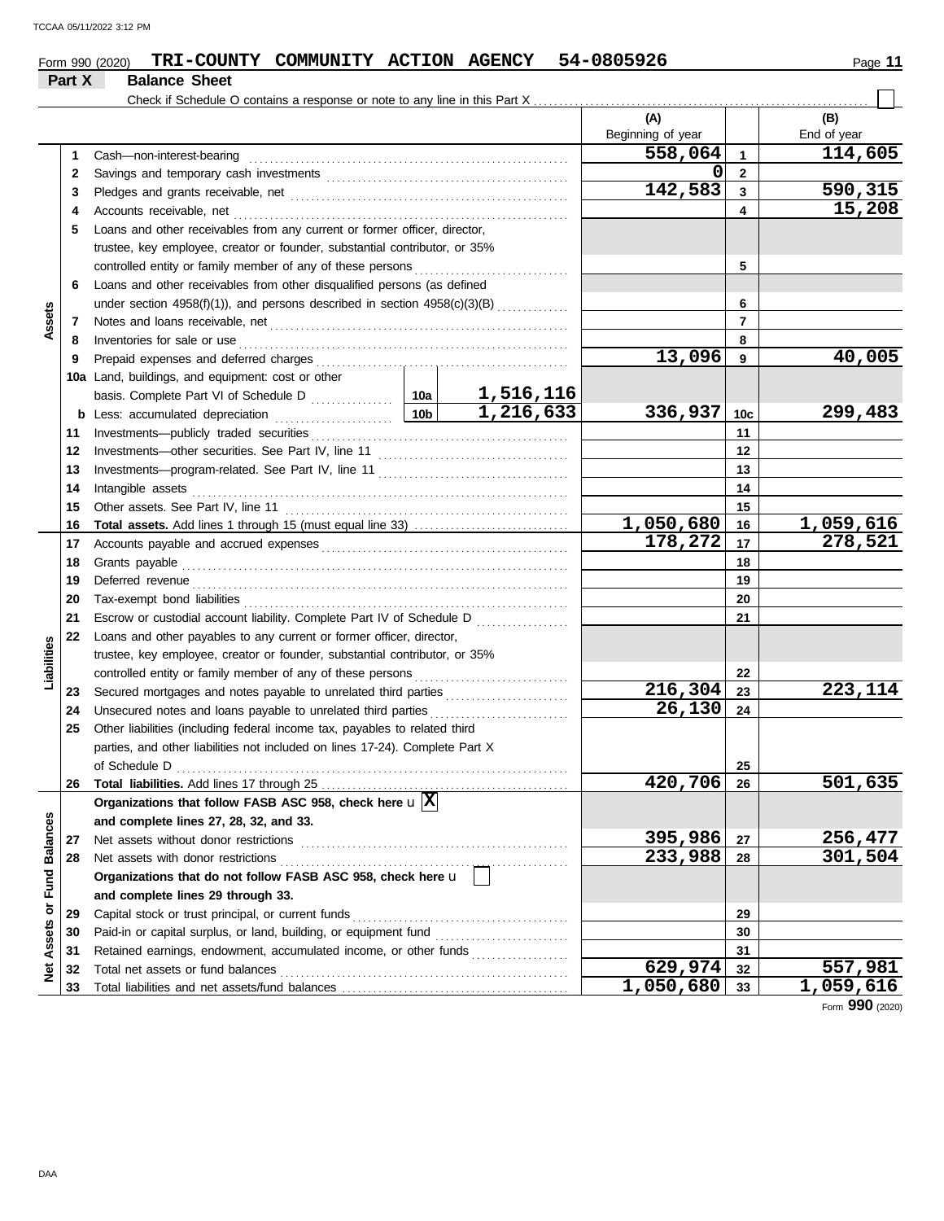Form 990 (2020) **TRI-COUNTY COMMUNITY ACTION AGENCY 54-0805926** Page **11**

## Part X Balance Sheet

Check if Schedule O contains a response or note to any line in this Part X . . . . . . . . . . . . . . . . . . . . . . . . . . . . . . . ☐

| | | | | | (A) Beginning of year | | (B) End of year |
|---|---|---|---|---|---|---|---|
| **Assets** | 1 | Cash—non-interest-bearing | | | 558,064 | 1 | 114,605 |
| | 2 | Savings and temporary cash investments | | | 0 | 2 | |
| | 3 | Pledges and grants receivable, net | | | 142,583 | 3 | 590,315 |
| | 4 | Accounts receivable, net | | | | 4 | 15,208 |
| | 5 | Loans and other receivables from any current or former officer, director, trustee, key employee, creator or founder, substantial contributor, or 35% controlled entity or family member of any of these persons | | | | 5 | |
| | 6 | Loans and other receivables from other disqualified persons (as defined under section 4958(f)(1)), and persons described in section 4958(c)(3)(B) | | | | 6 | |
| | 7 | Notes and loans receivable, net | | | | 7 | |
| | 8 | Inventories for sale or use | | | | 8 | |
| | 9 | Prepaid expenses and deferred charges | | | 13,096 | 9 | 40,005 |
| | 10a | Land, buildings, and equipment: cost or other basis. Complete Part VI of Schedule D | 10a | 1,516,116 | | | |
| | b | Less: accumulated depreciation | 10b | 1,216,633 | 336,937 | 10c | 299,483 |
| | 11 | Investments—publicly traded securities | | | | 11 | |
| | 12 | Investments—other securities. See Part IV, line 11 | | | | 12 | |
| | 13 | Investments—program-related. See Part IV, line 11 | | | | 13 | |
| | 14 | Intangible assets | | | | 14 | |
| | 15 | Other assets. See Part IV, line 11 | | | | 15 | |
| | 16 | **Total assets.** Add lines 1 through 15 (must equal line 33) | | | 1,050,680 | 16 | 1,059,616 |
| **Liabilities** | 17 | Accounts payable and accrued expenses | | | 178,272 | 17 | 278,521 |
| | 18 | Grants payable | | | | 18 | |
| | 19 | Deferred revenue | | | | 19 | |
| | 20 | Tax-exempt bond liabilities | | | | 20 | |
| | 21 | Escrow or custodial account liability. Complete Part IV of Schedule D | | | | 21 | |
| | 22 | Loans and other payables to any current or former officer, director, trustee, key employee, creator or founder, substantial contributor, or 35% controlled entity or family member of any of these persons | | | | 22 | |
| | 23 | Secured mortgages and notes payable to unrelated third parties | | | 216,304 | 23 | 223,114 |
| | 24 | Unsecured notes and loans payable to unrelated third parties | | | 26,130 | 24 | |
| | 25 | Other liabilities (including federal income tax, payables to related third parties, and other liabilities not included on lines 17-24). Complete Part X of Schedule D | | | | 25 | |
| | 26 | **Total liabilities.** Add lines 17 through 25 | | | 420,706 | 26 | 501,635 |
| **Net Assets or Fund Balances** | | **Organizations that follow FASB ASC 958, check here** ☒ **and complete lines 27, 28, 32, and 33.** | | | | | |
| | 27 | Net assets without donor restrictions | | | 395,986 | 27 | 256,477 |
| | 28 | Net assets with donor restrictions | | | 233,988 | 28 | 301,504 |
| | | **Organizations that do not follow FASB ASC 958, check here** ☐ **and complete lines 29 through 33.** | | | | | |
| | 29 | Capital stock or trust principal, or current funds | | | | 29 | |
| | 30 | Paid-in or capital surplus, or land, building, or equipment fund | | | | 30 | |
| | 31 | Retained earnings, endowment, accumulated income, or other funds | | | | 31 | |
| | 32 | Total net assets or fund balances | | | 629,974 | 32 | 557,981 |
| | 33 | Total liabilities and net assets/fund balances | | | 1,050,680 | 33 | 1,059,616 |

Form **990** (2020)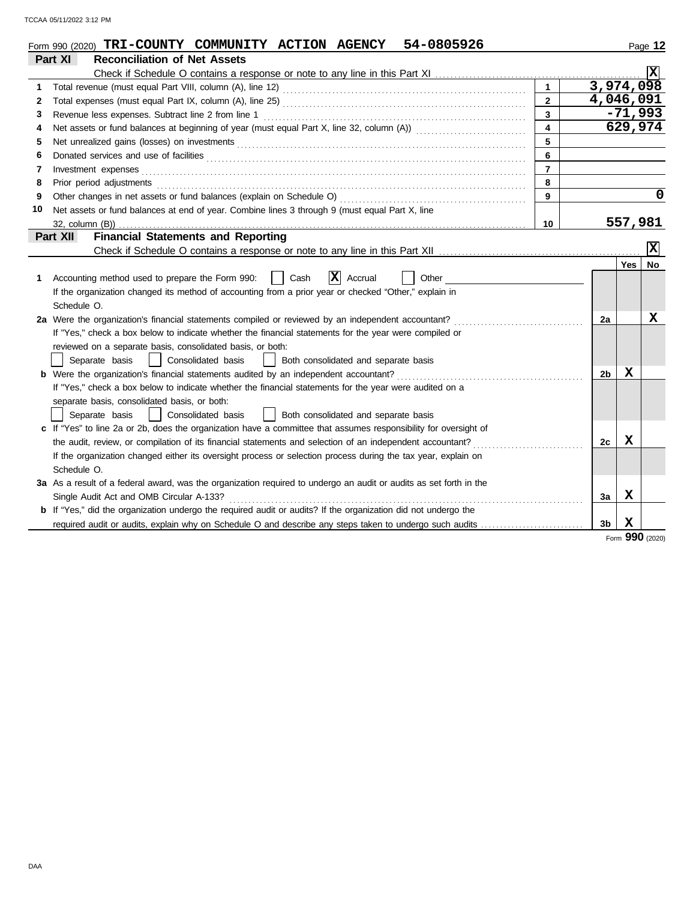Form 990 (2020) **TRI-COUNTY COMMUNITY ACTION AGENCY 54-0805926**

## Part XI Reconciliation of Net Assets

Check if Schedule O contains a response or note to any line in this Part XI ☒

| | | | |
|---|---|---|---|
| 1 | Total revenue (must equal Part VIII, column (A), line 12) | 1 | 3,974,098 |
| 2 | Total expenses (must equal Part IX, column (A), line 25) | 2 | 4,046,091 |
| 3 | Revenue less expenses. Subtract line 2 from line 1 | 3 | -71,993 |
| 4 | Net assets or fund balances at beginning of year (must equal Part X, line 32, column (A)) | 4 | 629,974 |
| 5 | Net unrealized gains (losses) on investments | 5 | |
| 6 | Donated services and use of facilities | 6 | |
| 7 | Investment expenses | 7 | |
| 8 | Prior period adjustments | 8 | |
| 9 | Other changes in net assets or fund balances (explain on Schedule O) | 9 | 0 |
| 10 | Net assets or fund balances at end of year. Combine lines 3 through 9 (must equal Part X, line 32, column (B)) | 10 | 557,981 |

## Part XII Financial Statements and Reporting

Check if Schedule O contains a response or note to any line in this Part XII ☒

| | | | Yes | No |
|---|---|---|---|---|
| 1 | Accounting method used to prepare the Form 990: ☐ Cash ☒ Accrual ☐ Other<br>If the organization changed its method of accounting from a prior year or checked "Other," explain in Schedule O. | | | |
| 2a | Were the organization's financial statements compiled or reviewed by an independent accountant?<br>If "Yes," check a box below to indicate whether the financial statements for the year were compiled or reviewed on a separate basis, consolidated basis, or both:<br>☐ Separate basis ☐ Consolidated basis ☐ Both consolidated and separate basis | 2a | | X |
| b | Were the organization's financial statements audited by an independent accountant?<br>If "Yes," check a box below to indicate whether the financial statements for the year were audited on a separate basis, consolidated basis, or both:<br>☐ Separate basis ☐ Consolidated basis ☐ Both consolidated and separate basis | 2b | X | |
| c | If "Yes" to line 2a or 2b, does the organization have a committee that assumes responsibility for oversight of the audit, review, or compilation of its financial statements and selection of an independent accountant?<br>If the organization changed either its oversight process or selection process during the tax year, explain on Schedule O. | 2c | X | |
| 3a | As a result of a federal award, was the organization required to undergo an audit or audits as set forth in the Single Audit Act and OMB Circular A-133? | 3a | X | |
| b | If "Yes," did the organization undergo the required audit or audits? If the organization did not undergo the required audit or audits, explain why on Schedule O and describe any steps taken to undergo such audits | 3b | X | |

Form **990** (2020)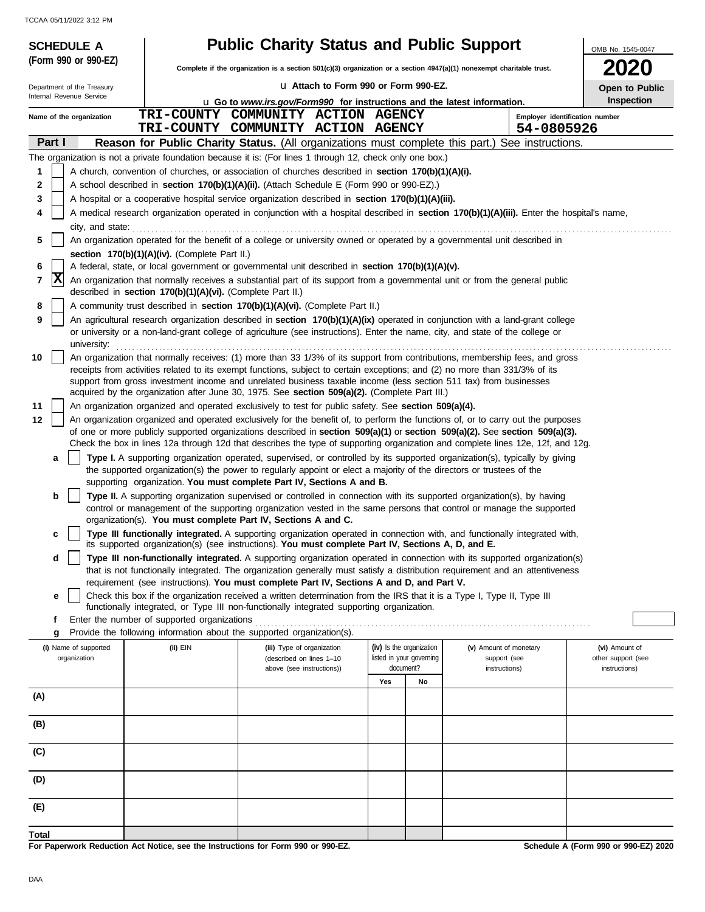TCCAA 05/11/2022 3:12 PM

# SCHEDULE A (Form 990 or 990-EZ)

Department of the Treasury
Internal Revenue Service

# Public Charity Status and Public Support

**Complete if the organization is a section 501(c)(3) organization or a section 4947(a)(1) nonexempt charitable trust.**

u **Attach to Form 990 or Form 990-EZ.**

u **Go to *www.irs.gov/Form990* for instructions and the latest information.**

OMB No. 1545-0047

**2020**

**Open to Public Inspection**

Name of the organization: TRI-COUNTY COMMUNITY ACTION AGENCY
TRI-COUNTY COMMUNITY ACTION AGENCY

Employer identification number: 54-0805926

## Part I — Reason for Public Charity Status. (All organizations must complete this part.) See instructions.

The organization is not a private foundation because it is: (For lines 1 through 12, check only one box.)

1. [ ] A church, convention of churches, or association of churches described in **section 170(b)(1)(A)(i).**
2. [ ] A school described in **section 170(b)(1)(A)(ii).** (Attach Schedule E (Form 990 or 990-EZ).)
3. [ ] A hospital or a cooperative hospital service organization described in **section 170(b)(1)(A)(iii).**
4. [ ] A medical research organization operated in conjunction with a hospital described in **section 170(b)(1)(A)(iii).** Enter the hospital's name, city, and state:
5. [ ] An organization operated for the benefit of a college or university owned or operated by a governmental unit described in **section 170(b)(1)(A)(iv).** (Complete Part II.)
6. [ ] A federal, state, or local government or governmental unit described in **section 170(b)(1)(A)(v).**
7. [X] An organization that normally receives a substantial part of its support from a governmental unit or from the general public described in **section 170(b)(1)(A)(vi).** (Complete Part II.)
8. [ ] A community trust described in **section 170(b)(1)(A)(vi).** (Complete Part II.)
9. [ ] An agricultural research organization described in **section 170(b)(1)(A)(ix)** operated in conjunction with a land-grant college or university or a non-land-grant college of agriculture (see instructions). Enter the name, city, and state of the college or university:
10. [ ] An organization that normally receives: (1) more than 33 1/3% of its support from contributions, membership fees, and gross receipts from activities related to its exempt functions, subject to certain exceptions; and (2) no more than 331/3% of its support from gross investment income and unrelated business taxable income (less section 511 tax) from businesses acquired by the organization after June 30, 1975. See **section 509(a)(2).** (Complete Part III.)
11. [ ] An organization organized and operated exclusively to test for public safety. See **section 509(a)(4).**
12. [ ] An organization organized and operated exclusively for the benefit of, to perform the functions of, or to carry out the purposes of one or more publicly supported organizations described in **section 509(a)(1)** or **section 509(a)(2).** See **section 509(a)(3).** Check the box in lines 12a through 12d that describes the type of supporting organization and complete lines 12e, 12f, and 12g.
   - **a** [ ] **Type I.** A supporting organization operated, supervised, or controlled by its supported organization(s), typically by giving the supported organization(s) the power to regularly appoint or elect a majority of the directors or trustees of the supporting organization. **You must complete Part IV, Sections A and B.**
   - **b** [ ] **Type II.** A supporting organization supervised or controlled in connection with its supported organization(s), by having control or management of the supporting organization vested in the same persons that control or manage the supported organization(s). **You must complete Part IV, Sections A and C.**
   - **c** [ ] **Type III functionally integrated.** A supporting organization operated in connection with, and functionally integrated with, its supported organization(s) (see instructions). **You must complete Part IV, Sections A, D, and E.**
   - **d** [ ] **Type III non-functionally integrated.** A supporting organization operated in connection with its supported organization(s) that is not functionally integrated. The organization generally must satisfy a distribution requirement and an attentiveness requirement (see instructions). **You must complete Part IV, Sections A and D, and Part V.**
   - **e** [ ] Check this box if the organization received a written determination from the IRS that it is a Type I, Type II, Type III functionally integrated, or Type III non-functionally integrated supporting organization.
   - **f** Enter the number of supported organizations
   - **g** Provide the following information about the supported organization(s).

| (i) Name of supported organization | (ii) EIN | (iii) Type of organization (described on lines 1–10 above (see instructions)) | (iv) Is the organization listed in your governing document? Yes | No | (v) Amount of monetary support (see instructions) | (vi) Amount of other support (see instructions) |
|---|---|---|---|---|---|---|
| (A) | | | | | | |
| (B) | | | | | | |
| (C) | | | | | | |
| (D) | | | | | | |
| (E) | | | | | | |
| Total | | | | | | |

**For Paperwork Reduction Act Notice, see the Instructions for Form 990 or 990-EZ.** **Schedule A (Form 990 or 990-EZ) 2020**

DAA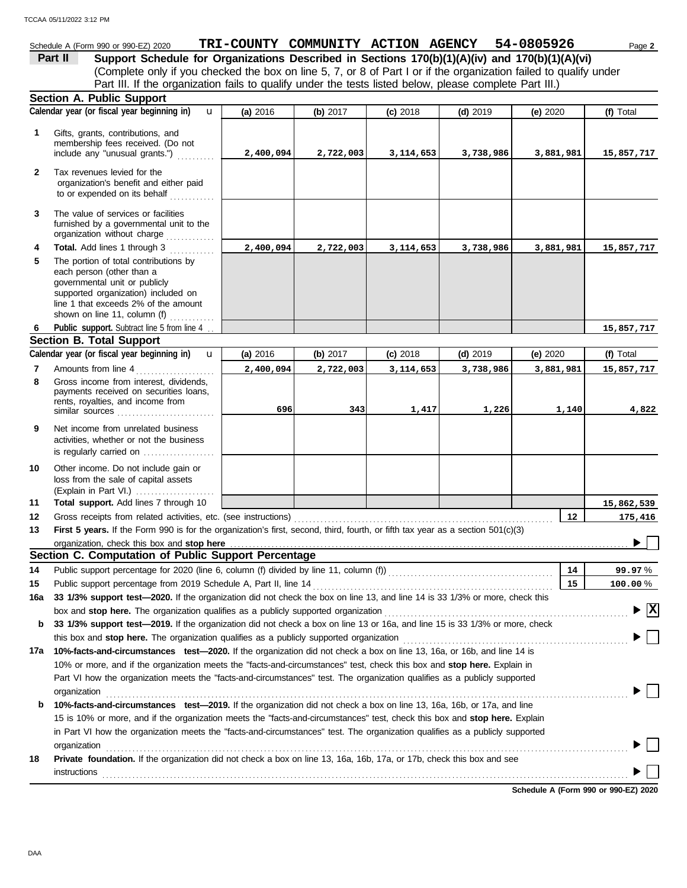Schedule A (Form 990 or 990-EZ) 2020 **TRI-COUNTY COMMUNITY ACTION AGENCY 54-0805926**

**Part II** **Support Schedule for Organizations Described in Sections 170(b)(1)(A)(iv) and 170(b)(1)(A)(vi)**
(Complete only if you checked the box on line 5, 7, or 8 of Part I or if the organization failed to qualify under Part III. If the organization fails to qualify under the tests listed below, please complete Part III.)

## Section A. Public Support

| | Calendar year (or fiscal year beginning in) | (a) 2016 | (b) 2017 | (c) 2018 | (d) 2019 | (e) 2020 | (f) Total |
|---|---|---|---|---|---|---|---|
| 1 | Gifts, grants, contributions, and membership fees received. (Do not include any "unusual grants.") | 2,400,094 | 2,722,003 | 3,114,653 | 3,738,986 | 3,881,981 | 15,857,717 |
| 2 | Tax revenues levied for the organization's benefit and either paid to or expended on its behalf | | | | | | |
| 3 | The value of services or facilities furnished by a governmental unit to the organization without charge | | | | | | |
| 4 | **Total.** Add lines 1 through 3 | 2,400,094 | 2,722,003 | 3,114,653 | 3,738,986 | 3,881,981 | 15,857,717 |
| 5 | The portion of total contributions by each person (other than a governmental unit or publicly supported organization) included on line 1 that exceeds 2% of the amount shown on line 11, column (f) | | | | | | |
| 6 | **Public support.** Subtract line 5 from line 4 | | | | | | 15,857,717 |

## Section B. Total Support

| | Calendar year (or fiscal year beginning in) | (a) 2016 | (b) 2017 | (c) 2018 | (d) 2019 | (e) 2020 | (f) Total |
|---|---|---|---|---|---|---|---|
| 7 | Amounts from line 4 | 2,400,094 | 2,722,003 | 3,114,653 | 3,738,986 | 3,881,981 | 15,857,717 |
| 8 | Gross income from interest, dividends, payments received on securities loans, rents, royalties, and income from similar sources | 696 | 343 | 1,417 | 1,226 | 1,140 | 4,822 |
| 9 | Net income from unrelated business activities, whether or not the business is regularly carried on | | | | | | |
| 10 | Other income. Do not include gain or loss from the sale of capital assets (Explain in Part VI.) | | | | | | |
| 11 | **Total support.** Add lines 7 through 10 | | | | | | 15,862,539 |

**12** Gross receipts from related activities, etc. (see instructions) — **12** — 175,416

**13** **First 5 years.** If the Form 990 is for the organization's first, second, third, fourth, or fifth tax year as a section 501(c)(3) organization, check this box and **stop here** ☐

## Section C. Computation of Public Support Percentage

**14** Public support percentage for 2020 (line 6, column (f) divided by line 11, column (f)) — **14** — 99.97 %

**15** Public support percentage from 2019 Schedule A, Part II, line 14 — **15** — 100.00 %

**16a** **33 1/3% support test—2020.** If the organization did not check the box on line 13, and line 14 is 33 1/3% or more, check this box and **stop here.** The organization qualifies as a publicly supported organization ☒

**b** **33 1/3% support test—2019.** If the organization did not check a box on line 13 or 16a, and line 15 is 33 1/3% or more, check this box and **stop here.** The organization qualifies as a publicly supported organization ☐

**17a** **10%-facts-and-circumstances test—2020.** If the organization did not check a box on line 13, 16a, or 16b, and line 14 is 10% or more, and if the organization meets the "facts-and-circumstances" test, check this box and **stop here.** Explain in Part VI how the organization meets the "facts-and-circumstances" test. The organization qualifies as a publicly supported organization ☐

**b** **10%-facts-and-circumstances test—2019.** If the organization did not check a box on line 13, 16a, 16b, or 17a, and line 15 is 10% or more, and if the organization meets the "facts-and-circumstances" test, check this box and **stop here.** Explain in Part VI how the organization meets the "facts-and-circumstances" test. The organization qualifies as a publicly supported organization ☐

**18** **Private foundation.** If the organization did not check a box on line 13, 16a, 16b, 17a, or 17b, check this box and see instructions ☐

**Schedule A (Form 990 or 990-EZ) 2020**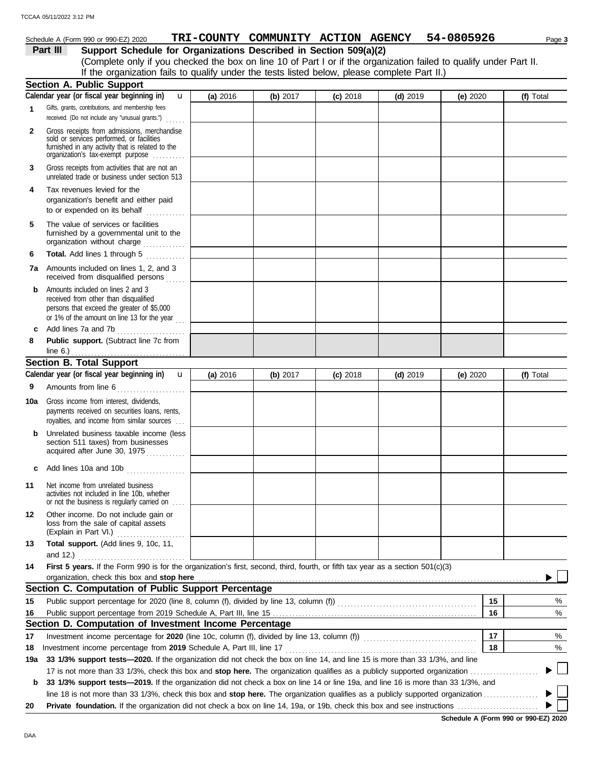Schedule A (Form 990 or 990-EZ) 2020 **TRI-COUNTY COMMUNITY ACTION AGENCY 54-0805926**

**Part III** **Support Schedule for Organizations Described in Section 509(a)(2)**

(Complete only if you checked the box on line 10 of Part I or if the organization failed to qualify under Part II. If the organization fails to qualify under the tests listed below, please complete Part II.)

**Section A. Public Support**

| | Calendar year (or fiscal year beginning in) | (a) 2016 | (b) 2017 | (c) 2018 | (d) 2019 | (e) 2020 | (f) Total |
|---|---|---|---|---|---|---|---|
| 1 | Gifts, grants, contributions, and membership fees received. (Do not include any "unusual grants.") | | | | | | |
| 2 | Gross receipts from admissions, merchandise sold or services performed, or facilities furnished in any activity that is related to the organization's tax-exempt purpose | | | | | | |
| 3 | Gross receipts from activities that are not an unrelated trade or business under section 513 | | | | | | |
| 4 | Tax revenues levied for the organization's benefit and either paid to or expended on its behalf | | | | | | |
| 5 | The value of services or facilities furnished by a governmental unit to the organization without charge | | | | | | |
| 6 | **Total.** Add lines 1 through 5 | | | | | | |
| 7a | Amounts included on lines 1, 2, and 3 received from disqualified persons | | | | | | |
| b | Amounts included on lines 2 and 3 received from other than disqualified persons that exceed the greater of $5,000 or 1% of the amount on line 13 for the year | | | | | | |
| c | Add lines 7a and 7b | | | | | | |
| 8 | **Public support.** (Subtract line 7c from line 6.) | | | | | | |

**Section B. Total Support**

| | Calendar year (or fiscal year beginning in) | (a) 2016 | (b) 2017 | (c) 2018 | (d) 2019 | (e) 2020 | (f) Total |
|---|---|---|---|---|---|---|---|
| 9 | Amounts from line 6 | | | | | | |
| 10a | Gross income from interest, dividends, payments received on securities loans, rents, royalties, and income from similar sources | | | | | | |
| b | Unrelated business taxable income (less section 511 taxes) from businesses acquired after June 30, 1975 | | | | | | |
| c | Add lines 10a and 10b | | | | | | |
| 11 | Net income from unrelated business activities not included in line 10b, whether or not the business is regularly carried on | | | | | | |
| 12 | Other income. Do not include gain or loss from the sale of capital assets (Explain in Part VI.) | | | | | | |
| 13 | **Total support.** (Add lines 9, 10c, 11, and 12.) | | | | | | |

**14** **First 5 years.** If the Form 990 is for the organization's first, second, third, fourth, or fifth tax year as a section 501(c)(3) organization, check this box and **stop here** ☐

**Section C. Computation of Public Support Percentage**

| | | | |
|---|---|---|---|
| 15 | Public support percentage for 2020 (line 8, column (f), divided by line 13, column (f)) | 15 | % |
| 16 | Public support percentage from 2019 Schedule A, Part III, line 15 | 16 | % |

**Section D. Computation of Investment Income Percentage**

| | | | |
|---|---|---|---|
| 17 | Investment income percentage for **2020** (line 10c, column (f), divided by line 13, column (f)) | 17 | % |
| 18 | Investment income percentage from **2019** Schedule A, Part III, line 17 | 18 | % |

**19a** **33 1/3% support tests—2020.** If the organization did not check the box on line 14, and line 15 is more than 33 1/3%, and line 17 is not more than 33 1/3%, check this box and **stop here.** The organization qualifies as a publicly supported organization ☐

**b** **33 1/3% support tests—2019.** If the organization did not check a box on line 14 or line 19a, and line 16 is more than 33 1/3%, and line 18 is not more than 33 1/3%, check this box and **stop here.** The organization qualifies as a publicly supported organization ☐

**20** **Private foundation.** If the organization did not check a box on line 14, 19a, or 19b, check this box and see instructions ☐

**Schedule A (Form 990 or 990-EZ) 2020**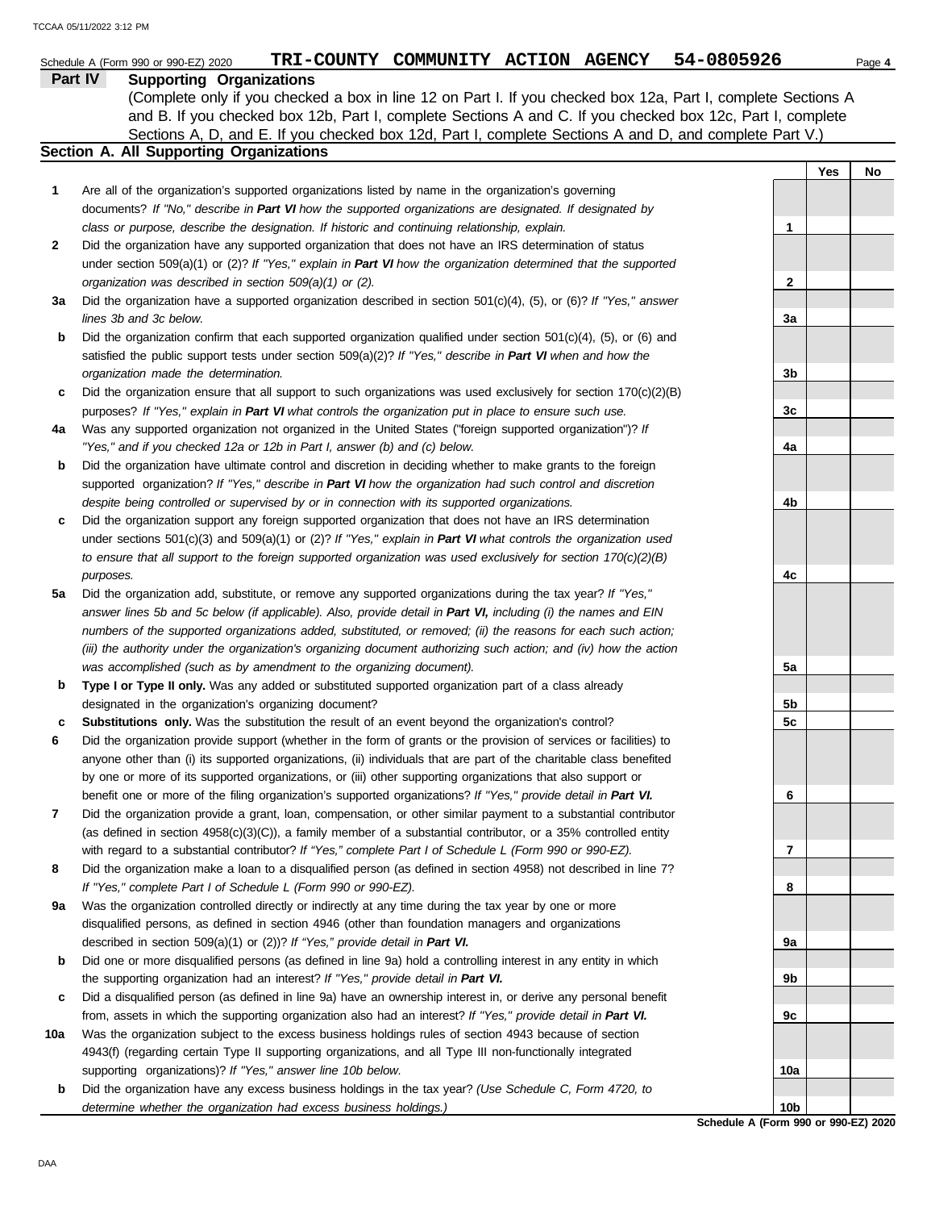Schedule A (Form 990 or 990-EZ) 2020 **TRI-COUNTY COMMUNITY ACTION AGENCY 54-0805926**

## Part IV Supporting Organizations

(Complete only if you checked a box in line 12 on Part I. If you checked box 12a, Part I, complete Sections A and B. If you checked box 12b, Part I, complete Sections A and C. If you checked box 12c, Part I, complete Sections A, D, and E. If you checked box 12d, Part I, complete Sections A and D, and complete Part V.)

### Section A. All Supporting Organizations

| | | | Yes | No |
|---|---|---|---|---|
| **1** | Are all of the organization's supported organizations listed by name in the organization's governing documents? *If "No," describe in **Part VI** how the supported organizations are designated. If designated by class or purpose, describe the designation. If historic and continuing relationship, explain.* | **1** | | |
| **2** | Did the organization have any supported organization that does not have an IRS determination of status under section 509(a)(1) or (2)? *If "Yes," explain in **Part VI** how the organization determined that the supported organization was described in section 509(a)(1) or (2).* | **2** | | |
| **3a** | Did the organization have a supported organization described in section 501(c)(4), (5), or (6)? *If "Yes," answer lines 3b and 3c below.* | **3a** | | |
| **b** | Did the organization confirm that each supported organization qualified under section 501(c)(4), (5), or (6) and satisfied the public support tests under section 509(a)(2)? *If "Yes," describe in **Part VI** when and how the organization made the determination.* | **3b** | | |
| **c** | Did the organization ensure that all support to such organizations was used exclusively for section 170(c)(2)(B) purposes? *If "Yes," explain in **Part VI** what controls the organization put in place to ensure such use.* | **3c** | | |
| **4a** | Was any supported organization not organized in the United States ("foreign supported organization")? *If "Yes," and if you checked 12a or 12b in Part I, answer (b) and (c) below.* | **4a** | | |
| **b** | Did the organization have ultimate control and discretion in deciding whether to make grants to the foreign supported organization? *If "Yes," describe in **Part VI** how the organization had such control and discretion despite being controlled or supervised by or in connection with its supported organizations.* | **4b** | | |
| **c** | Did the organization support any foreign supported organization that does not have an IRS determination under sections 501(c)(3) and 509(a)(1) or (2)? *If "Yes," explain in **Part VI** what controls the organization used to ensure that all support to the foreign supported organization was used exclusively for section 170(c)(2)(B) purposes.* | **4c** | | |
| **5a** | Did the organization add, substitute, or remove any supported organizations during the tax year? *If "Yes," answer lines 5b and 5c below (if applicable). Also, provide detail in **Part VI,** including (i) the names and EIN numbers of the supported organizations added, substituted, or removed; (ii) the reasons for each such action; (iii) the authority under the organization's organizing document authorizing such action; and (iv) how the action was accomplished (such as by amendment to the organizing document).* | **5a** | | |
| **b** | **Type I or Type II only.** Was any added or substituted supported organization part of a class already designated in the organization's organizing document? | **5b** | | |
| **c** | **Substitutions only.** Was the substitution the result of an event beyond the organization's control? | **5c** | | |
| **6** | Did the organization provide support (whether in the form of grants or the provision of services or facilities) to anyone other than (i) its supported organizations, (ii) individuals that are part of the charitable class benefited by one or more of its supported organizations, or (iii) other supporting organizations that also support or benefit one or more of the filing organization's supported organizations? *If "Yes," provide detail in **Part VI.*** | **6** | | |
| **7** | Did the organization provide a grant, loan, compensation, or other similar payment to a substantial contributor (as defined in section 4958(c)(3)(C)), a family member of a substantial contributor, or a 35% controlled entity with regard to a substantial contributor? *If "Yes," complete Part I of Schedule L (Form 990 or 990-EZ).* | **7** | | |
| **8** | Did the organization make a loan to a disqualified person (as defined in section 4958) not described in line 7? *If "Yes," complete Part I of Schedule L (Form 990 or 990-EZ).* | **8** | | |
| **9a** | Was the organization controlled directly or indirectly at any time during the tax year by one or more disqualified persons, as defined in section 4946 (other than foundation managers and organizations described in section 509(a)(1) or (2))? *If "Yes," provide detail in **Part VI.*** | **9a** | | |
| **b** | Did one or more disqualified persons (as defined in line 9a) hold a controlling interest in any entity in which the supporting organization had an interest? *If "Yes," provide detail in **Part VI.*** | **9b** | | |
| **c** | Did a disqualified person (as defined in line 9a) have an ownership interest in, or derive any personal benefit from, assets in which the supporting organization also had an interest? *If "Yes," provide detail in **Part VI.*** | **9c** | | |
| **10a** | Was the organization subject to the excess business holdings rules of section 4943 because of section 4943(f) (regarding certain Type II supporting organizations, and all Type III non-functionally integrated supporting organizations)? *If "Yes," answer line 10b below.* | **10a** | | |
| **b** | Did the organization have any excess business holdings in the tax year? *(Use Schedule C, Form 4720, to determine whether the organization had excess business holdings.)* | **10b** | | |

**Schedule A (Form 990 or 990-EZ) 2020**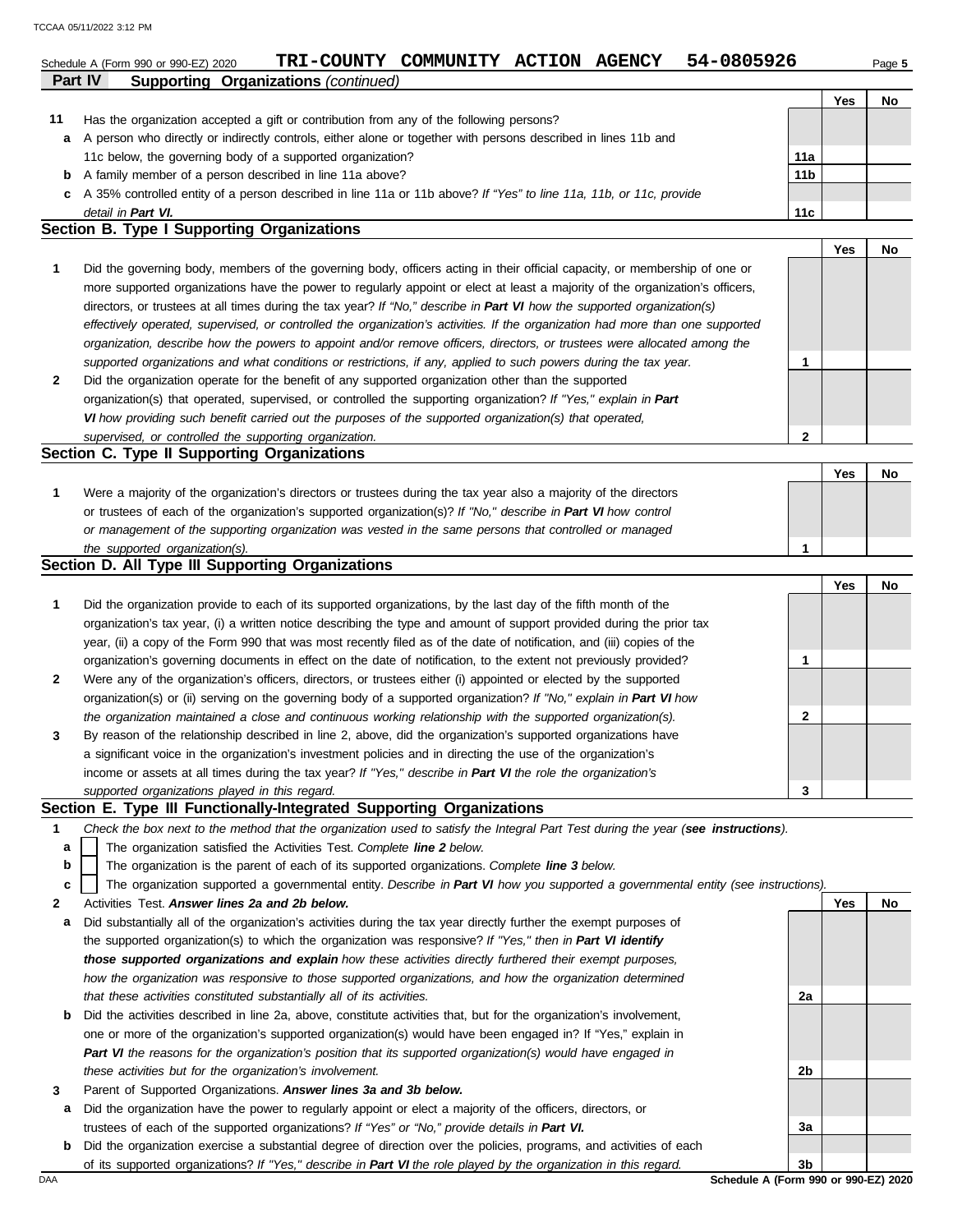Schedule A (Form 990 or 990-EZ) 2020 **TRI-COUNTY COMMUNITY ACTION AGENCY 54-0805926** Page **5**

## Part IV Supporting Organizations *(continued)*

| | | | Yes | No |
|---|---|---|---|---|
| **11** | Has the organization accepted a gift or contribution from any of the following persons? | | | |
| **a** | A person who directly or indirectly controls, either alone or together with persons described in lines 11b and 11c below, the governing body of a supported organization? | **11a** | | |
| **b** | A family member of a person described in line 11a above? | **11b** | | |
| **c** | A 35% controlled entity of a person described in line 11a or 11b above? *If "Yes" to line 11a, 11b, or 11c, provide detail in* ***Part VI.*** | **11c** | | |

### Section B. Type I Supporting Organizations

| | | | Yes | No |
|---|---|---|---|---|
| **1** | Did the governing body, members of the governing body, officers acting in their official capacity, or membership of one or more supported organizations have the power to regularly appoint or elect at least a majority of the organization's officers, directors, or trustees at all times during the tax year? *If "No," describe in* ***Part VI*** *how the supported organization(s) effectively operated, supervised, or controlled the organization's activities. If the organization had more than one supported organization, describe how the powers to appoint and/or remove officers, directors, or trustees were allocated among the supported organizations and what conditions or restrictions, if any, applied to such powers during the tax year.* | **1** | | |
| **2** | Did the organization operate for the benefit of any supported organization other than the supported organization(s) that operated, supervised, or controlled the supporting organization? *If "Yes," explain in* ***Part VI*** *how providing such benefit carried out the purposes of the supported organization(s) that operated, supervised, or controlled the supporting organization.* | **2** | | |

### Section C. Type II Supporting Organizations

| | | | Yes | No |
|---|---|---|---|---|
| **1** | Were a majority of the organization's directors or trustees during the tax year also a majority of the directors or trustees of each of the organization's supported organization(s)? *If "No," describe in* ***Part VI*** *how control or management of the supporting organization was vested in the same persons that controlled or managed the supported organization(s).* | **1** | | |

### Section D. All Type III Supporting Organizations

| | | | Yes | No |
|---|---|---|---|---|
| **1** | Did the organization provide to each of its supported organizations, by the last day of the fifth month of the organization's tax year, (i) a written notice describing the type and amount of support provided during the prior tax year, (ii) a copy of the Form 990 that was most recently filed as of the date of notification, and (iii) copies of the organization's governing documents in effect on the date of notification, to the extent not previously provided? | **1** | | |
| **2** | Were any of the organization's officers, directors, or trustees either (i) appointed or elected by the supported organization(s) or (ii) serving on the governing body of a supported organization? *If "No," explain in* ***Part VI*** *how the organization maintained a close and continuous working relationship with the supported organization(s).* | **2** | | |
| **3** | By reason of the relationship described in line 2, above, did the organization's supported organizations have a significant voice in the organization's investment policies and in directing the use of the organization's income or assets at all times during the tax year? *If "Yes," describe in* ***Part VI*** *the role the organization's supported organizations played in this regard.* | **3** | | |

### Section E. Type III Functionally-Integrated Supporting Organizations

**1** *Check the box next to the method that the organization used to satisfy the Integral Part Test during the year (**see instructions**).*

- **a** ☐ The organization satisfied the Activities Test. *Complete **line 2** below.*
- **b** ☐ The organization is the parent of each of its supported organizations. *Complete **line 3** below.*
- **c** ☐ The organization supported a governmental entity. *Describe in **Part VI** how you supported a governmental entity (see instructions).*

| | | | Yes | No |
|---|---|---|---|---|
| **2** | Activities Test. ***Answer lines 2a and 2b below.*** | | | |
| **a** | Did substantially all of the organization's activities during the tax year directly further the exempt purposes of the supported organization(s) to which the organization was responsive? *If "Yes," then in* ***Part VI identify those supported organizations and explain*** *how these activities directly furthered their exempt purposes, how the organization was responsive to those supported organizations, and how the organization determined that these activities constituted substantially all of its activities.* | **2a** | | |
| **b** | Did the activities described in line 2a, above, constitute activities that, but for the organization's involvement, one or more of the organization's supported organization(s) would have been engaged in? If "Yes," explain in ***Part VI*** *the reasons for the organization's position that its supported organization(s) would have engaged in these activities but for the organization's involvement.* | **2b** | | |
| **3** | Parent of Supported Organizations. ***Answer lines 3a and 3b below.*** | | | |
| **a** | Did the organization have the power to regularly appoint or elect a majority of the officers, directors, or trustees of each of the supported organizations? *If "Yes" or "No," provide details in* ***Part VI.*** | **3a** | | |
| **b** | Did the organization exercise a substantial degree of direction over the policies, programs, and activities of each of its supported organizations? *If "Yes," describe in* ***Part VI*** *the role played by the organization in this regard.* | **3b** | | |

**Schedule A (Form 990 or 990-EZ) 2020**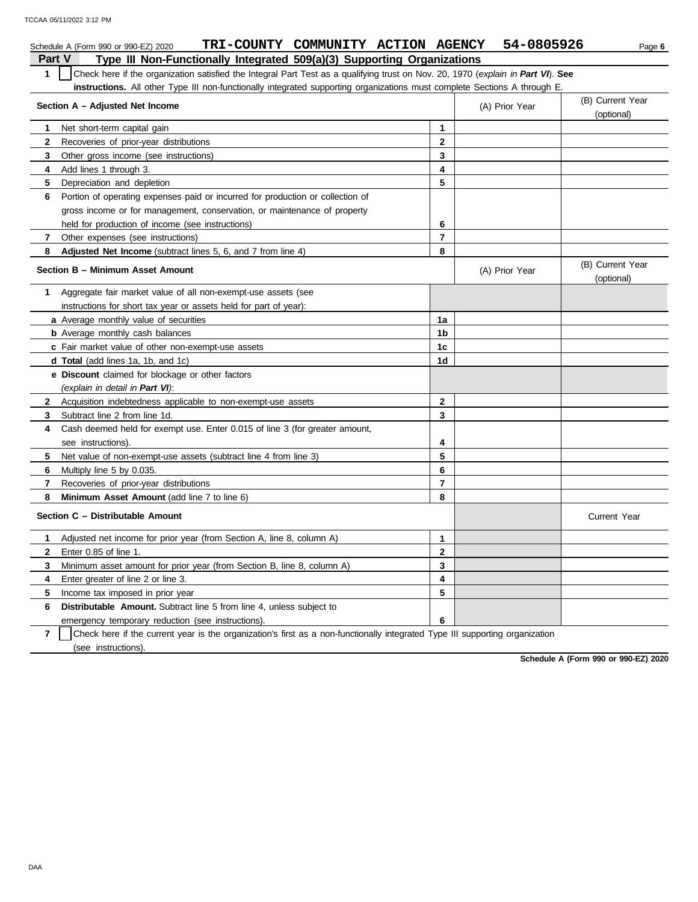Schedule A (Form 990 or 990-EZ) 2020 **TRI-COUNTY COMMUNITY ACTION AGENCY 54-0805926**

## Part V Type III Non-Functionally Integrated 509(a)(3) Supporting Organizations

**1** ☐ Check here if the organization satisfied the Integral Part Test as a qualifying trust on Nov. 20, 1970 (*explain in **Part VI***). **See instructions.** All other Type III non-functionally integrated supporting organizations must complete Sections A through E.

| **Section A – Adjusted Net Income** | | (A) Prior Year | (B) Current Year (optional) |
|---|---|---|---|
| **1** Net short-term capital gain | **1** | | |
| **2** Recoveries of prior-year distributions | **2** | | |
| **3** Other gross income (see instructions) | **3** | | |
| **4** Add lines 1 through 3. | **4** | | |
| **5** Depreciation and depletion | **5** | | |
| **6** Portion of operating expenses paid or incurred for production or collection of gross income or for management, conservation, or maintenance of property held for production of income (see instructions) | **6** | | |
| **7** Other expenses (see instructions) | **7** | | |
| **8** **Adjusted Net Income** (subtract lines 5, 6, and 7 from line 4) | **8** | | |

| **Section B – Minimum Asset Amount** | | (A) Prior Year | (B) Current Year (optional) |
|---|---|---|---|
| **1** Aggregate fair market value of all non-exempt-use assets (see instructions for short tax year or assets held for part of year): | | | |
| **a** Average monthly value of securities | **1a** | | |
| **b** Average monthly cash balances | **1b** | | |
| **c** Fair market value of other non-exempt-use assets | **1c** | | |
| **d** **Total** (add lines 1a, 1b, and 1c) | **1d** | | |
| **e** **Discount** claimed for blockage or other factors (*explain in detail in **Part VI***): | | | |
| **2** Acquisition indebtedness applicable to non-exempt-use assets | **2** | | |
| **3** Subtract line 2 from line 1d. | **3** | | |
| **4** Cash deemed held for exempt use. Enter 0.015 of line 3 (for greater amount, see instructions). | **4** | | |
| **5** Net value of non-exempt-use assets (subtract line 4 from line 3) | **5** | | |
| **6** Multiply line 5 by 0.035. | **6** | | |
| **7** Recoveries of prior-year distributions | **7** | | |
| **8** **Minimum Asset Amount** (add line 7 to line 6) | **8** | | |

| **Section C – Distributable Amount** | | | Current Year |
|---|---|---|---|
| **1** Adjusted net income for prior year (from Section A, line 8, column A) | **1** | | |
| **2** Enter 0.85 of line 1. | **2** | | |
| **3** Minimum asset amount for prior year (from Section B, line 8, column A) | **3** | | |
| **4** Enter greater of line 2 or line 3. | **4** | | |
| **5** Income tax imposed in prior year | **5** | | |
| **6** **Distributable Amount.** Subtract line 5 from line 4, unless subject to emergency temporary reduction (see instructions). | **6** | | |

**7** ☐ Check here if the current year is the organization's first as a non-functionally integrated Type III supporting organization (see instructions).

**Schedule A (Form 990 or 990-EZ) 2020**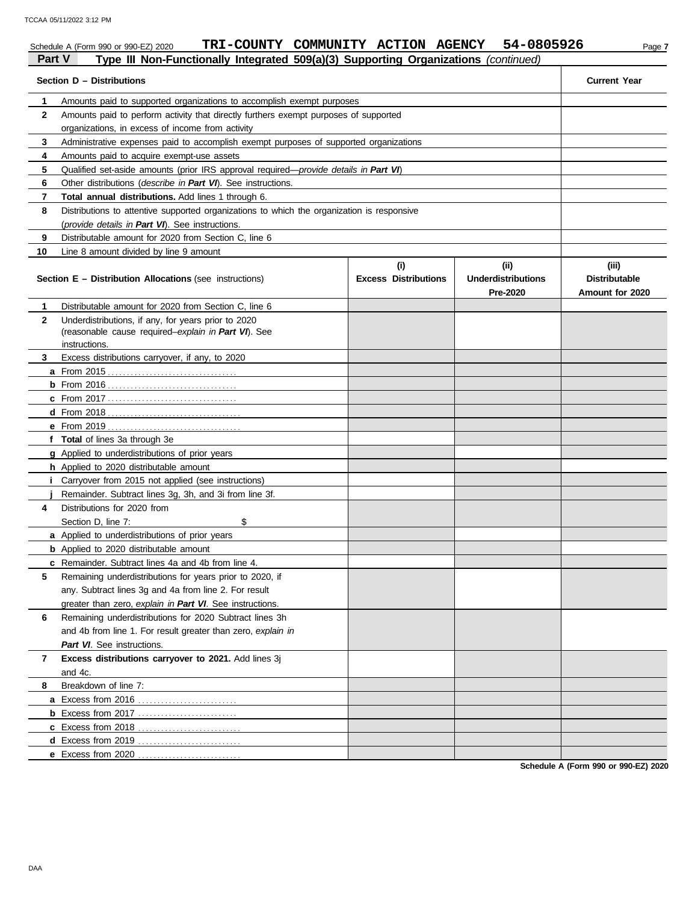Schedule A (Form 990 or 990-EZ) 2020 **TRI-COUNTY COMMUNITY ACTION AGENCY 54-0805926**

**Part V — Type III Non-Functionally Integrated 509(a)(3) Supporting Organizations** *(continued)*

| **Section D – Distributions** | | **Current Year** |
|---|---|---|
| 1 | Amounts paid to supported organizations to accomplish exempt purposes | |
| 2 | Amounts paid to perform activity that directly furthers exempt purposes of supported organizations, in excess of income from activity | |
| 3 | Administrative expenses paid to accomplish exempt purposes of supported organizations | |
| 4 | Amounts paid to acquire exempt-use assets | |
| 5 | Qualified set-aside amounts (prior IRS approval required—*provide details in **Part VI***) | |
| 6 | Other distributions (*describe in **Part VI***). See instructions. | |
| 7 | **Total annual distributions.** Add lines 1 through 6. | |
| 8 | Distributions to attentive supported organizations to which the organization is responsive (*provide details in **Part VI***). See instructions. | |
| 9 | Distributable amount for 2020 from Section C, line 6 | |
| 10 | Line 8 amount divided by line 9 amount | |

| **Section E – Distribution Allocations** (see instructions) | | **(i) Excess Distributions** | **(ii) Underdistributions Pre-2020** | **(iii) Distributable Amount for 2020** |
|---|---|---|---|---|
| 1 | Distributable amount for 2020 from Section C, line 6 | | | |
| 2 | Underdistributions, if any, for years prior to 2020 (reasonable cause required–*explain in **Part VI***). See instructions. | | | |
| 3 | Excess distributions carryover, if any, to 2020 | | | |
| a | From 2015 | | | |
| b | From 2016 | | | |
| c | From 2017 | | | |
| d | From 2018 | | | |
| e | From 2019 | | | |
| f | **Total** of lines 3a through 3e | | | |
| g | Applied to underdistributions of prior years | | | |
| h | Applied to 2020 distributable amount | | | |
| i | Carryover from 2015 not applied (see instructions) | | | |
| j | Remainder. Subtract lines 3g, 3h, and 3i from line 3f. | | | |
| 4 | Distributions for 2020 from Section D, line 7: $ | | | |
| a | Applied to underdistributions of prior years | | | |
| b | Applied to 2020 distributable amount | | | |
| c | Remainder. Subtract lines 4a and 4b from line 4. | | | |
| 5 | Remaining underdistributions for years prior to 2020, if any. Subtract lines 3g and 4a from line 2. For result greater than zero, *explain in **Part VI***. See instructions. | | | |
| 6 | Remaining underdistributions for 2020 Subtract lines 3h and 4b from line 1. For result greater than zero, *explain in **Part VI***. See instructions. | | | |
| 7 | **Excess distributions carryover to 2021.** Add lines 3j and 4c. | | | |
| 8 | Breakdown of line 7: | | | |
| a | Excess from 2016 | | | |
| b | Excess from 2017 | | | |
| c | Excess from 2018 | | | |
| d | Excess from 2019 | | | |
| e | Excess from 2020 | | | |

**Schedule A (Form 990 or 990-EZ) 2020**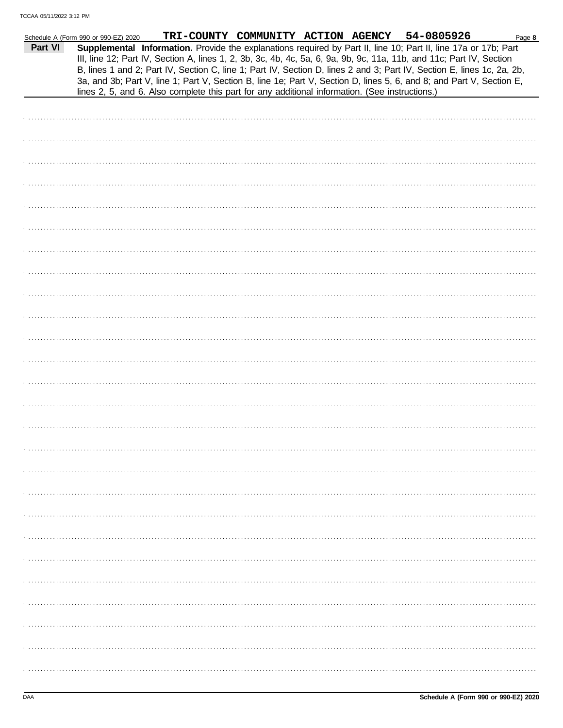Schedule A (Form 990 or 990-EZ) 2020 TRI-COUNTY COMMUNITY ACTION AGENCY 54-0805926

**Part VI** **Supplemental Information.** Provide the explanations required by Part II, line 10; Part II, line 17a or 17b; Part III, line 12; Part IV, Section A, lines 1, 2, 3b, 3c, 4b, 4c, 5a, 6, 9a, 9b, 9c, 11a, 11b, and 11c; Part IV, Section B, lines 1 and 2; Part IV, Section C, line 1; Part IV, Section D, lines 2 and 3; Part IV, Section E, lines 1c, 2a, 2b, 3a, and 3b; Part V, line 1; Part V, Section B, line 1e; Part V, Section D, lines 5, 6, and 8; and Part V, Section E, lines 2, 5, and 6. Also complete this part for any additional information. (See instructions.)

Schedule A (Form 990 or 990-EZ) 2020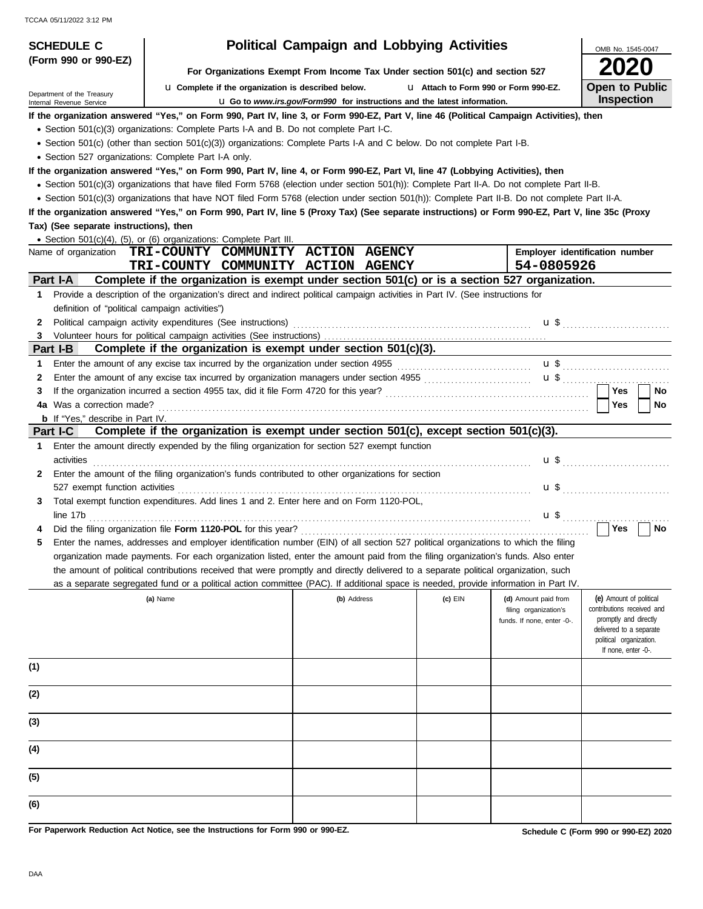**SCHEDULE C (Form 990 or 990-EZ)**

Department of the Treasury
Internal Revenue Service

# Political Campaign and Lobbying Activities

**For Organizations Exempt From Income Tax Under section 501(c) and section 527**

u Complete if the organization is described below. u Attach to Form 990 or Form 990-EZ.

u Go to *www.irs.gov/Form990* for instructions and the latest information.

OMB No. 1545-0047

**2020**

**Open to Public Inspection**

**If the organization answered "Yes," on Form 990, Part IV, line 3, or Form 990-EZ, Part V, line 46 (Political Campaign Activities), then**

- Section 501(c)(3) organizations: Complete Parts I-A and B. Do not complete Part I-C.
- Section 501(c) (other than section 501(c)(3)) organizations: Complete Parts I-A and C below. Do not complete Part I-B.
- Section 527 organizations: Complete Part I-A only.

**If the organization answered "Yes," on Form 990, Part IV, line 4, or Form 990-EZ, Part VI, line 47 (Lobbying Activities), then**

- Section 501(c)(3) organizations that have filed Form 5768 (election under section 501(h)): Complete Part II-A. Do not complete Part II-B.
- Section 501(c)(3) organizations that have NOT filed Form 5768 (election under section 501(h)): Complete Part II-B. Do not complete Part II-A.

**If the organization answered "Yes," on Form 990, Part IV, line 5 (Proxy Tax) (See separate instructions) or Form 990-EZ, Part V, line 35c (Proxy Tax) (See separate instructions), then**

- Section 501(c)(4), (5), or (6) organizations: Complete Part III.

Name of organization: **TRI-COUNTY COMMUNITY ACTION AGENCY**
**TRI-COUNTY COMMUNITY ACTION AGENCY**

Employer identification number: **54-0805926**

## Part I-A Complete if the organization is exempt under section 501(c) or is a section 527 organization.

1 Provide a description of the organization's direct and indirect political campaign activities in Part IV. (See instructions for definition of "political campaign activities")

2 Political campaign activity expenditures (See instructions) u $

3 Volunteer hours for political campaign activities (See instructions)

## Part I-B Complete if the organization is exempt under section 501(c)(3).

1 Enter the amount of any excise tax incurred by the organization under section 4955 u $

2 Enter the amount of any excise tax incurred by organization managers under section 4955 u $

3 If the organization incurred a section 4955 tax, did it file Form 4720 for this year? Yes No

4a Was a correction made? Yes No

b If "Yes," describe in Part IV.

## Part I-C Complete if the organization is exempt under section 501(c), except section 501(c)(3).

1 Enter the amount directly expended by the filing organization for section 527 exempt function activities u $

2 Enter the amount of the filing organization's funds contributed to other organizations for section 527 exempt function activities u $

3 Total exempt function expenditures. Add lines 1 and 2. Enter here and on Form 1120-POL, line 17b u $

4 Did the filing organization file **Form 1120-POL** for this year? Yes No

5 Enter the names, addresses and employer identification number (EIN) of all section 527 political organizations to which the filing organization made payments. For each organization listed, enter the amount paid from the filing organization's funds. Also enter the amount of political contributions received that were promptly and directly delivered to a separate political organization, such as a separate segregated fund or a political action committee (PAC). If additional space is needed, provide information in Part IV.

| | (a) Name | (b) Address | (c) EIN | (d) Amount paid from filing organization's funds. If none, enter -0-. | (e) Amount of political contributions received and promptly and directly delivered to a separate political organization. If none, enter -0-. |
|---|---|---|---|---|---|
| (1) | | | | | |
| (2) | | | | | |
| (3) | | | | | |
| (4) | | | | | |
| (5) | | | | | |
| (6) | | | | | |

**For Paperwork Reduction Act Notice, see the Instructions for Form 990 or 990-EZ.** **Schedule C (Form 990 or 990-EZ) 2020**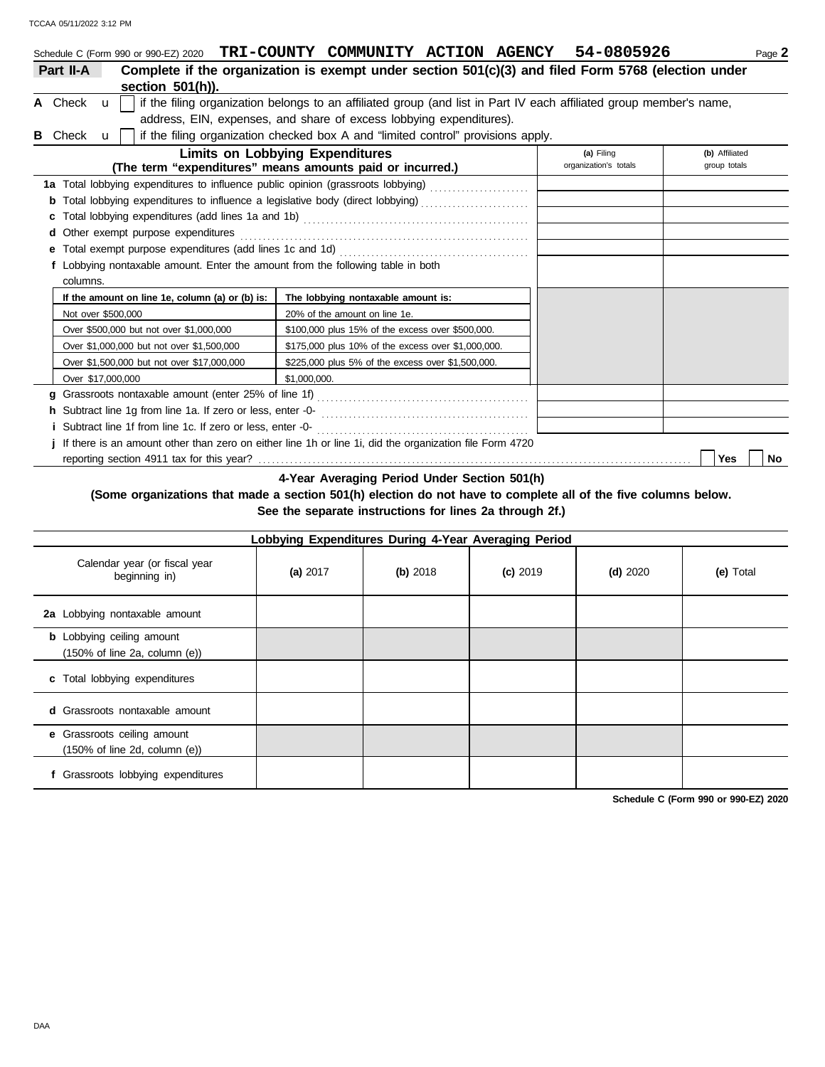Schedule C (Form 990 or 990-EZ) 2020 **TRI-COUNTY COMMUNITY ACTION AGENCY 54-0805926** Page **2**

**Part II-A** **Complete if the organization is exempt under section 501(c)(3) and filed Form 5768 (election under section 501(h)).**

**A** Check u [ ] if the filing organization belongs to an affiliated group (and list in Part IV each affiliated group member's name, address, EIN, expenses, and share of excess lobbying expenditures).

**B** Check u [ ] if the filing organization checked box A and "limited control" provisions apply.

| **Limits on Lobbying Expenditures** (The term "expenditures" means amounts paid or incurred.) | **(a)** Filing organization's totals | **(b)** Affiliated group totals |
|---|---|---|
| **1a** Total lobbying expenditures to influence public opinion (grassroots lobbying) | | |
| **b** Total lobbying expenditures to influence a legislative body (direct lobbying) | | |
| **c** Total lobbying expenditures (add lines 1a and 1b) | | |
| **d** Other exempt purpose expenditures | | |
| **e** Total exempt purpose expenditures (add lines 1c and 1d) | | |
| **f** Lobbying nontaxable amount. Enter the amount from the following table in both columns. | | |

| If the amount on line 1e, column (a) or (b) is: | The lobbying nontaxable amount is: |
|---|---|
| Not over $500,000 | 20% of the amount on line 1e. |
| Over $500,000 but not over $1,000,000 | $100,000 plus 15% of the excess over $500,000. |
| Over $1,000,000 but not over $1,500,000 | $175,000 plus 10% of the excess over $1,000,000. |
| Over $1,500,000 but not over $17,000,000 | $225,000 plus 5% of the excess over $1,500,000. |
| Over $17,000,000 | $1,000,000. |

| | (a) | (b) |
|---|---|---|
| **g** Grassroots nontaxable amount (enter 25% of line 1f) | | |
| **h** Subtract line 1g from line 1a. If zero or less, enter -0- | | |
| **i** Subtract line 1f from line 1c. If zero or less, enter -0- | | |

**j** If there is an amount other than zero on either line 1h or line 1i, did the organization file Form 4720 reporting section 4911 tax for this year? [ ] **Yes** [ ] **No**

**4-Year Averaging Period Under Section 501(h)**
**(Some organizations that made a section 501(h) election do not have to complete all of the five columns below. See the separate instructions for lines 2a through 2f.)**

| Lobbying Expenditures During 4-Year Averaging Period | | | | | |
|---|---|---|---|---|---|
| Calendar year (or fiscal year beginning in) | **(a)** 2017 | **(b)** 2018 | **(c)** 2019 | **(d)** 2020 | **(e)** Total |
| **2a** Lobbying nontaxable amount | | | | | |
| **b** Lobbying ceiling amount (150% of line 2a, column (e)) | | | | | |
| **c** Total lobbying expenditures | | | | | |
| **d** Grassroots nontaxable amount | | | | | |
| **e** Grassroots ceiling amount (150% of line 2d, column (e)) | | | | | |
| **f** Grassroots lobbying expenditures | | | | | |

**Schedule C (Form 990 or 990-EZ) 2020**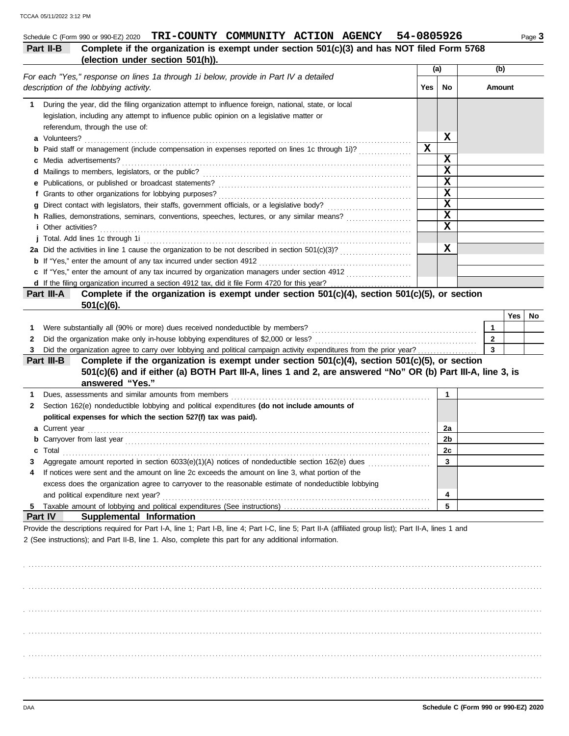Schedule C (Form 990 or 990-EZ) 2020 **TRI-COUNTY COMMUNITY ACTION AGENCY 54-0805926**

**Part II-B** **Complete if the organization is exempt under section 501(c)(3) and has NOT filed Form 5768 (election under section 501(h)).**

| *For each "Yes," response on lines 1a through 1i below, provide in Part IV a detailed description of the lobbying activity.* | (a) Yes | (a) No | (b) Amount |
|---|---|---|---|
| **1** During the year, did the filing organization attempt to influence foreign, national, state, or local legislation, including any attempt to influence public opinion on a legislative matter or referendum, through the use of: | | | |
| **a** Volunteers? | | X | |
| **b** Paid staff or management (include compensation in expenses reported on lines 1c through 1i)? | X | | |
| **c** Media advertisements? | | X | |
| **d** Mailings to members, legislators, or the public? | | X | |
| **e** Publications, or published or broadcast statements? | | X | |
| **f** Grants to other organizations for lobbying purposes? | | X | |
| **g** Direct contact with legislators, their staffs, government officials, or a legislative body? | | X | |
| **h** Rallies, demonstrations, seminars, conventions, speeches, lectures, or any similar means? | | X | |
| **i** Other activities? | | X | |
| **j** Total. Add lines 1c through 1i | | | |
| **2a** Did the activities in line 1 cause the organization to be not described in section 501(c)(3)? | | X | |
| **b** If "Yes," enter the amount of any tax incurred under section 4912 | | | |
| **c** If "Yes," enter the amount of any tax incurred by organization managers under section 4912 | | | |
| **d** If the filing organization incurred a section 4912 tax, did it file Form 4720 for this year? | | | |

**Part III-A** **Complete if the organization is exempt under section 501(c)(4), section 501(c)(5), or section 501(c)(6).**

| | | Yes | No |
|---|---|---|---|
| **1** Were substantially all (90% or more) dues received nondeductible by members? | 1 | | |
| **2** Did the organization make only in-house lobbying expenditures of $2,000 or less? | 2 | | |
| **3** Did the organization agree to carry over lobbying and political campaign activity expenditures from the prior year? | 3 | | |

**Part III-B** **Complete if the organization is exempt under section 501(c)(4), section 501(c)(5), or section 501(c)(6) and if either (a) BOTH Part III-A, lines 1 and 2, are answered "No" OR (b) Part III-A, line 3, is answered "Yes."**

| | | |
|---|---|---|
| **1** Dues, assessments and similar amounts from members | 1 | |
| **2** Section 162(e) nondeductible lobbying and political expenditures **(do not include amounts of political expenses for which the section 527(f) tax was paid).** | | |
| **a** Current year | 2a | |
| **b** Carryover from last year | 2b | |
| **c** Total | 2c | |
| **3** Aggregate amount reported in section 6033(e)(1)(A) notices of nondeductible section 162(e) dues | 3 | |
| **4** If notices were sent and the amount on line 2c exceeds the amount on line 3, what portion of the excess does the organization agree to carryover to the reasonable estimate of nondeductible lobbying and political expenditure next year? | 4 | |
| **5** Taxable amount of lobbying and political expenditures (See instructions) | 5 | |

**Part IV** **Supplemental Information**

Provide the descriptions required for Part I-A, line 1; Part I-B, line 4; Part I-C, line 5; Part II-A (affiliated group list); Part II-A, lines 1 and 2 (See instructions); and Part II-B, line 1. Also, complete this part for any additional information.

Schedule C (Form 990 or 990-EZ) 2020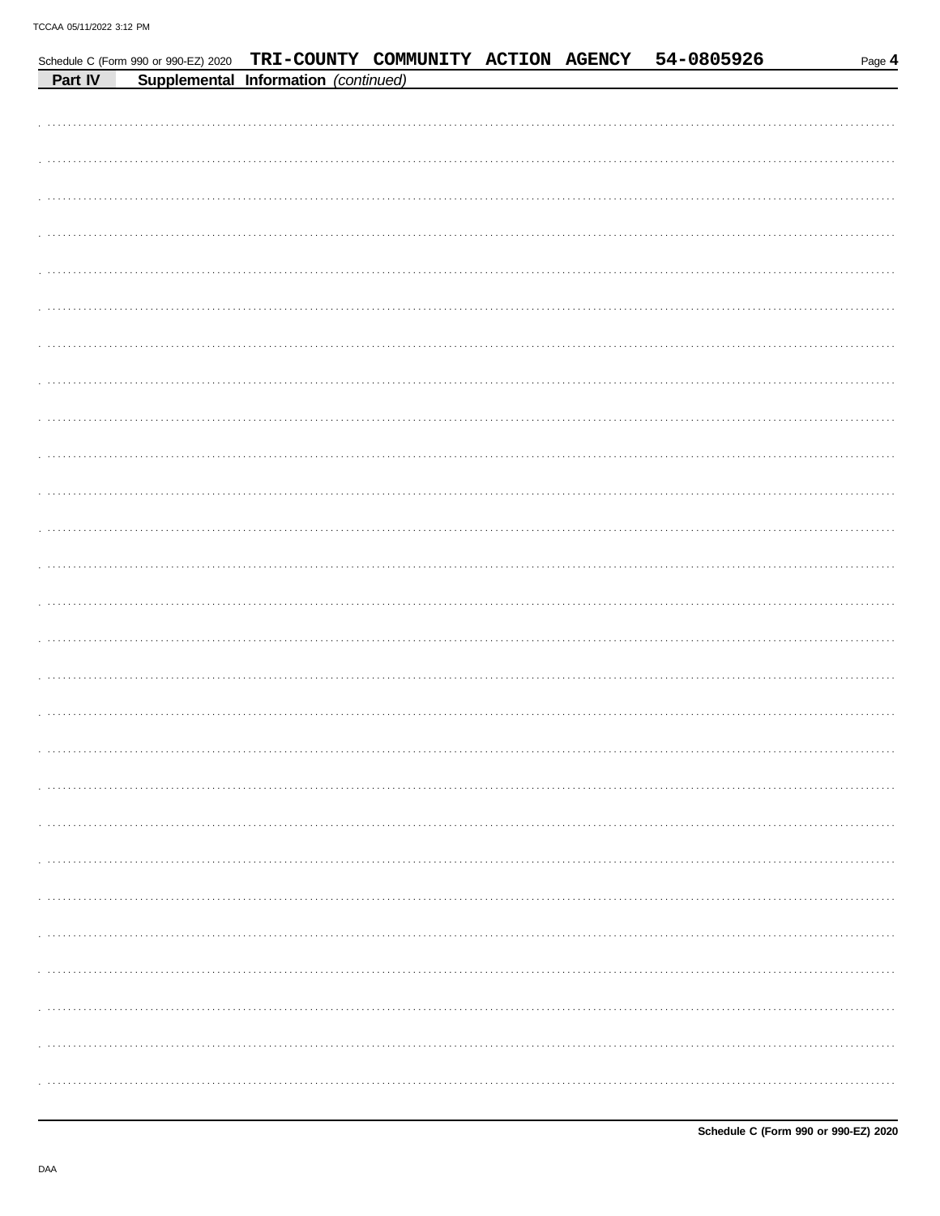Schedule C (Form 990 or 990-EZ) 2020 **TRI-COUNTY COMMUNITY ACTION AGENCY 54-0805926**

**Part IV Supplemental Information** *(continued)*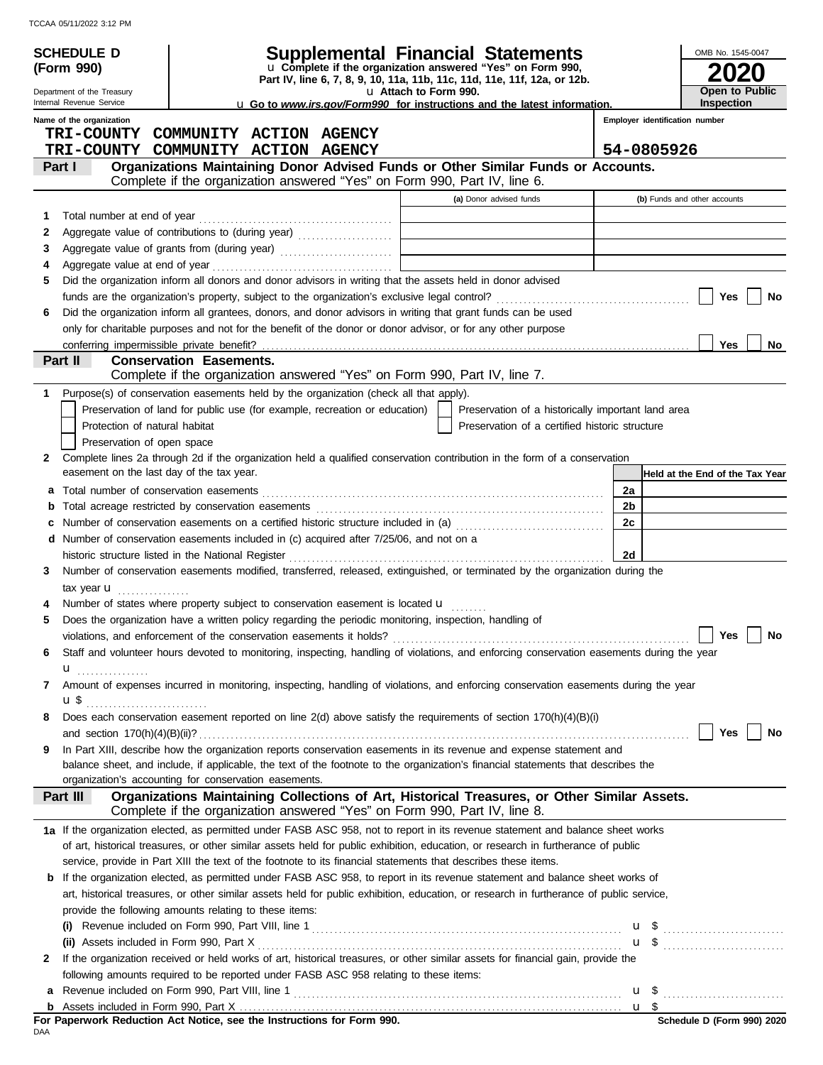# SCHEDULE D (Form 990)

Department of the Treasury
Internal Revenue Service

## Supplemental Financial Statements

u Complete if the organization answered "Yes" on Form 990, Part IV, line 6, 7, 8, 9, 10, 11a, 11b, 11c, 11d, 11e, 11f, 12a, or 12b.
u Attach to Form 990.
u Go to *www.irs.gov/Form990* for instructions and the latest information.

OMB No. 1545-0047

**2020**

**Open to Public Inspection**

Name of the organization
TRI-COUNTY COMMUNITY ACTION AGENCY
TRI-COUNTY COMMUNITY ACTION AGENCY

Employer identification number
54-0805926

### Part I — Organizations Maintaining Donor Advised Funds or Other Similar Funds or Accounts.
Complete if the organization answered "Yes" on Form 990, Part IV, line 6.

| | | (a) Donor advised funds | (b) Funds and other accounts |
|---|---|---|---|
| 1 | Total number at end of year | | |
| 2 | Aggregate value of contributions to (during year) | | |
| 3 | Aggregate value of grants from (during year) | | |
| 4 | Aggregate value at end of year | | |

5 Did the organization inform all donors and donor advisors in writing that the assets held in donor advised funds are the organization's property, subject to the organization's exclusive legal control? ☐ Yes ☐ No

6 Did the organization inform all grantees, donors, and donor advisors in writing that grant funds can be used only for charitable purposes and not for the benefit of the donor or donor advisor, or for any other purpose conferring impermissible private benefit? ☐ Yes ☐ No

### Part II — Conservation Easements.
Complete if the organization answered "Yes" on Form 990, Part IV, line 7.

1 Purpose(s) of conservation easements held by the organization (check all that apply).

☐ Preservation of land for public use (for example, recreation or education) ☐ Preservation of a historically important land area
☐ Protection of natural habitat ☐ Preservation of a certified historic structure
☐ Preservation of open space

2 Complete lines 2a through 2d if the organization held a qualified conservation contribution in the form of a conservation easement on the last day of the tax year.

| | | | Held at the End of the Tax Year |
|---|---|---|---|
| a | Total number of conservation easements | 2a | |
| b | Total acreage restricted by conservation easements | 2b | |
| c | Number of conservation easements on a certified historic structure included in (a) | 2c | |
| d | Number of conservation easements included in (c) acquired after 7/25/06, and not on a historic structure listed in the National Register | 2d | |

3 Number of conservation easements modified, transferred, released, extinguished, or terminated by the organization during the tax year u

4 Number of states where property subject to conservation easement is located u

5 Does the organization have a written policy regarding the periodic monitoring, inspection, handling of violations, and enforcement of the conservation easements it holds? ☐ Yes ☐ No

6 Staff and volunteer hours devoted to monitoring, inspecting, handling of violations, and enforcing conservation easements during the year u

7 Amount of expenses incurred in monitoring, inspecting, handling of violations, and enforcing conservation easements during the year u $

8 Does each conservation easement reported on line 2(d) above satisfy the requirements of section 170(h)(4)(B)(i) and section 170(h)(4)(B)(ii)? ☐ Yes ☐ No

9 In Part XIII, describe how the organization reports conservation easements in its revenue and expense statement and balance sheet, and include, if applicable, the text of the footnote to the organization's financial statements that describes the organization's accounting for conservation easements.

### Part III — Organizations Maintaining Collections of Art, Historical Treasures, or Other Similar Assets.
Complete if the organization answered "Yes" on Form 990, Part IV, line 8.

1a If the organization elected, as permitted under FASB ASC 958, not to report in its revenue statement and balance sheet works of art, historical treasures, or other similar assets held for public exhibition, education, or research in furtherance of public service, provide in Part XIII the text of the footnote to its financial statements that describes these items.

b If the organization elected, as permitted under FASB ASC 958, to report in its revenue statement and balance sheet works of art, historical treasures, or other similar assets held for public exhibition, education, or research in furtherance of public service, provide the following amounts relating to these items:

(i) Revenue included on Form 990, Part VIII, line 1 u $

(ii) Assets included in Form 990, Part X u $

2 If the organization received or held works of art, historical treasures, or other similar assets for financial gain, provide the following amounts required to be reported under FASB ASC 958 relating to these items:

a Revenue included on Form 990, Part VIII, line 1 u $

b Assets included in Form 990, Part X u $

**For Paperwork Reduction Act Notice, see the Instructions for Form 990.**

DAA

**Schedule D (Form 990) 2020**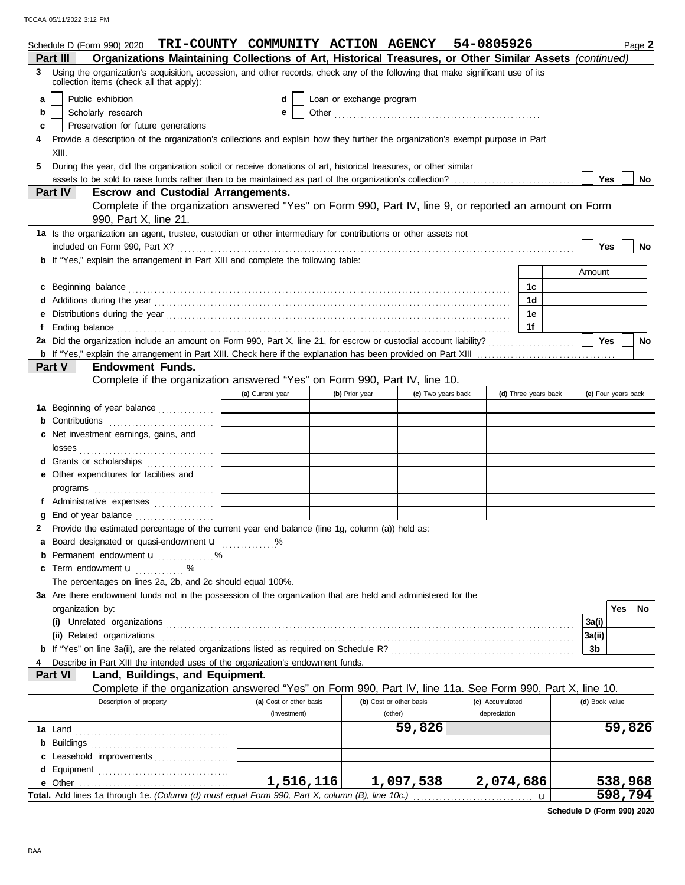Schedule D (Form 990) 2020 **TRI-COUNTY COMMUNITY ACTION AGENCY 54-0805926** Page **2**

## Part III Organizations Maintaining Collections of Art, Historical Treasures, or Other Similar Assets *(continued)*

**3** Using the organization's acquisition, accession, and other records, check any of the following that make significant use of its collection items (check all that apply):

- **a** [ ] Public exhibition
- **b** [ ] Scholarly research
- **c** [ ] Preservation for future generations
- **d** [ ] Loan or exchange program
- **e** [ ] Other .....................................................

**4** Provide a description of the organization's collections and explain how they further the organization's exempt purpose in Part XIII.

**5** During the year, did the organization solicit or receive donations of art, historical treasures, or other similar assets to be sold to raise funds rather than to be maintained as part of the organization's collection? [ ] Yes [ ] No

## Part IV Escrow and Custodial Arrangements.

Complete if the organization answered "Yes" on Form 990, Part IV, line 9, or reported an amount on Form 990, Part X, line 21.

**1a** Is the organization an agent, trustee, custodian or other intermediary for contributions or other assets not included on Form 990, Part X? [ ] Yes [ ] No

**b** If "Yes," explain the arrangement in Part XIII and complete the following table:

| | | Amount |
|---|---|---|
| **c** Beginning balance | 1c | |
| **d** Additions during the year | 1d | |
| **e** Distributions during the year | 1e | |
| **f** Ending balance | 1f | |

**2a** Did the organization include an amount on Form 990, Part X, line 21, for escrow or custodial account liability? [ ] Yes [ ] No

**b** If "Yes," explain the arrangement in Part XIII. Check here if the explanation has been provided on Part XIII [ ]

## Part V Endowment Funds.

Complete if the organization answered "Yes" on Form 990, Part IV, line 10.

| | (a) Current year | (b) Prior year | (c) Two years back | (d) Three years back | (e) Four years back |
|---|---|---|---|---|---|
| **1a** Beginning of year balance | | | | | |
| **b** Contributions | | | | | |
| **c** Net investment earnings, gains, and losses | | | | | |
| **d** Grants or scholarships | | | | | |
| **e** Other expenditures for facilities and programs | | | | | |
| **f** Administrative expenses | | | | | |
| **g** End of year balance | | | | | |

**2** Provide the estimated percentage of the current year end balance (line 1g, column (a)) held as:

- **a** Board designated or quasi-endowment u ............ %
- **b** Permanent endowment u ............ %
- **c** Term endowment u ............ %

The percentages on lines 2a, 2b, and 2c should equal 100%.

**3a** Are there endowment funds not in the possession of the organization that are held and administered for the organization by:

| | | Yes | No |
|---|---|---|---|
| **(i)** Unrelated organizations | 3a(i) | | |
| **(ii)** Related organizations | 3a(ii) | | |
| **b** If "Yes" on line 3a(ii), are the related organizations listed as required on Schedule R? | 3b | | |

**4** Describe in Part XIII the intended uses of the organization's endowment funds.

## Part VI Land, Buildings, and Equipment.

Complete if the organization answered "Yes" on Form 990, Part IV, line 11a. See Form 990, Part X, line 10.

| Description of property | (a) Cost or other basis (investment) | (b) Cost or other basis (other) | (c) Accumulated depreciation | (d) Book value |
|---|---|---|---|---|
| **1a** Land | | 59,826 | | 59,826 |
| **b** Buildings | | | | |
| **c** Leasehold improvements | | | | |
| **d** Equipment | | | | |
| **e** Other | 1,516,116 | 1,097,538 | 2,074,686 | 538,968 |
| **Total.** Add lines 1a through 1e. *(Column (d) must equal Form 990, Part X, column (B), line 10c.)* u | | | | 598,794 |

**Schedule D (Form 990) 2020**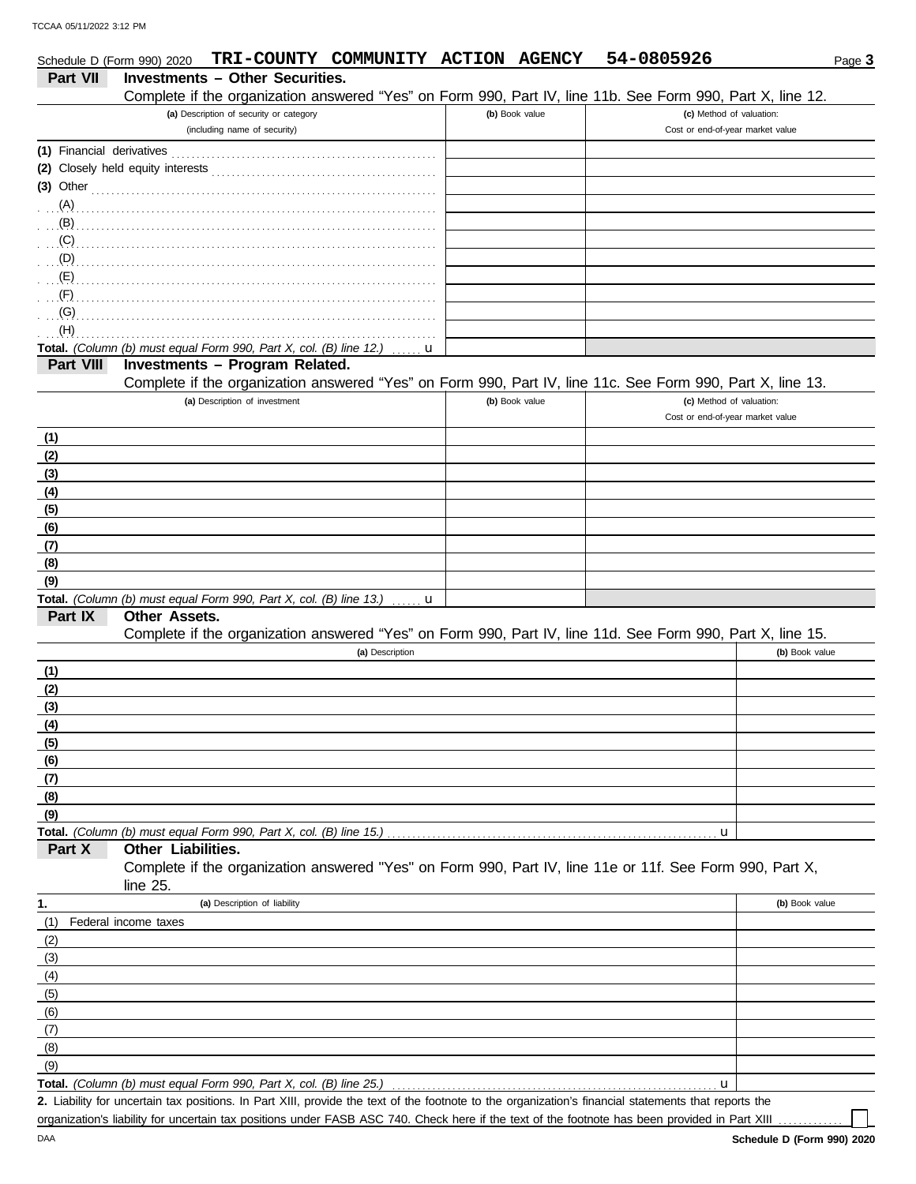Schedule D (Form 990) 2020 **TRI-COUNTY COMMUNITY ACTION AGENCY 54-0805926** Page **3**

## Part VII Investments – Other Securities.

Complete if the organization answered "Yes" on Form 990, Part IV, line 11b. See Form 990, Part X, line 12.

| (a) Description of security or category (including name of security) | (b) Book value | (c) Method of valuation: Cost or end-of-year market value |
|---|---|---|
| (1) Financial derivatives | | |
| (2) Closely held equity interests | | |
| (3) Other | | |
| (A) | | |
| (B) | | |
| (C) | | |
| (D) | | |
| (E) | | |
| (F) | | |
| (G) | | |
| (H) | | |
| **Total.** *(Column (b) must equal Form 990, Part X, col. (B) line 12.)* u | | |

## Part VIII Investments – Program Related.

Complete if the organization answered "Yes" on Form 990, Part IV, line 11c. See Form 990, Part X, line 13.

| (a) Description of investment | (b) Book value | (c) Method of valuation: Cost or end-of-year market value |
|---|---|---|
| (1) | | |
| (2) | | |
| (3) | | |
| (4) | | |
| (5) | | |
| (6) | | |
| (7) | | |
| (8) | | |
| (9) | | |
| **Total.** *(Column (b) must equal Form 990, Part X, col. (B) line 13.)* u | | |

## Part IX Other Assets.

Complete if the organization answered "Yes" on Form 990, Part IV, line 11d. See Form 990, Part X, line 15.

| (a) Description | (b) Book value |
|---|---|
| (1) | |
| (2) | |
| (3) | |
| (4) | |
| (5) | |
| (6) | |
| (7) | |
| (8) | |
| (9) | |
| **Total.** *(Column (b) must equal Form 990, Part X, col. (B) line 15.)* u | |

## Part X Other Liabilities.

Complete if the organization answered "Yes" on Form 990, Part IV, line 11e or 11f. See Form 990, Part X, line 25.

| 1. (a) Description of liability | (b) Book value |
|---|---|
| (1) Federal income taxes | |
| (2) | |
| (3) | |
| (4) | |
| (5) | |
| (6) | |
| (7) | |
| (8) | |
| (9) | |
| **Total.** *(Column (b) must equal Form 990, Part X, col. (B) line 25.)* u | |

**2.** Liability for uncertain tax positions. In Part XIII, provide the text of the footnote to the organization's financial statements that reports the organization's liability for uncertain tax positions under FASB ASC 740. Check here if the text of the footnote has been provided in Part XIII ☐

**Schedule D (Form 990) 2020**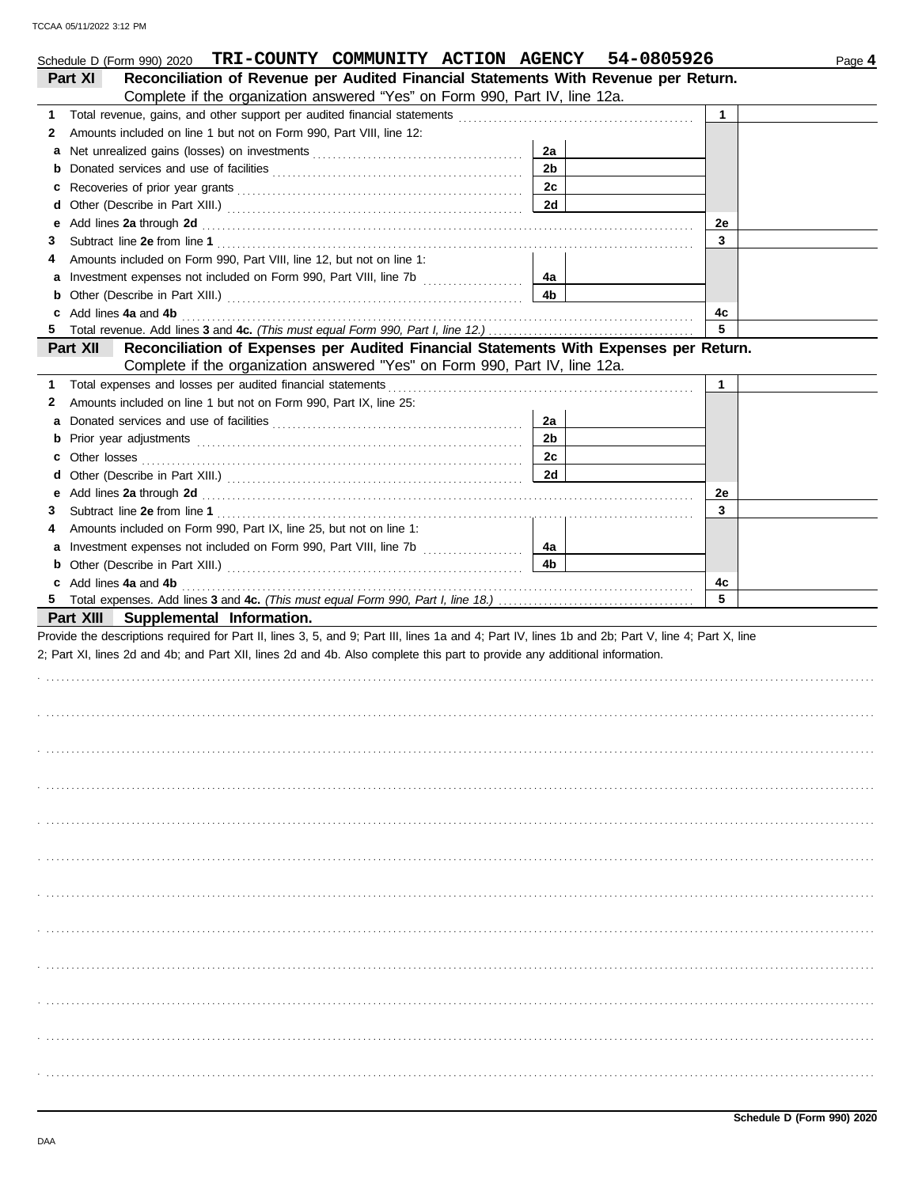Schedule D (Form 990) 2020 **TRI-COUNTY COMMUNITY ACTION AGENCY 54-0805926** Page **4**

## Part XI Reconciliation of Revenue per Audited Financial Statements With Revenue per Return.

Complete if the organization answered "Yes" on Form 990, Part IV, line 12a.

| | | | | | |
|---|---|---|---|---|---|
| 1 | Total revenue, gains, and other support per audited financial statements | | | 1 | |
| 2 | Amounts included on line 1 but not on Form 990, Part VIII, line 12: | | | | |
| a | Net unrealized gains (losses) on investments | 2a | | | |
| b | Donated services and use of facilities | 2b | | | |
| c | Recoveries of prior year grants | 2c | | | |
| d | Other (Describe in Part XIII.) | 2d | | | |
| e | Add lines **2a** through **2d** | | | 2e | |
| 3 | Subtract line **2e** from line **1** | | | 3 | |
| 4 | Amounts included on Form 990, Part VIII, line 12, but not on line 1: | | | | |
| a | Investment expenses not included on Form 990, Part VIII, line 7b | 4a | | | |
| b | Other (Describe in Part XIII.) | 4b | | | |
| c | Add lines **4a** and **4b** | | | 4c | |
| 5 | Total revenue. Add lines **3** and **4c.** *(This must equal Form 990, Part I, line 12.)* | | | 5 | |

## Part XII Reconciliation of Expenses per Audited Financial Statements With Expenses per Return.

Complete if the organization answered "Yes" on Form 990, Part IV, line 12a.

| | | | | | |
|---|---|---|---|---|---|
| 1 | Total expenses and losses per audited financial statements | | | 1 | |
| 2 | Amounts included on line 1 but not on Form 990, Part IX, line 25: | | | | |
| a | Donated services and use of facilities | 2a | | | |
| b | Prior year adjustments | 2b | | | |
| c | Other losses | 2c | | | |
| d | Other (Describe in Part XIII.) | 2d | | | |
| e | Add lines **2a** through **2d** | | | 2e | |
| 3 | Subtract line **2e** from line **1** | | | 3 | |
| 4 | Amounts included on Form 990, Part IX, line 25, but not on line 1: | | | | |
| a | Investment expenses not included on Form 990, Part VIII, line 7b | 4a | | | |
| b | Other (Describe in Part XIII.) | 4b | | | |
| c | Add lines **4a** and **4b** | | | 4c | |
| 5 | Total expenses. Add lines **3** and **4c.** *(This must equal Form 990, Part I, line 18.)* | | | 5 | |

## Part XIII Supplemental Information.

Provide the descriptions required for Part II, lines 3, 5, and 9; Part III, lines 1a and 4; Part IV, lines 1b and 2b; Part V, line 4; Part X, line 2; Part XI, lines 2d and 4b; and Part XII, lines 2d and 4b. Also complete this part to provide any additional information.

Schedule D (Form 990) 2020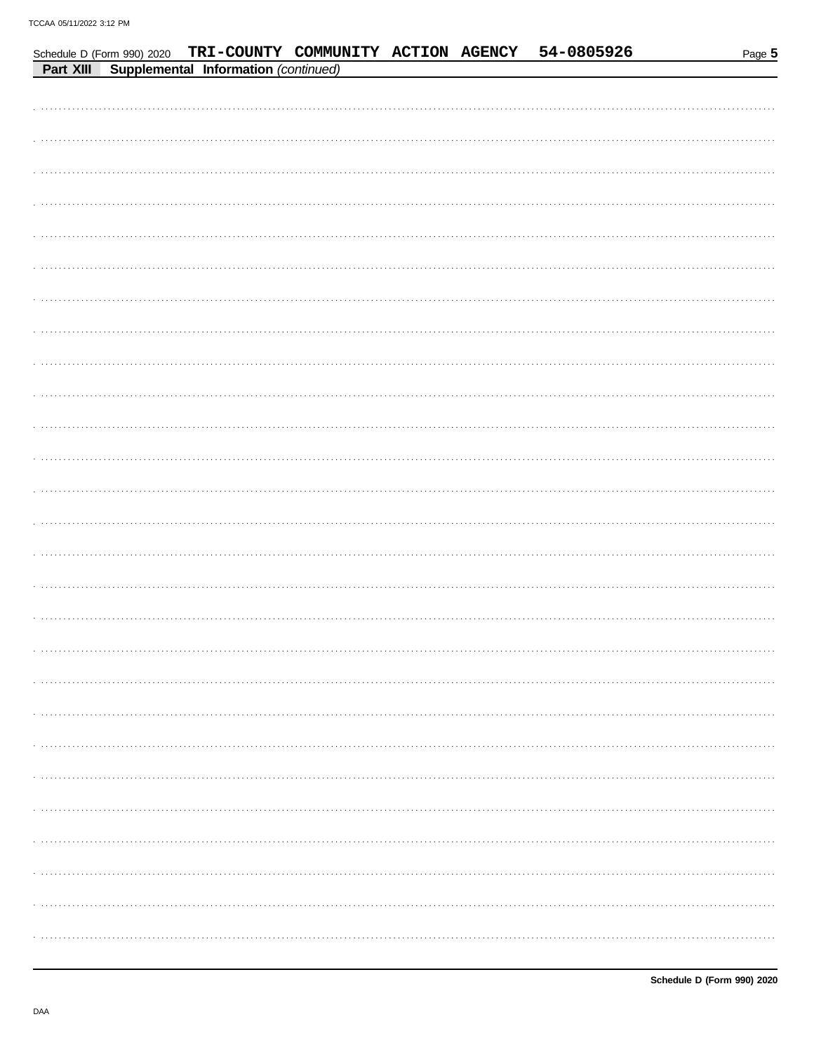Schedule D (Form 990) 2020 TRI-COUNTY COMMUNITY ACTION AGENCY 54-0805926

**Part XIII Supplemental Information** *(continued)*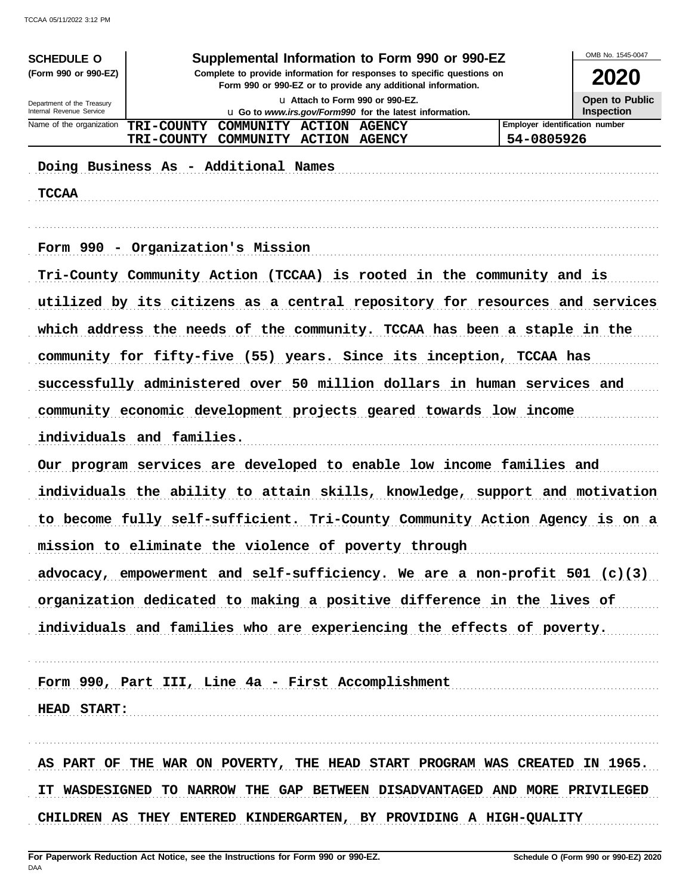**SCHEDULE O** (Form 990 or 990-EZ)

Department of the Treasury
Internal Revenue Service

# Supplemental Information to Form 990 or 990-EZ

**Complete to provide information for responses to specific questions on Form 990 or 990-EZ or to provide any additional information.**

**u Attach to Form 990 or 990-EZ.**

**u Go to *www.irs.gov/Form990* for the latest information.**

OMB No. 1545-0047

**2020**

**Open to Public Inspection**

| Name of the organization | Employer identification number |
|---|---|
| TRI-COUNTY COMMUNITY ACTION AGENCY<br>TRI-COUNTY COMMUNITY ACTION AGENCY | 54-0805926 |

**Doing Business As - Additional Names**

**TCCAA**

**Form 990 - Organization's Mission**

**Tri-County Community Action (TCCAA) is rooted in the community and is utilized by its citizens as a central repository for resources and services which address the needs of the community. TCCAA has been a staple in the community for fifty-five (55) years. Since its inception, TCCAA has successfully administered over 50 million dollars in human services and community economic development projects geared towards low income individuals and families.**

**Our program services are developed to enable low income families and individuals the ability to attain skills, knowledge, support and motivation to become fully self-sufficient. Tri-County Community Action Agency is on a mission to eliminate the violence of poverty through advocacy, empowerment and self-sufficiency. We are a non-profit 501 (c)(3) organization dedicated to making a positive difference in the lives of individuals and families who are experiencing the effects of poverty.**

**Form 990, Part III, Line 4a - First Accomplishment**

**HEAD START:**

**AS PART OF THE WAR ON POVERTY, THE HEAD START PROGRAM WAS CREATED IN 1965. IT WASDESIGNED TO NARROW THE GAP BETWEEN DISADVANTAGED AND MORE PRIVILEGED CHILDREN AS THEY ENTERED KINDERGARTEN, BY PROVIDING A HIGH-QUALITY**

**For Paperwork Reduction Act Notice, see the Instructions for Form 990 or 990-EZ.**

**Schedule O (Form 990 or 990-EZ) 2020**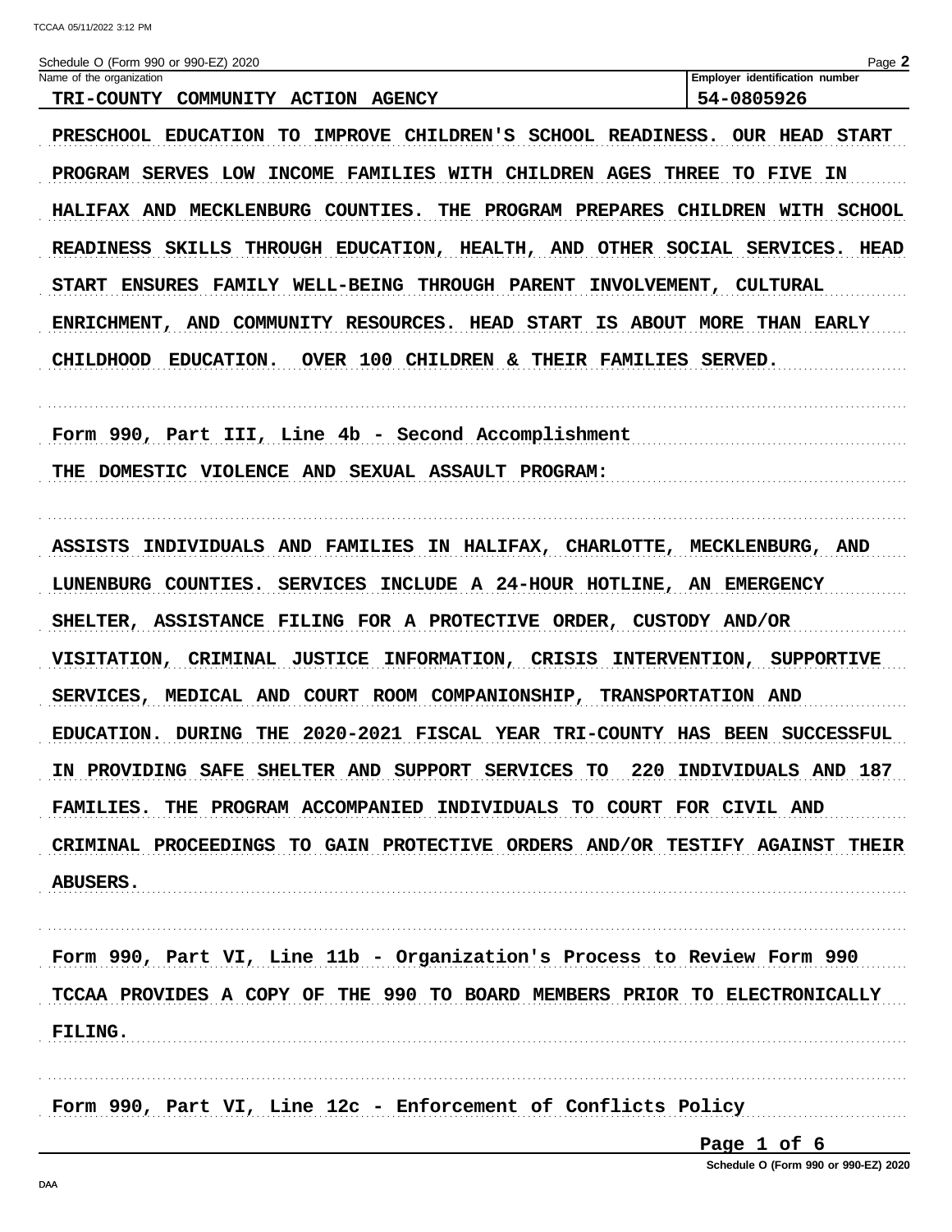Schedule O (Form 990 or 990-EZ) 2020

| Name of the organization | Employer identification number |
| --- | --- |
| TRI-COUNTY COMMUNITY ACTION AGENCY | 54-0805926 |

PRESCHOOL EDUCATION TO IMPROVE CHILDREN'S SCHOOL READINESS. OUR HEAD START PROGRAM SERVES LOW INCOME FAMILIES WITH CHILDREN AGES THREE TO FIVE IN HALIFAX AND MECKLENBURG COUNTIES. THE PROGRAM PREPARES CHILDREN WITH SCHOOL READINESS SKILLS THROUGH EDUCATION, HEALTH, AND OTHER SOCIAL SERVICES. HEAD START ENSURES FAMILY WELL-BEING THROUGH PARENT INVOLVEMENT, CULTURAL ENRICHMENT, AND COMMUNITY RESOURCES. HEAD START IS ABOUT MORE THAN EARLY CHILDHOOD EDUCATION. OVER 100 CHILDREN & THEIR FAMILIES SERVED.

Form 990, Part III, Line 4b - Second Accomplishment

THE DOMESTIC VIOLENCE AND SEXUAL ASSAULT PROGRAM:

ASSISTS INDIVIDUALS AND FAMILIES IN HALIFAX, CHARLOTTE, MECKLENBURG, AND LUNENBURG COUNTIES. SERVICES INCLUDE A 24-HOUR HOTLINE, AN EMERGENCY SHELTER, ASSISTANCE FILING FOR A PROTECTIVE ORDER, CUSTODY AND/OR VISITATION, CRIMINAL JUSTICE INFORMATION, CRISIS INTERVENTION, SUPPORTIVE SERVICES, MEDICAL AND COURT ROOM COMPANIONSHIP, TRANSPORTATION AND EDUCATION. DURING THE 2020-2021 FISCAL YEAR TRI-COUNTY HAS BEEN SUCCESSFUL IN PROVIDING SAFE SHELTER AND SUPPORT SERVICES TO 220 INDIVIDUALS AND 187 FAMILIES. THE PROGRAM ACCOMPANIED INDIVIDUALS TO COURT FOR CIVIL AND CRIMINAL PROCEEDINGS TO GAIN PROTECTIVE ORDERS AND/OR TESTIFY AGAINST THEIR ABUSERS.

Form 990, Part VI, Line 11b - Organization's Process to Review Form 990

TCCAA PROVIDES A COPY OF THE 990 TO BOARD MEMBERS PRIOR TO ELECTRONICALLY FILING.

Form 990, Part VI, Line 12c - Enforcement of Conflicts Policy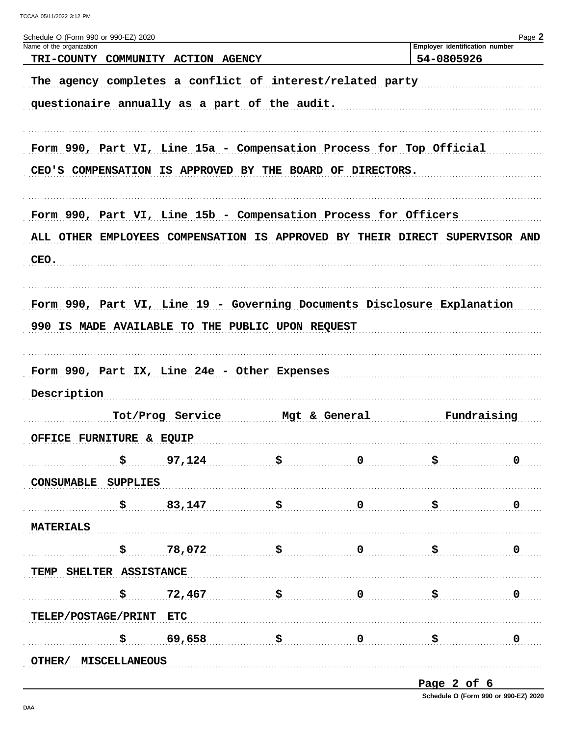Schedule O (Form 990 or 990-EZ) 2020

Name of the organization: TRI-COUNTY COMMUNITY ACTION AGENCY

Employer identification number: 54-0805926

The agency completes a conflict of interest/related party questionaire annually as a part of the audit.

Form 990, Part VI, Line 15a - Compensation Process for Top Official

CEO'S COMPENSATION IS APPROVED BY THE BOARD OF DIRECTORS.

Form 990, Part VI, Line 15b - Compensation Process for Officers

ALL OTHER EMPLOYEES COMPENSATION IS APPROVED BY THEIR DIRECT SUPERVISOR AND CEO.

Form 990, Part VI, Line 19 - Governing Documents Disclosure Explanation

990 IS MADE AVAILABLE TO THE PUBLIC UPON REQUEST

Form 990, Part IX, Line 24e - Other Expenses

| Description | Tot/Prog Service | Mgt & General | Fundraising |
|---|---|---|---|
| OFFICE FURNITURE & EQUIP | $ 97,124 | $ 0 | $ 0 |
| CONSUMABLE SUPPLIES | $ 83,147 | $ 0 | $ 0 |
| MATERIALS | $ 78,072 | $ 0 | $ 0 |
| TEMP SHELTER ASSISTANCE | $ 72,467 | $ 0 | $ 0 |
| TELEP/POSTAGE/PRINT ETC | $ 69,658 | $ 0 | $ 0 |
| OTHER/ MISCELLANEOUS | | | |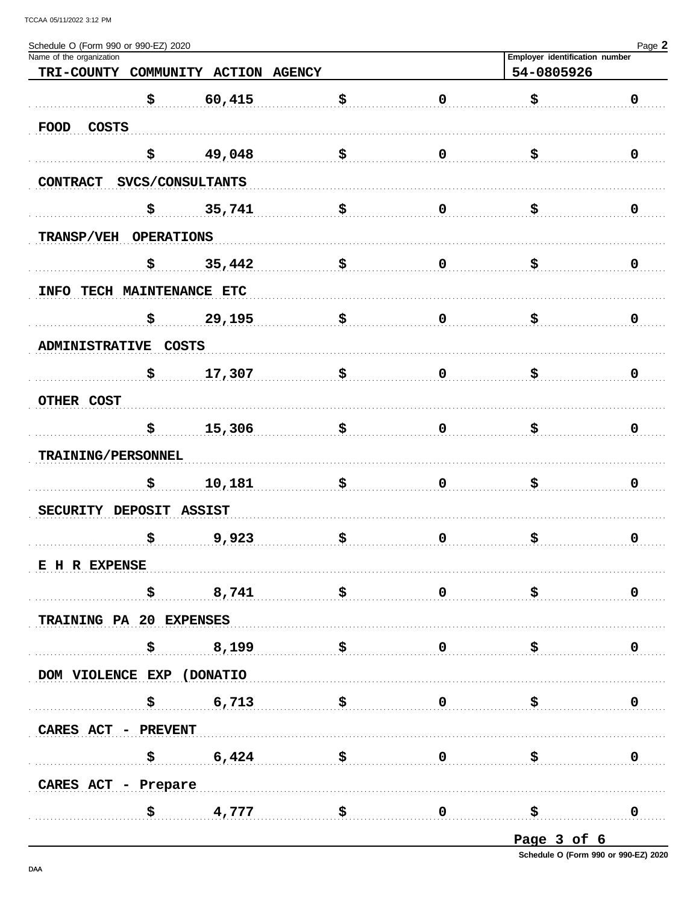Schedule O (Form 990 or 990-EZ) 2020

| Name of the organization | Employer identification number |
|---|---|
| TRI-COUNTY COMMUNITY ACTION AGENCY | 54-0805926 |

| Description | | | |
|---|---|---|---|
| | $ 60,415 | $ 0 | $ 0 |
| FOOD COSTS | | | |
| | $ 49,048 | $ 0 | $ 0 |
| CONTRACT SVCS/CONSULTANTS | | | |
| | $ 35,741 | $ 0 | $ 0 |
| TRANSP/VEH OPERATIONS | | | |
| | $ 35,442 | $ 0 | $ 0 |
| INFO TECH MAINTENANCE ETC | | | |
| | $ 29,195 | $ 0 | $ 0 |
| ADMINISTRATIVE COSTS | | | |
| | $ 17,307 | $ 0 | $ 0 |
| OTHER COST | | | |
| | $ 15,306 | $ 0 | $ 0 |
| TRAINING/PERSONNEL | | | |
| | $ 10,181 | $ 0 | $ 0 |
| SECURITY DEPOSIT ASSIST | | | |
| | $ 9,923 | $ 0 | $ 0 |
| E H R EXPENSE | | | |
| | $ 8,741 | $ 0 | $ 0 |
| TRAINING PA 20 EXPENSES | | | |
| | $ 8,199 | $ 0 | $ 0 |
| DOM VIOLENCE EXP (DONATIO | | | |
| | $ 6,713 | $ 0 | $ 0 |
| CARES ACT - PREVENT | | | |
| | $ 6,424 | $ 0 | $ 0 |
| CARES ACT - Prepare | | | |
| | $ 4,777 | $ 0 | $ 0 |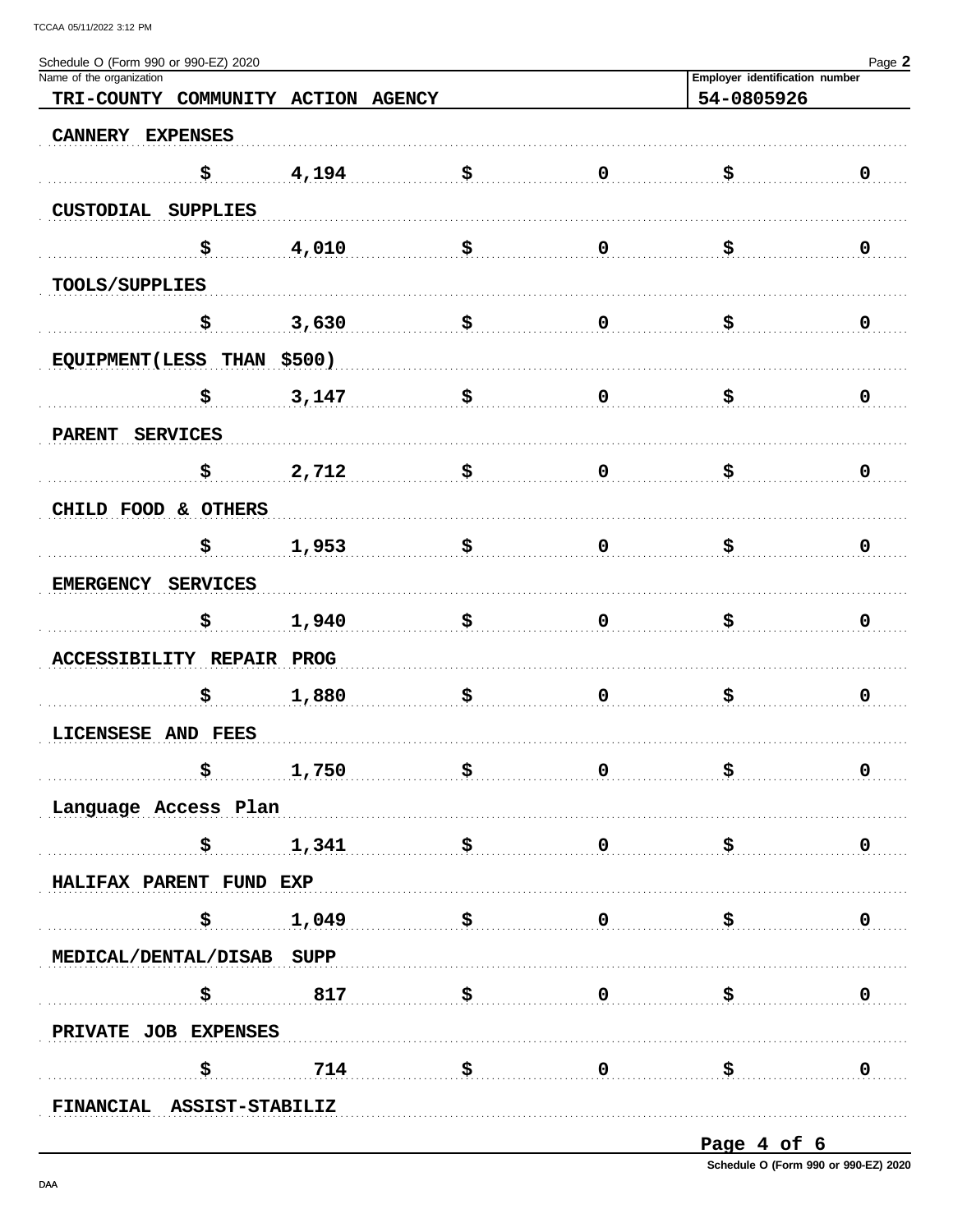Schedule O (Form 990 or 990-EZ) 2020 Page **2**

Name of the organization: **TRI-COUNTY COMMUNITY ACTION AGENCY**

Employer identification number: **54-0805926**

CANNERY EXPENSES

| $ | 4,194 | $ | 0 | $ | 0 |
|---|---|---|---|---|---|

CUSTODIAL SUPPLIES

| $ | 4,010 | $ | 0 | $ | 0 |
|---|---|---|---|---|---|

TOOLS/SUPPLIES

| $ | 3,630 | $ | 0 | $ | 0 |
|---|---|---|---|---|---|

EQUIPMENT(LESS THAN $500)

| $ | 3,147 | $ | 0 | $ | 0 |
|---|---|---|---|---|---|

PARENT SERVICES

| $ | 2,712 | $ | 0 | $ | 0 |
|---|---|---|---|---|---|

CHILD FOOD & OTHERS

| $ | 1,953 | $ | 0 | $ | 0 |
|---|---|---|---|---|---|

EMERGENCY SERVICES

| $ | 1,940 | $ | 0 | $ | 0 |
|---|---|---|---|---|---|

ACCESSIBILITY REPAIR PROG

| $ | 1,880 | $ | 0 | $ | 0 |
|---|---|---|---|---|---|

LICENSESE AND FEES

| $ | 1,750 | $ | 0 | $ | 0 |
|---|---|---|---|---|---|

Language Access Plan

| $ | 1,341 | $ | 0 | $ | 0 |
|---|---|---|---|---|---|

HALIFAX PARENT FUND EXP

| $ | 1,049 | $ | 0 | $ | 0 |
|---|---|---|---|---|---|

MEDICAL/DENTAL/DISAB SUPP

| $ | 817 | $ | 0 | $ | 0 |
|---|---|---|---|---|---|

PRIVATE JOB EXPENSES

| $ | 714 | $ | 0 | $ | 0 |
|---|---|---|---|---|---|

FINANCIAL ASSIST-STABILIZ

Schedule O (Form 990 or 990-EZ) 2020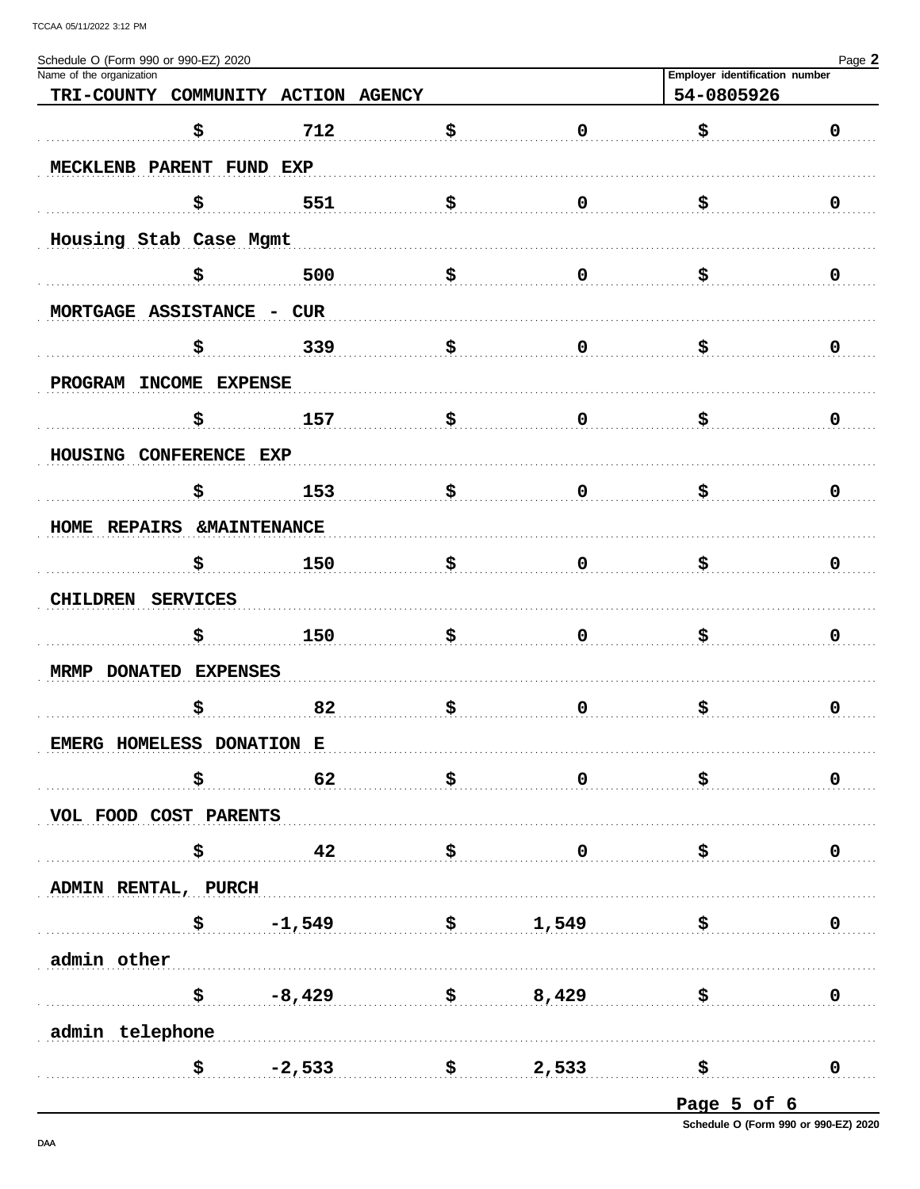Schedule O (Form 990 or 990-EZ) 2020

Name of the organization: TRI-COUNTY COMMUNITY ACTION AGENCY

Employer identification number: 54-0805926

| | | | | | |
|---|---|---|---|---|---|
| $ | 712 | $ | 0 | $ | 0 |

MECKLENB PARENT FUND EXP

| | | | | | |
|---|---|---|---|---|---|
| $ | 551 | $ | 0 | $ | 0 |

Housing Stab Case Mgmt

| | | | | | |
|---|---|---|---|---|---|
| $ | 500 | $ | 0 | $ | 0 |

MORTGAGE ASSISTANCE - CUR

| | | | | | |
|---|---|---|---|---|---|
| $ | 339 | $ | 0 | $ | 0 |

PROGRAM INCOME EXPENSE

| | | | | | |
|---|---|---|---|---|---|
| $ | 157 | $ | 0 | $ | 0 |

HOUSING CONFERENCE EXP

| | | | | | |
|---|---|---|---|---|---|
| $ | 153 | $ | 0 | $ | 0 |

HOME REPAIRS &MAINTENANCE

| | | | | | |
|---|---|---|---|---|---|
| $ | 150 | $ | 0 | $ | 0 |

CHILDREN SERVICES

| | | | | | |
|---|---|---|---|---|---|
| $ | 150 | $ | 0 | $ | 0 |

MRMP DONATED EXPENSES

| | | | | | |
|---|---|---|---|---|---|
| $ | 82 | $ | 0 | $ | 0 |

EMERG HOMELESS DONATION E

| | | | | | |
|---|---|---|---|---|---|
| $ | 62 | $ | 0 | $ | 0 |

VOL FOOD COST PARENTS

| | | | | | |
|---|---|---|---|---|---|
| $ | 42 | $ | 0 | $ | 0 |

ADMIN RENTAL, PURCH

| | | | | | |
|---|---|---|---|---|---|
| $ | -1,549 | $ | 1,549 | $ | 0 |

admin other

| | | | | | |
|---|---|---|---|---|---|
| $ | -8,429 | $ | 8,429 | $ | 0 |

admin telephone

| | | | | | |
|---|---|---|---|---|---|
| $ | -2,533 | $ | 2,533 | $ | 0 |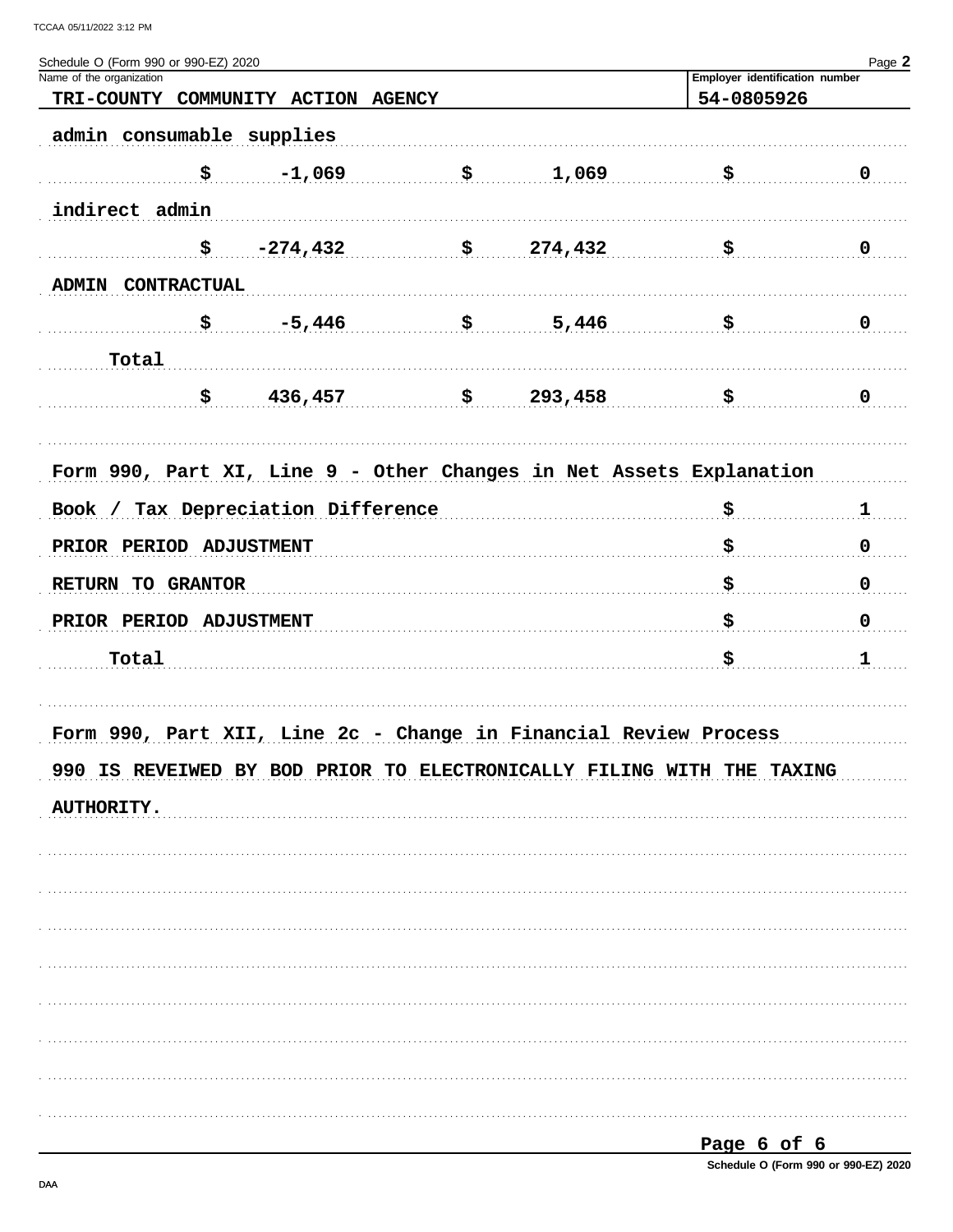Schedule O (Form 990 or 990-EZ) 2020

Name of the organization: TRI-COUNTY COMMUNITY ACTION AGENCY

Employer identification number: 54-0805926

| | | | |
|---|---|---|---|
| admin consumable supplies | | | |
| | $ -1,069 | $ 1,069 | $ 0 |
| indirect admin | | | |
| | $ -274,432 | $ 274,432 | $ 0 |
| ADMIN CONTRACTUAL | | | |
| | $ -5,446 | $ 5,446 | $ 0 |
| Total | | | |
| | $ 436,457 | $ 293,458 | $ 0 |

Form 990, Part XI, Line 9 - Other Changes in Net Assets Explanation

| | |
|---|---|
| Book / Tax Depreciation Difference | $ 1 |
| PRIOR PERIOD ADJUSTMENT | $ 0 |
| RETURN TO GRANTOR | $ 0 |
| PRIOR PERIOD ADJUSTMENT | $ 0 |
| Total | $ 1 |

Form 990, Part XII, Line 2c - Change in Financial Review Process

990 IS REVEIWED BY BOD PRIOR TO ELECTRONICALLY FILING WITH THE TAXING AUTHORITY.